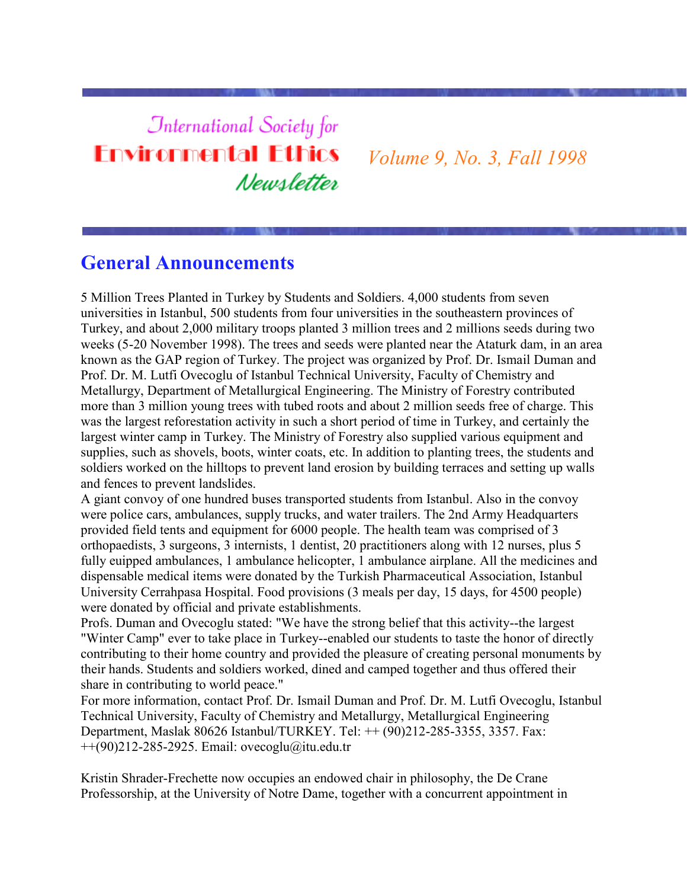# International Society for Environmental Ethics Newsletter

*Volume 9, No. 3, Fall 1998*

## General Announcements

5 Million Trees Planted in Turkey by Students and Soldiers. 4,000 students from seven universities in Istanbul, 500 students from four universities in the southeastern provinces of Turkey, and about 2,000 military troops planted 3 million trees and 2 millions seeds during two weeks (5-20 November 1998). The trees and seeds were planted near the Ataturk dam, in an area known as the GAP region of Turkey. The project was organized by Prof. Dr. Ismail Duman and Prof. Dr. M. Lutfi Ovecoglu of Istanbul Technical University, Faculty of Chemistry and Metallurgy, Department of Metallurgical Engineering. The Ministry of Forestry contributed more than 3 million young trees with tubed roots and about 2 million seeds free of charge. This was the largest reforestation activity in such a short period of time in Turkey, and certainly the largest winter camp in Turkey. The Ministry of Forestry also supplied various equipment and supplies, such as shovels, boots, winter coats, etc. In addition to planting trees, the students and soldiers worked on the hilltops to prevent land erosion by building terraces and setting up walls and fences to prevent landslides.

A giant convoy of one hundred buses transported students from Istanbul. Also in the convoy were police cars, ambulances, supply trucks, and water trailers. The 2nd Army Headquarters provided field tents and equipment for 6000 people. The health team was comprised of 3 orthopaedists, 3 surgeons, 3 internists, 1 dentist, 20 practitioners along with 12 nurses, plus 5 fully euipped ambulances, 1 ambulance helicopter, 1 ambulance airplane. All the medicines and dispensable medical items were donated by the Turkish Pharmaceutical Association, Istanbul University Cerrahpasa Hospital. Food provisions (3 meals per day, 15 days, for 4500 people) were donated by official and private establishments.

Profs. Duman and Ovecoglu stated: "We have the strong belief that this activity--the largest "Winter Camp" ever to take place in Turkey--enabled our students to taste the honor of directly contributing to their home country and provided the pleasure of creating personal monuments by their hands. Students and soldiers worked, dined and camped together and thus offered their share in contributing to world peace."

For more information, contact Prof. Dr. Ismail Duman and Prof. Dr. M. Lutfi Ovecoglu, Istanbul Technical University, Faculty of Chemistry and Metallurgy, Metallurgical Engineering Department, Maslak 80626 Istanbul/TURKEY. Tel: ++ (90)212-285-3355, 3357. Fax: ++(90)212-285-2925. Email: ovecoglu@itu.edu.tr

Kristin Shrader-Frechette now occupies an endowed chair in philosophy, the De Crane Professorship, at the University of Notre Dame, together with a concurrent appointment in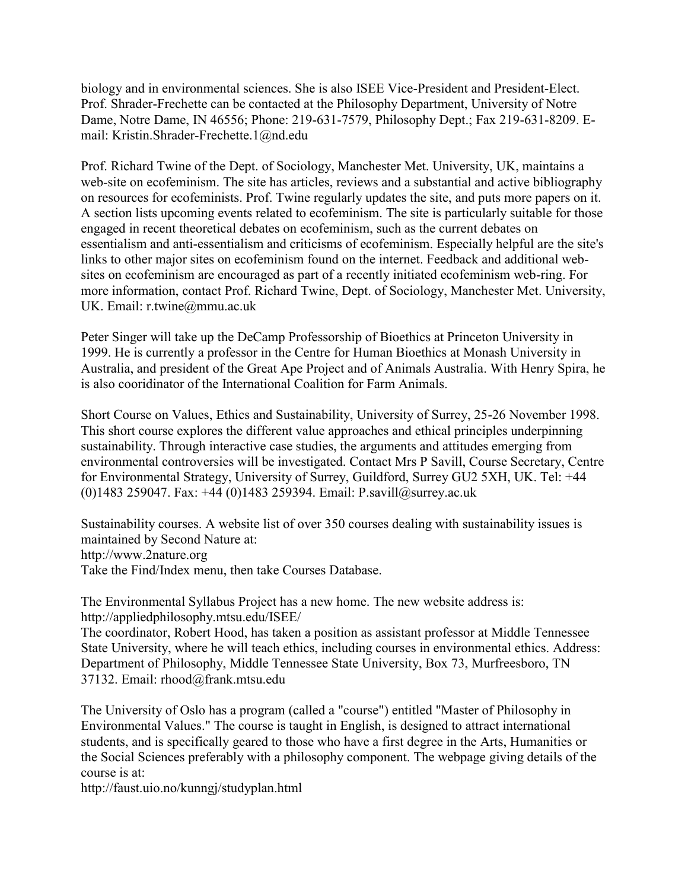biology and in environmental sciences. She is also ISEE Vice-President and President-Elect. Prof. Shrader-Frechette can be contacted at the Philosophy Department, University of Notre Dame, Notre Dame, IN 46556; Phone: 219-631-7579, Philosophy Dept.; Fax 219-631-8209. E-mail: Kristin.Shrader-Frechette.1@nd.edu

Prof. Richard Twine of the Dept. of Sociology, Manchester Met. University, UK, maintains a web-site on ecofeminism. The site has articles, reviews and a substantial and active bibliography on resources for ecofeminists. Prof. Twine regularly updates the site, and puts more papers on it. A section lists upcoming events related to ecofeminism. The site is particularly suitable for those engaged in recent theoretical debates on ecofeminism, such as the current debates on essentialism and anti-essentialism and criticisms of ecofeminism. Especially helpful are the site's links to other major sites on ecofeminism found on the internet. Feedback and additional web-sites on ecofeminism are encouraged as part of a recently initiated ecofeminism web-ring. For more information, contact Prof. Richard Twine, Dept. of Sociology, Manchester Met. University, UK. Email: r.twine@mmu.ac.uk

Peter Singer will take up the DeCamp Professorship of Bioethics at Princeton University in 1999. He is currently a professor in the Centre for Human Bioethics at Monash University in Australia, and president of the Great Ape Project and of Animals Australia. With Henry Spira, he is also cooridinator of the International Coalition for Farm Animals.

Short Course on Values, Ethics and Sustainability, University of Surrey, 25-26 November 1998. This short course explores the different value approaches and ethical principles underpinning sustainability. Through interactive case studies, the arguments and attitudes emerging from environmental controversies will be investigated. Contact Mrs P Savill, Course Secretary, Centre for Environmental Strategy, University of Surrey, Guildford, Surrey GU2 5XH, UK. Tel: +44 (0)1483 259047. Fax: +44 (0)1483 259394. Email: P.savill@surrey.ac.uk

Sustainability courses. A website list of over 350 courses dealing with sustainability issues is maintained by Second Nature at:
http://www.2nature.org
Take the Find/Index menu, then take Courses Database.

The Environmental Syllabus Project has a new home. The new website address is:
http://appliedphilosophy.mtsu.edu/ISEE/
The coordinator, Robert Hood, has taken a position as assistant professor at Middle Tennessee State University, where he will teach ethics, including courses in environmental ethics. Address: Department of Philosophy, Middle Tennessee State University, Box 73, Murfreesboro, TN 37132. Email: rhood@frank.mtsu.edu

The University of Oslo has a program (called a "course") entitled "Master of Philosophy in Environmental Values." The course is taught in English, is designed to attract international students, and is specifically geared to those who have a first degree in the Arts, Humanities or the Social Sciences preferably with a philosophy component. The webpage giving details of the course is at:
http://faust.uio.no/kunngj/studyplan.html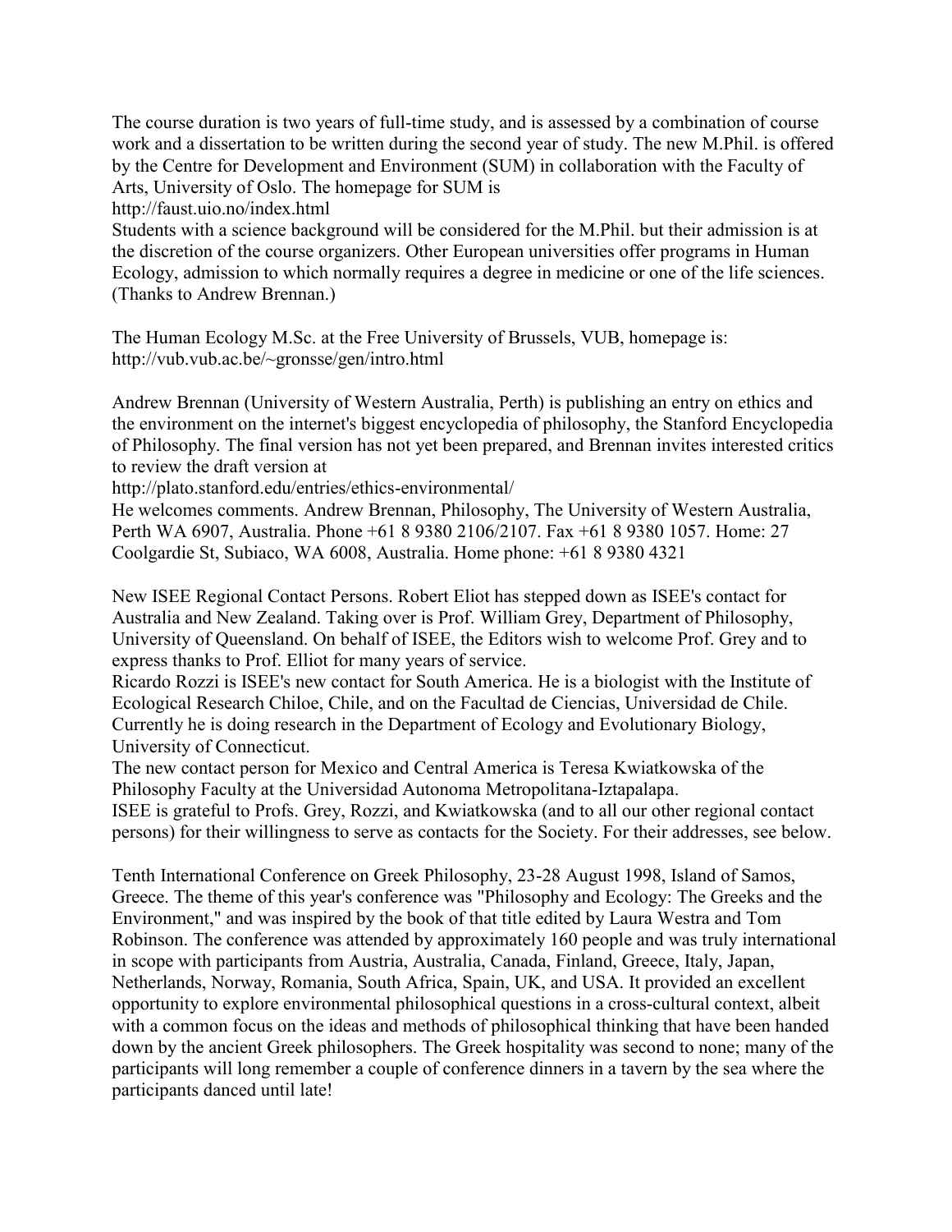The course duration is two years of full-time study, and is assessed by a combination of course work and a dissertation to be written during the second year of study. The new M.Phil. is offered by the Centre for Development and Environment (SUM) in collaboration with the Faculty of Arts, University of Oslo. The homepage for SUM is
http://faust.uio.no/index.html
Students with a science background will be considered for the M.Phil. but their admission is at the discretion of the course organizers. Other European universities offer programs in Human Ecology, admission to which normally requires a degree in medicine or one of the life sciences. (Thanks to Andrew Brennan.)

The Human Ecology M.Sc. at the Free University of Brussels, VUB, homepage is:
http://vub.vub.ac.be/~gronsse/gen/intro.html

Andrew Brennan (University of Western Australia, Perth) is publishing an entry on ethics and the environment on the internet's biggest encyclopedia of philosophy, the Stanford Encyclopedia of Philosophy. The final version has not yet been prepared, and Brennan invites interested critics to review the draft version at
http://plato.stanford.edu/entries/ethics-environmental/
He welcomes comments. Andrew Brennan, Philosophy, The University of Western Australia, Perth WA 6907, Australia. Phone +61 8 9380 2106/2107. Fax +61 8 9380 1057. Home: 27 Coolgardie St, Subiaco, WA 6008, Australia. Home phone: +61 8 9380 4321

New ISEE Regional Contact Persons. Robert Eliot has stepped down as ISEE's contact for Australia and New Zealand. Taking over is Prof. William Grey, Department of Philosophy, University of Queensland. On behalf of ISEE, the Editors wish to welcome Prof. Grey and to express thanks to Prof. Elliot for many years of service.
Ricardo Rozzi is ISEE's new contact for South America. He is a biologist with the Institute of Ecological Research Chiloe, Chile, and on the Facultad de Ciencias, Universidad de Chile. Currently he is doing research in the Department of Ecology and Evolutionary Biology, University of Connecticut.
The new contact person for Mexico and Central America is Teresa Kwiatkowska of the Philosophy Faculty at the Universidad Autonoma Metropolitana-Iztapalapa.
ISEE is grateful to Profs. Grey, Rozzi, and Kwiatkowska (and to all our other regional contact persons) for their willingness to serve as contacts for the Society. For their addresses, see below.

Tenth International Conference on Greek Philosophy, 23-28 August 1998, Island of Samos, Greece. The theme of this year's conference was "Philosophy and Ecology: The Greeks and the Environment," and was inspired by the book of that title edited by Laura Westra and Tom Robinson. The conference was attended by approximately 160 people and was truly international in scope with participants from Austria, Australia, Canada, Finland, Greece, Italy, Japan, Netherlands, Norway, Romania, South Africa, Spain, UK, and USA. It provided an excellent opportunity to explore environmental philosophical questions in a cross-cultural context, albeit with a common focus on the ideas and methods of philosophical thinking that have been handed down by the ancient Greek philosophers. The Greek hospitality was second to none; many of the participants will long remember a couple of conference dinners in a tavern by the sea where the participants danced until late!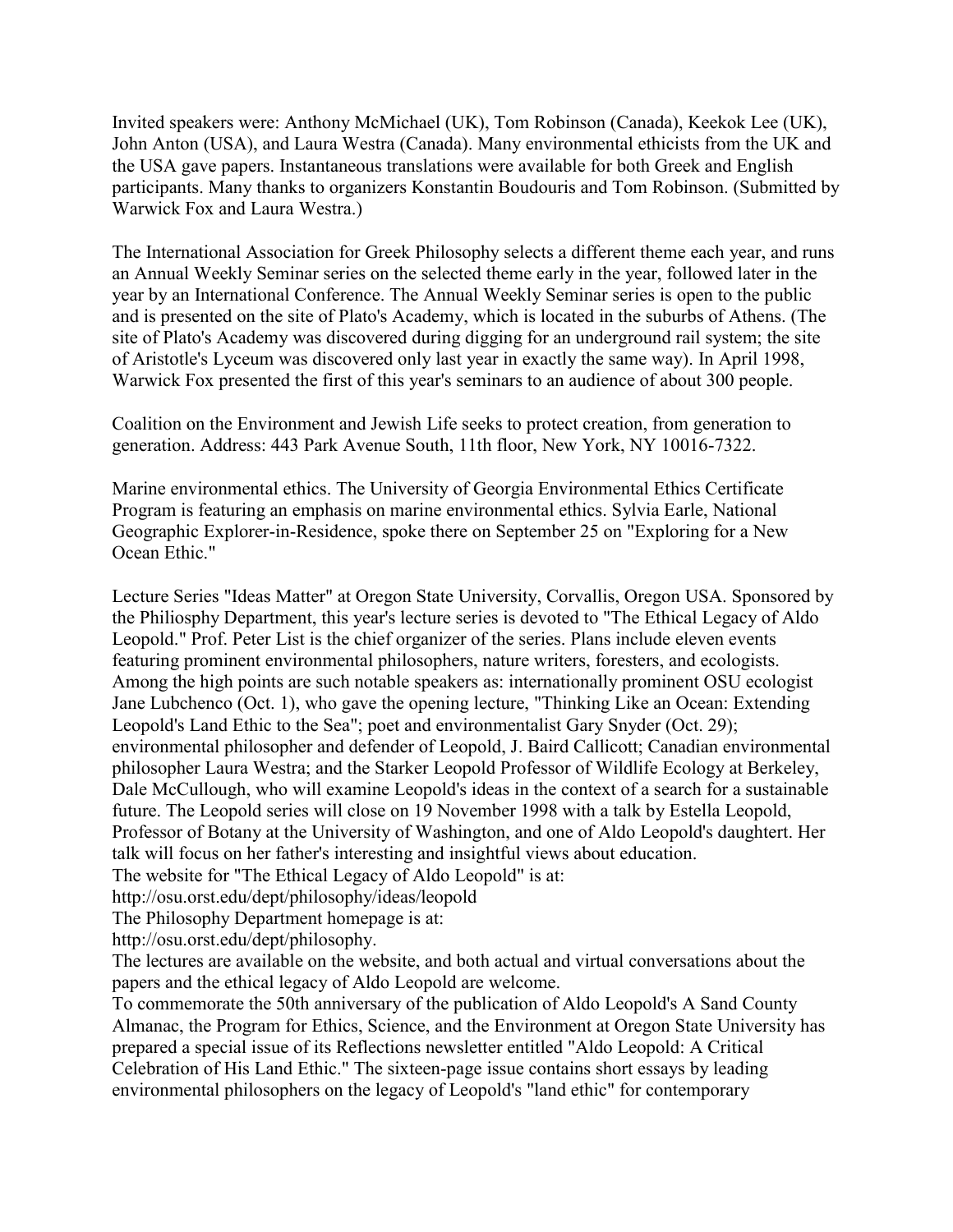Invited speakers were: Anthony McMichael (UK), Tom Robinson (Canada), Keekok Lee (UK), John Anton (USA), and Laura Westra (Canada). Many environmental ethicists from the UK and the USA gave papers. Instantaneous translations were available for both Greek and English participants. Many thanks to organizers Konstantin Boudouris and Tom Robinson. (Submitted by Warwick Fox and Laura Westra.)

The International Association for Greek Philosophy selects a different theme each year, and runs an Annual Weekly Seminar series on the selected theme early in the year, followed later in the year by an International Conference. The Annual Weekly Seminar series is open to the public and is presented on the site of Plato's Academy, which is located in the suburbs of Athens. (The site of Plato's Academy was discovered during digging for an underground rail system; the site of Aristotle's Lyceum was discovered only last year in exactly the same way). In April 1998, Warwick Fox presented the first of this year's seminars to an audience of about 300 people.

Coalition on the Environment and Jewish Life seeks to protect creation, from generation to generation. Address: 443 Park Avenue South, 11th floor, New York, NY 10016-7322.

Marine environmental ethics. The University of Georgia Environmental Ethics Certificate Program is featuring an emphasis on marine environmental ethics. Sylvia Earle, National Geographic Explorer-in-Residence, spoke there on September 25 on "Exploring for a New Ocean Ethic."

Lecture Series "Ideas Matter" at Oregon State University, Corvallis, Oregon USA. Sponsored by the Philiosphy Department, this year's lecture series is devoted to "The Ethical Legacy of Aldo Leopold." Prof. Peter List is the chief organizer of the series. Plans include eleven events featuring prominent environmental philosophers, nature writers, foresters, and ecologists. Among the high points are such notable speakers as: internationally prominent OSU ecologist Jane Lubchenco (Oct. 1), who gave the opening lecture, "Thinking Like an Ocean: Extending Leopold's Land Ethic to the Sea"; poet and environmentalist Gary Snyder (Oct. 29); environmental philosopher and defender of Leopold, J. Baird Callicott; Canadian environmental philosopher Laura Westra; and the Starker Leopold Professor of Wildlife Ecology at Berkeley, Dale McCullough, who will examine Leopold's ideas in the context of a search for a sustainable future. The Leopold series will close on 19 November 1998 with a talk by Estella Leopold, Professor of Botany at the University of Washington, and one of Aldo Leopold's daughtert. Her talk will focus on her father's interesting and insightful views about education.
The website for "The Ethical Legacy of Aldo Leopold" is at:
http://osu.orst.edu/dept/philosophy/ideas/leopold
The Philosophy Department homepage is at:
http://osu.orst.edu/dept/philosophy.
The lectures are available on the website, and both actual and virtual conversations about the papers and the ethical legacy of Aldo Leopold are welcome.
To commemorate the 50th anniversary of the publication of Aldo Leopold's A Sand County Almanac, the Program for Ethics, Science, and the Environment at Oregon State University has prepared a special issue of its Reflections newsletter entitled "Aldo Leopold: A Critical Celebration of His Land Ethic." The sixteen-page issue contains short essays by leading environmental philosophers on the legacy of Leopold's "land ethic" for contemporary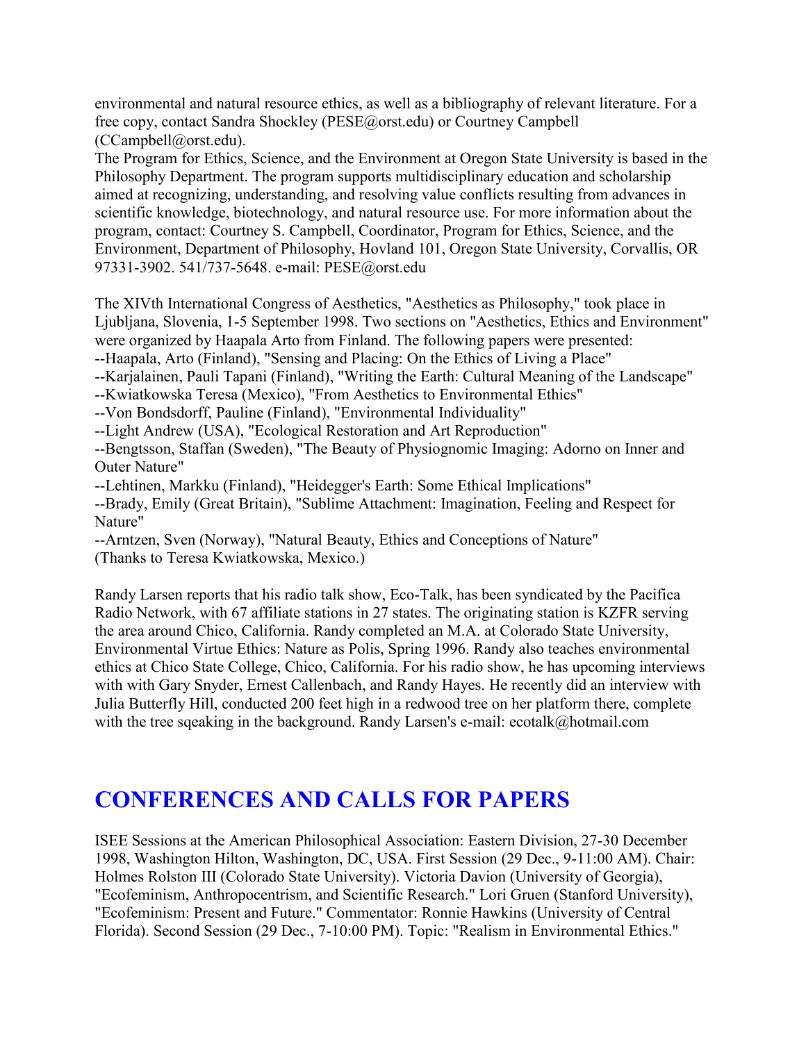environmental and natural resource ethics, as well as a bibliography of relevant literature. For a free copy, contact Sandra Shockley (PESE@orst.edu) or Courtney Campbell (CCampbell@orst.edu).

The Program for Ethics, Science, and the Environment at Oregon State University is based in the Philosophy Department. The program supports multidisciplinary education and scholarship aimed at recognizing, understanding, and resolving value conflicts resulting from advances in scientific knowledge, biotechnology, and natural resource use. For more information about the program, contact: Courtney S. Campbell, Coordinator, Program for Ethics, Science, and the Environment, Department of Philosophy, Hovland 101, Oregon State University, Corvallis, OR 97331-3902. 541/737-5648. e-mail: PESE@orst.edu

The XIVth International Congress of Aesthetics, "Aesthetics as Philosophy," took place in Ljubljana, Slovenia, 1-5 September 1998. Two sections on "Aesthetics, Ethics and Environment" were organized by Haapala Arto from Finland. The following papers were presented:
--Haapala, Arto (Finland), "Sensing and Placing: On the Ethics of Living a Place"
--Karjalainen, Pauli Tapani (Finland), "Writing the Earth: Cultural Meaning of the Landscape"
--Kwiatkowska Teresa (Mexico), "From Aesthetics to Environmental Ethics"
--Von Bondsdorff, Pauline (Finland), "Environmental Individuality"
--Light Andrew (USA), "Ecological Restoration and Art Reproduction"
--Bengtsson, Staffan (Sweden), "The Beauty of Physiognomic Imaging: Adorno on Inner and Outer Nature"
--Lehtinen, Markku (Finland), "Heidegger's Earth: Some Ethical Implications"
--Brady, Emily (Great Britain), "Sublime Attachment: Imagination, Feeling and Respect for Nature"
--Arntzen, Sven (Norway), "Natural Beauty, Ethics and Conceptions of Nature"
(Thanks to Teresa Kwiatkowska, Mexico.)

Randy Larsen reports that his radio talk show, Eco-Talk, has been syndicated by the Pacifica Radio Network, with 67 affiliate stations in 27 states. The originating station is KZFR serving the area around Chico, California. Randy completed an M.A. at Colorado State University, Environmental Virtue Ethics: Nature as Polis, Spring 1996. Randy also teaches environmental ethics at Chico State College, Chico, California. For his radio show, he has upcoming interviews with with Gary Snyder, Ernest Callenbach, and Randy Hayes. He recently did an interview with Julia Butterfly Hill, conducted 200 feet high in a redwood tree on her platform there, complete with the tree sqeaking in the background. Randy Larsen's e-mail: ecotalk@hotmail.com

# CONFERENCES AND CALLS FOR PAPERS

ISEE Sessions at the American Philosophical Association: Eastern Division, 27-30 December 1998, Washington Hilton, Washington, DC, USA. First Session (29 Dec., 9-11:00 AM). Chair: Holmes Rolston III (Colorado State University). Victoria Davion (University of Georgia), "Ecofeminism, Anthropocentrism, and Scientific Research." Lori Gruen (Stanford University), "Ecofeminism: Present and Future." Commentator: Ronnie Hawkins (University of Central Florida). Second Session (29 Dec., 7-10:00 PM). Topic: "Realism in Environmental Ethics."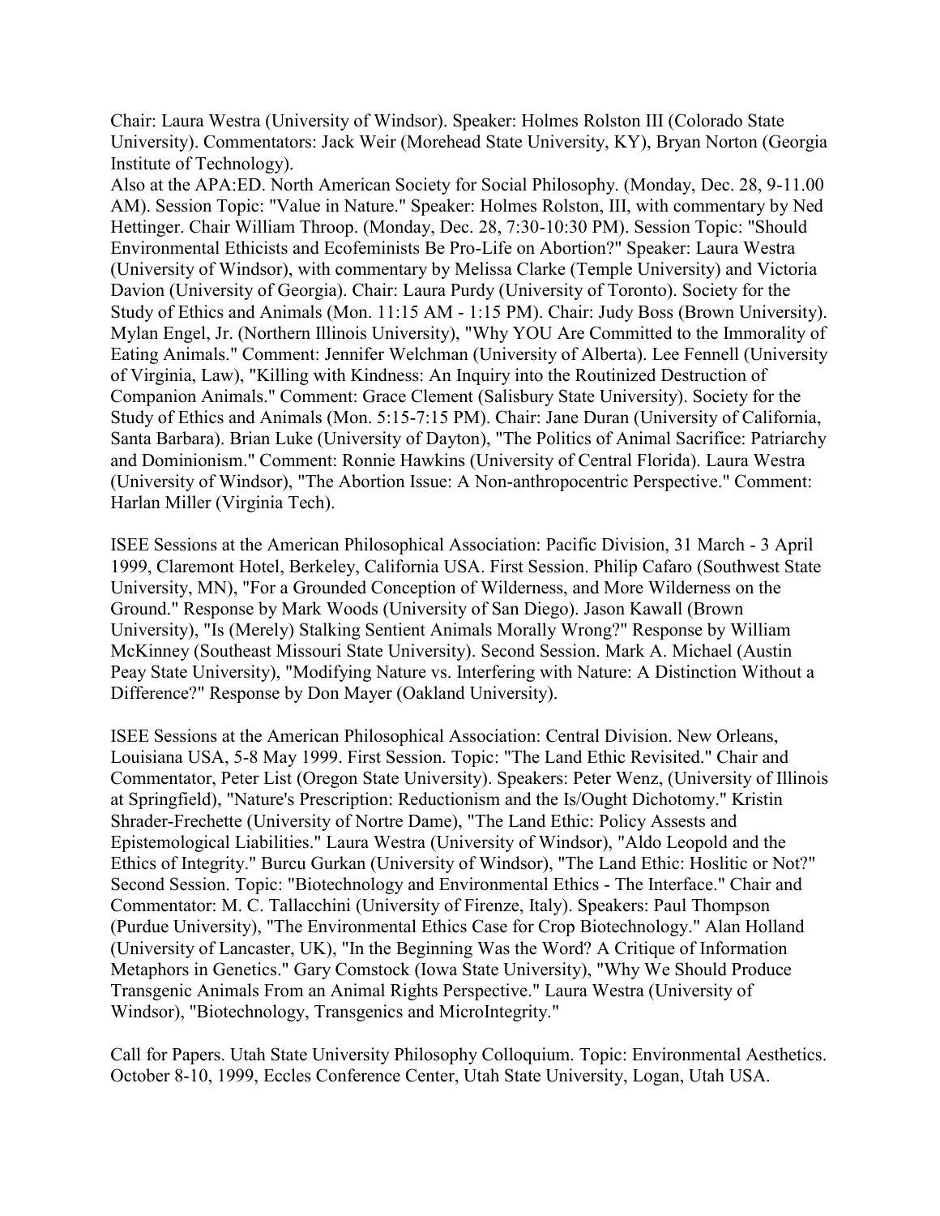Chair: Laura Westra (University of Windsor). Speaker: Holmes Rolston III (Colorado State University). Commentators: Jack Weir (Morehead State University, KY), Bryan Norton (Georgia Institute of Technology).

Also at the APA:ED. North American Society for Social Philosophy. (Monday, Dec. 28, 9-11.00 AM). Session Topic: "Value in Nature." Speaker: Holmes Rolston, III, with commentary by Ned Hettinger. Chair William Throop. (Monday, Dec. 28, 7:30-10:30 PM). Session Topic: "Should Environmental Ethicists and Ecofeminists Be Pro-Life on Abortion?" Speaker: Laura Westra (University of Windsor), with commentary by Melissa Clarke (Temple University) and Victoria Davion (University of Georgia). Chair: Laura Purdy (University of Toronto). Society for the Study of Ethics and Animals (Mon. 11:15 AM - 1:15 PM). Chair: Judy Boss (Brown University). Mylan Engel, Jr. (Northern Illinois University), "Why YOU Are Committed to the Immorality of Eating Animals." Comment: Jennifer Welchman (University of Alberta). Lee Fennell (University of Virginia, Law), "Killing with Kindness: An Inquiry into the Routinized Destruction of Companion Animals." Comment: Grace Clement (Salisbury State University). Society for the Study of Ethics and Animals (Mon. 5:15-7:15 PM). Chair: Jane Duran (University of California, Santa Barbara). Brian Luke (University of Dayton), "The Politics of Animal Sacrifice: Patriarchy and Dominionism." Comment: Ronnie Hawkins (University of Central Florida). Laura Westra (University of Windsor), "The Abortion Issue: A Non-anthropocentric Perspective." Comment: Harlan Miller (Virginia Tech).

ISEE Sessions at the American Philosophical Association: Pacific Division, 31 March - 3 April 1999, Claremont Hotel, Berkeley, California USA. First Session. Philip Cafaro (Southwest State University, MN), "For a Grounded Conception of Wilderness, and More Wilderness on the Ground." Response by Mark Woods (University of San Diego). Jason Kawall (Brown University), "Is (Merely) Stalking Sentient Animals Morally Wrong?" Response by William McKinney (Southeast Missouri State University). Second Session. Mark A. Michael (Austin Peay State University), "Modifying Nature vs. Interfering with Nature: A Distinction Without a Difference?" Response by Don Mayer (Oakland University).

ISEE Sessions at the American Philosophical Association: Central Division. New Orleans, Louisiana USA, 5-8 May 1999. First Session. Topic: "The Land Ethic Revisited." Chair and Commentator, Peter List (Oregon State University). Speakers: Peter Wenz, (University of Illinois at Springfield), "Nature's Prescription: Reductionism and the Is/Ought Dichotomy." Kristin Shrader-Frechette (University of Nortre Dame), "The Land Ethic: Policy Assests and Epistemological Liabilities." Laura Westra (University of Windsor), "Aldo Leopold and the Ethics of Integrity." Burcu Gurkan (University of Windsor), "The Land Ethic: Hoslitic or Not?" Second Session. Topic: "Biotechnology and Environmental Ethics - The Interface." Chair and Commentator: M. C. Tallacchini (University of Firenze, Italy). Speakers: Paul Thompson (Purdue University), "The Environmental Ethics Case for Crop Biotechnology." Alan Holland (University of Lancaster, UK), "In the Beginning Was the Word? A Critique of Information Metaphors in Genetics." Gary Comstock (Iowa State University), "Why We Should Produce Transgenic Animals From an Animal Rights Perspective." Laura Westra (University of Windsor), "Biotechnology, Transgenics and MicroIntegrity."

Call for Papers. Utah State University Philosophy Colloquium. Topic: Environmental Aesthetics. October 8-10, 1999, Eccles Conference Center, Utah State University, Logan, Utah USA.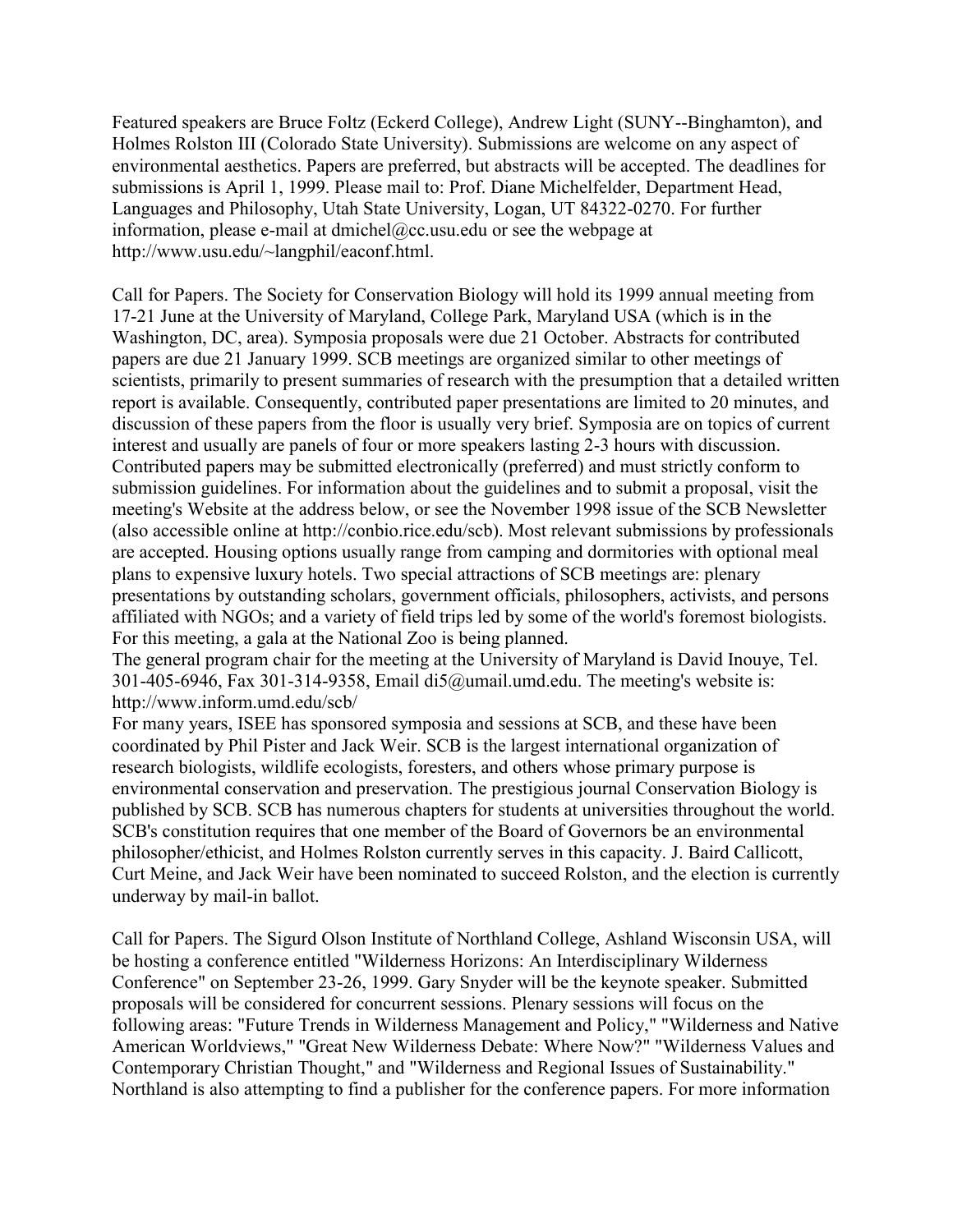Featured speakers are Bruce Foltz (Eckerd College), Andrew Light (SUNY--Binghamton), and Holmes Rolston III (Colorado State University). Submissions are welcome on any aspect of environmental aesthetics. Papers are preferred, but abstracts will be accepted. The deadlines for submissions is April 1, 1999. Please mail to: Prof. Diane Michelfelder, Department Head, Languages and Philosophy, Utah State University, Logan, UT 84322-0270. For further information, please e-mail at dmichel@cc.usu.edu or see the webpage at http://www.usu.edu/~langphil/eaconf.html.

Call for Papers. The Society for Conservation Biology will hold its 1999 annual meeting from 17-21 June at the University of Maryland, College Park, Maryland USA (which is in the Washington, DC, area). Symposia proposals were due 21 October. Abstracts for contributed papers are due 21 January 1999. SCB meetings are organized similar to other meetings of scientists, primarily to present summaries of research with the presumption that a detailed written report is available. Consequently, contributed paper presentations are limited to 20 minutes, and discussion of these papers from the floor is usually very brief. Symposia are on topics of current interest and usually are panels of four or more speakers lasting 2-3 hours with discussion. Contributed papers may be submitted electronically (preferred) and must strictly conform to submission guidelines. For information about the guidelines and to submit a proposal, visit the meeting's Website at the address below, or see the November 1998 issue of the SCB Newsletter (also accessible online at http://conbio.rice.edu/scb). Most relevant submissions by professionals are accepted. Housing options usually range from camping and dormitories with optional meal plans to expensive luxury hotels. Two special attractions of SCB meetings are: plenary presentations by outstanding scholars, government officials, philosophers, activists, and persons affiliated with NGOs; and a variety of field trips led by some of the world's foremost biologists. For this meeting, a gala at the National Zoo is being planned.
The general program chair for the meeting at the University of Maryland is David Inouye, Tel. 301-405-6946, Fax 301-314-9358, Email di5@umail.umd.edu. The meeting's website is: http://www.inform.umd.edu/scb/
For many years, ISEE has sponsored symposia and sessions at SCB, and these have been coordinated by Phil Pister and Jack Weir. SCB is the largest international organization of research biologists, wildlife ecologists, foresters, and others whose primary purpose is environmental conservation and preservation. The prestigious journal Conservation Biology is published by SCB. SCB has numerous chapters for students at universities throughout the world. SCB's constitution requires that one member of the Board of Governors be an environmental philosopher/ethicist, and Holmes Rolston currently serves in this capacity. J. Baird Callicott, Curt Meine, and Jack Weir have been nominated to succeed Rolston, and the election is currently underway by mail-in ballot.

Call for Papers. The Sigurd Olson Institute of Northland College, Ashland Wisconsin USA, will be hosting a conference entitled "Wilderness Horizons: An Interdisciplinary Wilderness Conference" on September 23-26, 1999. Gary Snyder will be the keynote speaker. Submitted proposals will be considered for concurrent sessions. Plenary sessions will focus on the following areas: "Future Trends in Wilderness Management and Policy," "Wilderness and Native American Worldviews," "Great New Wilderness Debate: Where Now?" "Wilderness Values and Contemporary Christian Thought," and "Wilderness and Regional Issues of Sustainability." Northland is also attempting to find a publisher for the conference papers. For more information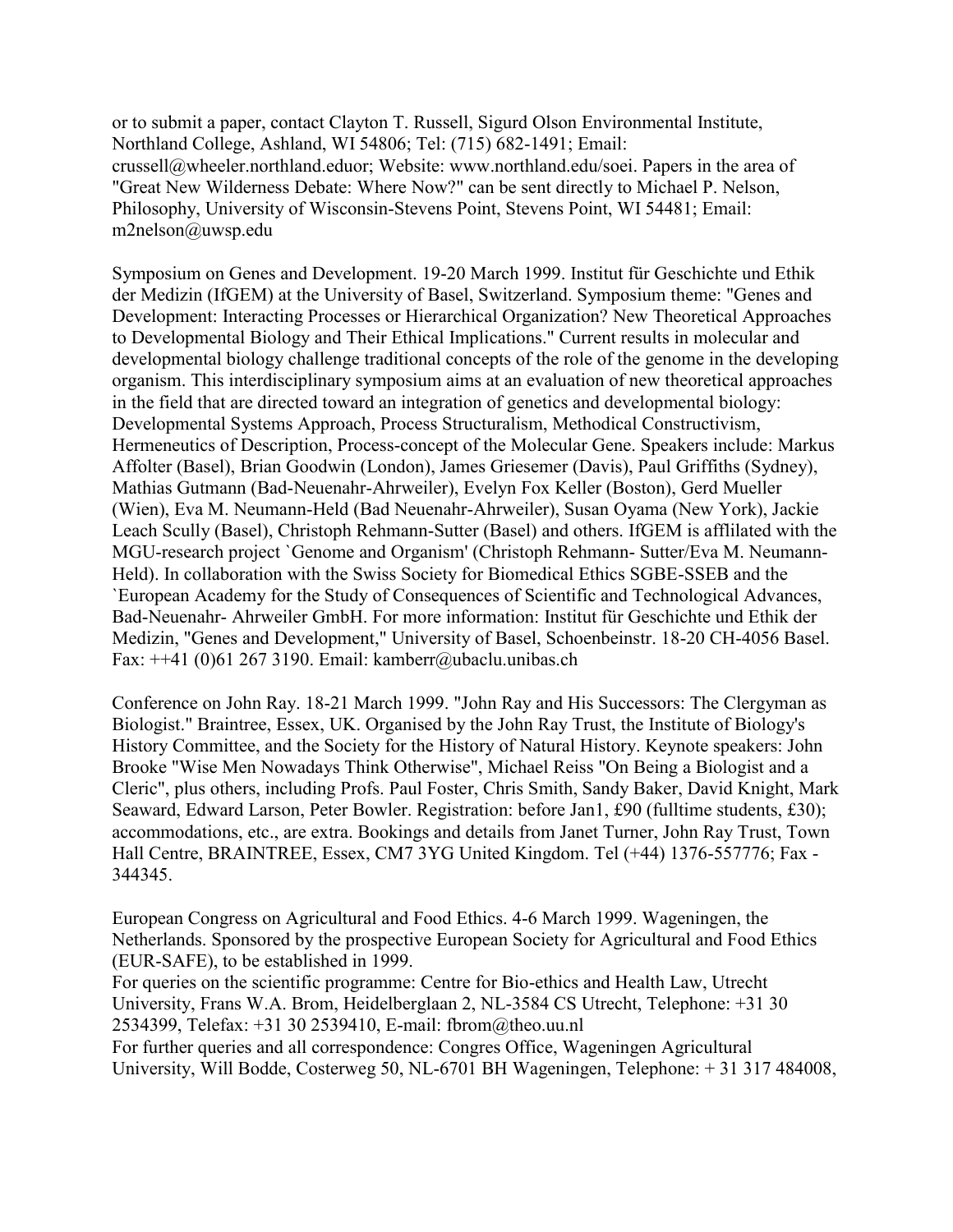or to submit a paper, contact Clayton T. Russell, Sigurd Olson Environmental Institute, Northland College, Ashland, WI 54806; Tel: (715) 682-1491; Email: crussell@wheeler.northland.eduor; Website: www.northland.edu/soei. Papers in the area of "Great New Wilderness Debate: Where Now?" can be sent directly to Michael P. Nelson, Philosophy, University of Wisconsin-Stevens Point, Stevens Point, WI 54481; Email: m2nelson@uwsp.edu

Symposium on Genes and Development. 19-20 March 1999. Institut für Geschichte und Ethik der Medizin (IfGEM) at the University of Basel, Switzerland. Symposium theme: "Genes and Development: Interacting Processes or Hierarchical Organization? New Theoretical Approaches to Developmental Biology and Their Ethical Implications." Current results in molecular and developmental biology challenge traditional concepts of the role of the genome in the developing organism. This interdisciplinary symposium aims at an evaluation of new theoretical approaches in the field that are directed toward an integration of genetics and developmental biology: Developmental Systems Approach, Process Structuralism, Methodical Constructivism, Hermeneutics of Description, Process-concept of the Molecular Gene. Speakers include: Markus Affolter (Basel), Brian Goodwin (London), James Griesemer (Davis), Paul Griffiths (Sydney), Mathias Gutmann (Bad-Neuenahr-Ahrweiler), Evelyn Fox Keller (Boston), Gerd Mueller (Wien), Eva M. Neumann-Held (Bad Neuenahr-Ahrweiler), Susan Oyama (New York), Jackie Leach Scully (Basel), Christoph Rehmann-Sutter (Basel) and others. IfGEM is afflilated with the MGU-research project `Genome and Organism' (Christoph Rehmann- Sutter/Eva M. Neumann-Held). In collaboration with the Swiss Society for Biomedical Ethics SGBE-SSEB and the `European Academy for the Study of Consequences of Scientific and Technological Advances, Bad-Neuenahr- Ahrweiler GmbH. For more information: Institut für Geschichte und Ethik der Medizin, "Genes and Development," University of Basel, Schoenbeinstr. 18-20 CH-4056 Basel. Fax: ++41 (0)61 267 3190. Email: kamberr@ubaclu.unibas.ch

Conference on John Ray. 18-21 March 1999. "John Ray and His Successors: The Clergyman as Biologist." Braintree, Essex, UK. Organised by the John Ray Trust, the Institute of Biology's History Committee, and the Society for the History of Natural History. Keynote speakers: John Brooke "Wise Men Nowadays Think Otherwise", Michael Reiss "On Being a Biologist and a Cleric", plus others, including Profs. Paul Foster, Chris Smith, Sandy Baker, David Knight, Mark Seaward, Edward Larson, Peter Bowler. Registration: before Jan1, £90 (fulltime students, £30); accommodations, etc., are extra. Bookings and details from Janet Turner, John Ray Trust, Town Hall Centre, BRAINTREE, Essex, CM7 3YG United Kingdom. Tel (+44) 1376-557776; Fax - 344345.

European Congress on Agricultural and Food Ethics. 4-6 March 1999. Wageningen, the Netherlands. Sponsored by the prospective European Society for Agricultural and Food Ethics (EUR-SAFE), to be established in 1999.
For queries on the scientific programme: Centre for Bio-ethics and Health Law, Utrecht University, Frans W.A. Brom, Heidelberglaan 2, NL-3584 CS Utrecht, Telephone: +31 30 2534399, Telefax: +31 30 2539410, E-mail: fbrom@theo.uu.nl
For further queries and all correspondence: Congres Office, Wageningen Agricultural University, Will Bodde, Costerweg 50, NL-6701 BH Wageningen, Telephone: + 31 317 484008,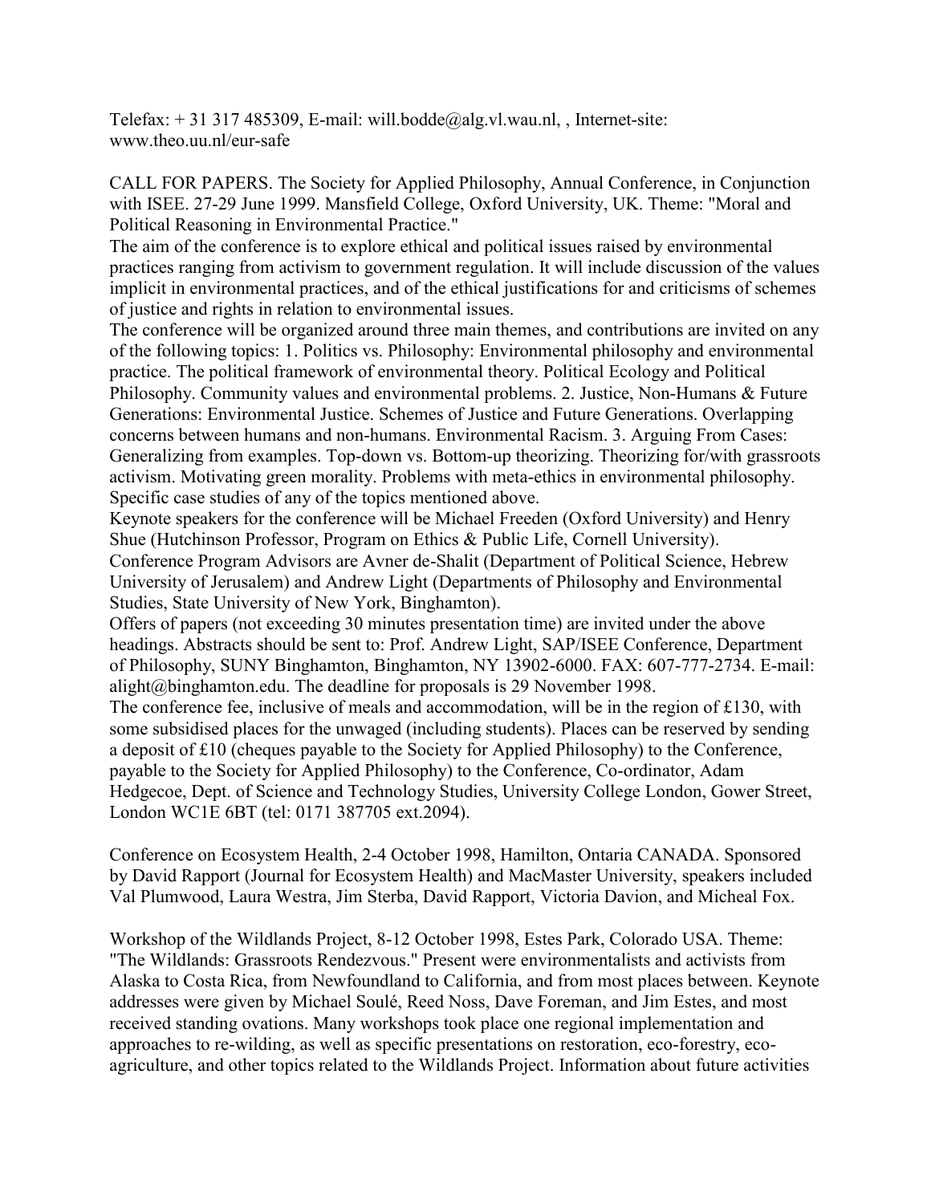Telefax: + 31 317 485309, E-mail: will.bodde@alg.vl.wau.nl, , Internet-site: www.theo.uu.nl/eur-safe

CALL FOR PAPERS. The Society for Applied Philosophy, Annual Conference, in Conjunction with ISEE. 27-29 June 1999. Mansfield College, Oxford University, UK. Theme: "Moral and Political Reasoning in Environmental Practice."

The aim of the conference is to explore ethical and political issues raised by environmental practices ranging from activism to government regulation. It will include discussion of the values implicit in environmental practices, and of the ethical justifications for and criticisms of schemes of justice and rights in relation to environmental issues.

The conference will be organized around three main themes, and contributions are invited on any of the following topics: 1. Politics vs. Philosophy: Environmental philosophy and environmental practice. The political framework of environmental theory. Political Ecology and Political Philosophy. Community values and environmental problems. 2. Justice, Non-Humans & Future Generations: Environmental Justice. Schemes of Justice and Future Generations. Overlapping concerns between humans and non-humans. Environmental Racism. 3. Arguing From Cases: Generalizing from examples. Top-down vs. Bottom-up theorizing. Theorizing for/with grassroots activism. Motivating green morality. Problems with meta-ethics in environmental philosophy. Specific case studies of any of the topics mentioned above.

Keynote speakers for the conference will be Michael Freeden (Oxford University) and Henry Shue (Hutchinson Professor, Program on Ethics & Public Life, Cornell University).

Conference Program Advisors are Avner de-Shalit (Department of Political Science, Hebrew University of Jerusalem) and Andrew Light (Departments of Philosophy and Environmental Studies, State University of New York, Binghamton).

Offers of papers (not exceeding 30 minutes presentation time) are invited under the above headings. Abstracts should be sent to: Prof. Andrew Light, SAP/ISEE Conference, Department of Philosophy, SUNY Binghamton, Binghamton, NY 13902-6000. FAX: 607-777-2734. E-mail: alight@binghamton.edu. The deadline for proposals is 29 November 1998.

The conference fee, inclusive of meals and accommodation, will be in the region of £130, with some subsidised places for the unwaged (including students). Places can be reserved by sending a deposit of £10 (cheques payable to the Society for Applied Philosophy) to the Conference, payable to the Society for Applied Philosophy) to the Conference, Co-ordinator, Adam Hedgecoe, Dept. of Science and Technology Studies, University College London, Gower Street, London WC1E 6BT (tel: 0171 387705 ext.2094).

Conference on Ecosystem Health, 2-4 October 1998, Hamilton, Ontaria CANADA. Sponsored by David Rapport (Journal for Ecosystem Health) and MacMaster University, speakers included Val Plumwood, Laura Westra, Jim Sterba, David Rapport, Victoria Davion, and Micheal Fox.

Workshop of the Wildlands Project, 8-12 October 1998, Estes Park, Colorado USA. Theme: "The Wildlands: Grassroots Rendezvous." Present were environmentalists and activists from Alaska to Costa Rica, from Newfoundland to California, and from most places between. Keynote addresses were given by Michael Soulé, Reed Noss, Dave Foreman, and Jim Estes, and most received standing ovations. Many workshops took place one regional implementation and approaches to re-wilding, as well as specific presentations on restoration, eco-forestry, eco-agriculture, and other topics related to the Wildlands Project. Information about future activities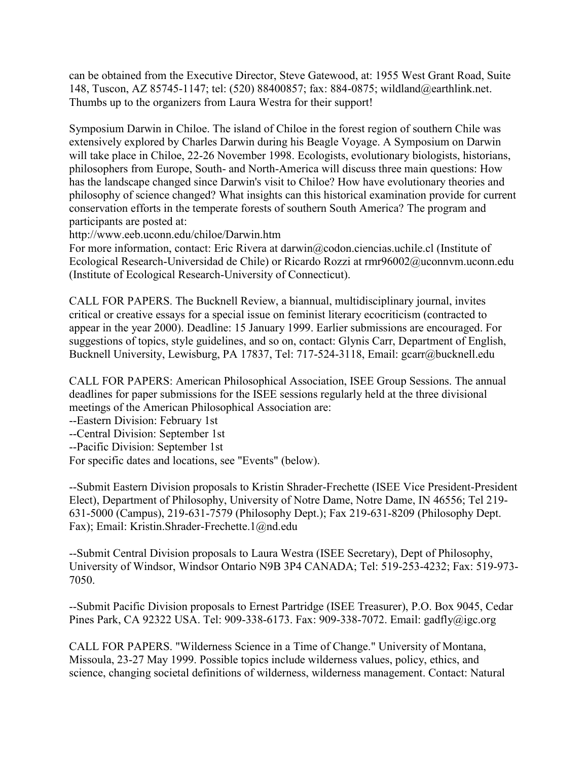can be obtained from the Executive Director, Steve Gatewood, at: 1955 West Grant Road, Suite 148, Tuscon, AZ 85745-1147; tel: (520) 88400857; fax: 884-0875; wildland@earthlink.net. Thumbs up to the organizers from Laura Westra for their support!

Symposium Darwin in Chiloe. The island of Chiloe in the forest region of southern Chile was extensively explored by Charles Darwin during his Beagle Voyage. A Symposium on Darwin will take place in Chiloe, 22-26 November 1998. Ecologists, evolutionary biologists, historians, philosophers from Europe, South- and North-America will discuss three main questions: How has the landscape changed since Darwin's visit to Chiloe? How have evolutionary theories and philosophy of science changed? What insights can this historical examination provide for current conservation efforts in the temperate forests of southern South America? The program and participants are posted at:
http://www.eeb.uconn.edu/chiloe/Darwin.htm
For more information, contact: Eric Rivera at darwin@codon.ciencias.uchile.cl (Institute of Ecological Research-Universidad de Chile) or Ricardo Rozzi at rmr96002@uconnvm.uconn.edu (Institute of Ecological Research-University of Connecticut).

CALL FOR PAPERS. The Bucknell Review, a biannual, multidisciplinary journal, invites critical or creative essays for a special issue on feminist literary ecocriticism (contracted to appear in the year 2000). Deadline: 15 January 1999. Earlier submissions are encouraged. For suggestions of topics, style guidelines, and so on, contact: Glynis Carr, Department of English, Bucknell University, Lewisburg, PA 17837, Tel: 717-524-3118, Email: gcarr@bucknell.edu

CALL FOR PAPERS: American Philosophical Association, ISEE Group Sessions. The annual deadlines for paper submissions for the ISEE sessions regularly held at the three divisional meetings of the American Philosophical Association are:
--Eastern Division: February 1st
--Central Division: September 1st
--Pacific Division: September 1st
For specific dates and locations, see "Events" (below).

--Submit Eastern Division proposals to Kristin Shrader-Frechette (ISEE Vice President-President Elect), Department of Philosophy, University of Notre Dame, Notre Dame, IN 46556; Tel 219-631-5000 (Campus), 219-631-7579 (Philosophy Dept.); Fax 219-631-8209 (Philosophy Dept. Fax); Email: Kristin.Shrader-Frechette.1@nd.edu

--Submit Central Division proposals to Laura Westra (ISEE Secretary), Dept of Philosophy, University of Windsor, Windsor Ontario N9B 3P4 CANADA; Tel: 519-253-4232; Fax: 519-973-7050.

--Submit Pacific Division proposals to Ernest Partridge (ISEE Treasurer), P.O. Box 9045, Cedar Pines Park, CA 92322 USA. Tel: 909-338-6173. Fax: 909-338-7072. Email: gadfly@igc.org

CALL FOR PAPERS. "Wilderness Science in a Time of Change." University of Montana, Missoula, 23-27 May 1999. Possible topics include wilderness values, policy, ethics, and science, changing societal definitions of wilderness, wilderness management. Contact: Natural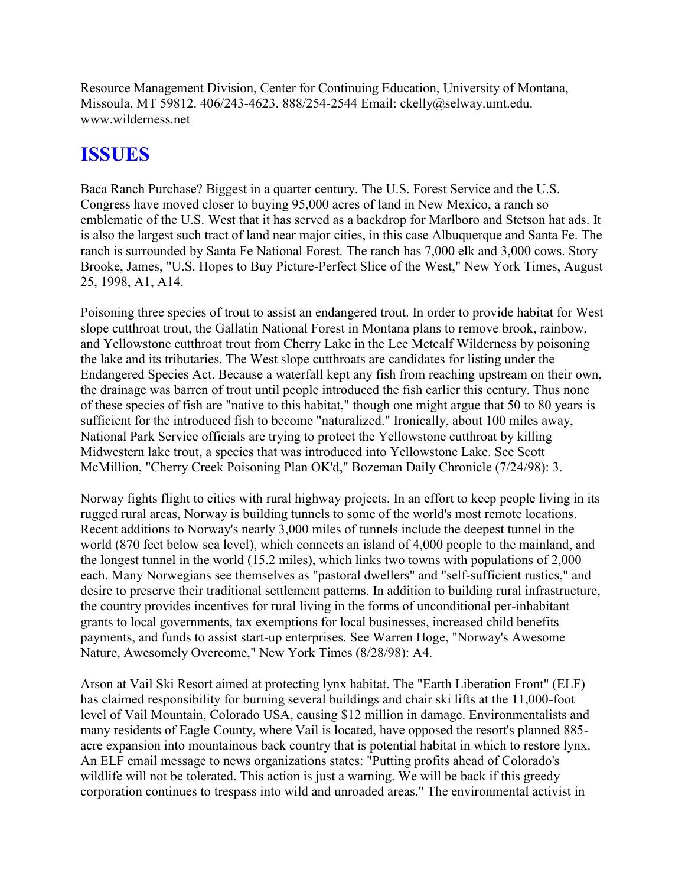Resource Management Division, Center for Continuing Education, University of Montana, Missoula, MT 59812. 406/243-4623. 888/254-2544 Email: ckelly@selway.umt.edu. www.wilderness.net

## ISSUES

Baca Ranch Purchase? Biggest in a quarter century. The U.S. Forest Service and the U.S. Congress have moved closer to buying 95,000 acres of land in New Mexico, a ranch so emblematic of the U.S. West that it has served as a backdrop for Marlboro and Stetson hat ads. It is also the largest such tract of land near major cities, in this case Albuquerque and Santa Fe. The ranch is surrounded by Santa Fe National Forest. The ranch has 7,000 elk and 3,000 cows. Story Brooke, James, "U.S. Hopes to Buy Picture-Perfect Slice of the West," New York Times, August 25, 1998, A1, A14.

Poisoning three species of trout to assist an endangered trout. In order to provide habitat for West slope cutthroat trout, the Gallatin National Forest in Montana plans to remove brook, rainbow, and Yellowstone cutthroat trout from Cherry Lake in the Lee Metcalf Wilderness by poisoning the lake and its tributaries. The West slope cutthroats are candidates for listing under the Endangered Species Act. Because a waterfall kept any fish from reaching upstream on their own, the drainage was barren of trout until people introduced the fish earlier this century. Thus none of these species of fish are "native to this habitat," though one might argue that 50 to 80 years is sufficient for the introduced fish to become "naturalized." Ironically, about 100 miles away, National Park Service officials are trying to protect the Yellowstone cutthroat by killing Midwestern lake trout, a species that was introduced into Yellowstone Lake. See Scott McMillion, "Cherry Creek Poisoning Plan OK'd," Bozeman Daily Chronicle (7/24/98): 3.

Norway fights flight to cities with rural highway projects. In an effort to keep people living in its rugged rural areas, Norway is building tunnels to some of the world's most remote locations. Recent additions to Norway's nearly 3,000 miles of tunnels include the deepest tunnel in the world (870 feet below sea level), which connects an island of 4,000 people to the mainland, and the longest tunnel in the world (15.2 miles), which links two towns with populations of 2,000 each. Many Norwegians see themselves as "pastoral dwellers" and "self-sufficient rustics," and desire to preserve their traditional settlement patterns. In addition to building rural infrastructure, the country provides incentives for rural living in the forms of unconditional per-inhabitant grants to local governments, tax exemptions for local businesses, increased child benefits payments, and funds to assist start-up enterprises. See Warren Hoge, "Norway's Awesome Nature, Awesomely Overcome," New York Times (8/28/98): A4.

Arson at Vail Ski Resort aimed at protecting lynx habitat. The "Earth Liberation Front" (ELF) has claimed responsibility for burning several buildings and chair ski lifts at the 11,000-foot level of Vail Mountain, Colorado USA, causing $12 million in damage. Environmentalists and many residents of Eagle County, where Vail is located, have opposed the resort's planned 885-acre expansion into mountainous back country that is potential habitat in which to restore lynx. An ELF email message to news organizations states: "Putting profits ahead of Colorado's wildlife will not be tolerated. This action is just a warning. We will be back if this greedy corporation continues to trespass into wild and unroaded areas." The environmental activist in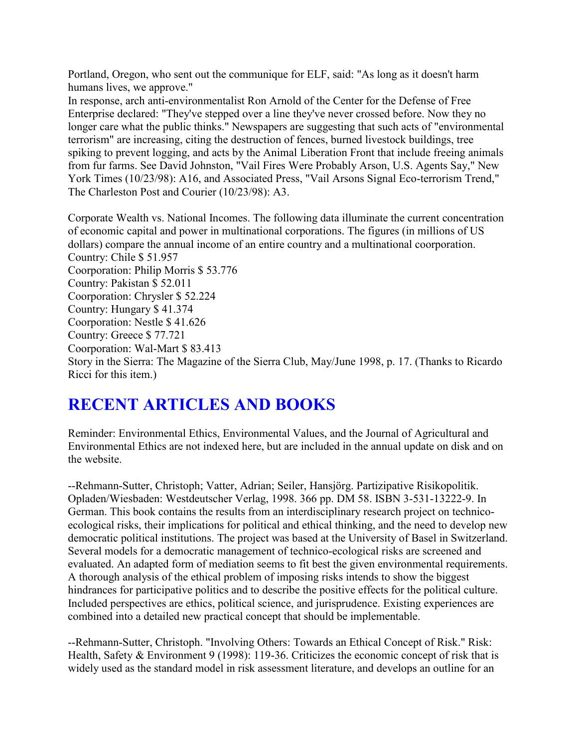Portland, Oregon, who sent out the communique for ELF, said: "As long as it doesn't harm humans lives, we approve."
In response, arch anti-environmentalist Ron Arnold of the Center for the Defense of Free Enterprise declared: "They've stepped over a line they've never crossed before. Now they no longer care what the public thinks." Newspapers are suggesting that such acts of "environmental terrorism" are increasing, citing the destruction of fences, burned livestock buildings, tree spiking to prevent logging, and acts by the Animal Liberation Front that include freeing animals from fur farms. See David Johnston, "Vail Fires Were Probably Arson, U.S. Agents Say," New York Times (10/23/98): A16, and Associated Press, "Vail Arsons Signal Eco-terrorism Trend," The Charleston Post and Courier (10/23/98): A3.

Corporate Wealth vs. National Incomes. The following data illuminate the current concentration of economic capital and power in multinational corporations. The figures (in millions of US dollars) compare the annual income of an entire country and a multinational coorporation.
Country: Chile $ 51.957
Coorporation: Philip Morris $ 53.776
Country: Pakistan $ 52.011
Coorporation: Chrysler $ 52.224
Country: Hungary $ 41.374
Coorporation: Nestle $ 41.626
Country: Greece $ 77.721
Coorporation: Wal-Mart $ 83.413
Story in the Sierra: The Magazine of the Sierra Club, May/June 1998, p. 17. (Thanks to Ricardo Ricci for this item.)

# RECENT ARTICLES AND BOOKS

Reminder: Environmental Ethics, Environmental Values, and the Journal of Agricultural and Environmental Ethics are not indexed here, but are included in the annual update on disk and on the website.

--Rehmann-Sutter, Christoph; Vatter, Adrian; Seiler, Hansjörg. Partizipative Risikopolitik. Opladen/Wiesbaden: Westdeutscher Verlag, 1998. 366 pp. DM 58. ISBN 3-531-13222-9. In German. This book contains the results from an interdisciplinary research project on technico-ecological risks, their implications for political and ethical thinking, and the need to develop new democratic political institutions. The project was based at the University of Basel in Switzerland. Several models for a democratic management of technico-ecological risks are screened and evaluated. An adapted form of mediation seems to fit best the given environmental requirements. A thorough analysis of the ethical problem of imposing risks intends to show the biggest hindrances for participative politics and to describe the positive effects for the political culture. Included perspectives are ethics, political science, and jurisprudence. Existing experiences are combined into a detailed new practical concept that should be implementable.

--Rehmann-Sutter, Christoph. "Involving Others: Towards an Ethical Concept of Risk." Risk: Health, Safety & Environment 9 (1998): 119-36. Criticizes the economic concept of risk that is widely used as the standard model in risk assessment literature, and develops an outline for an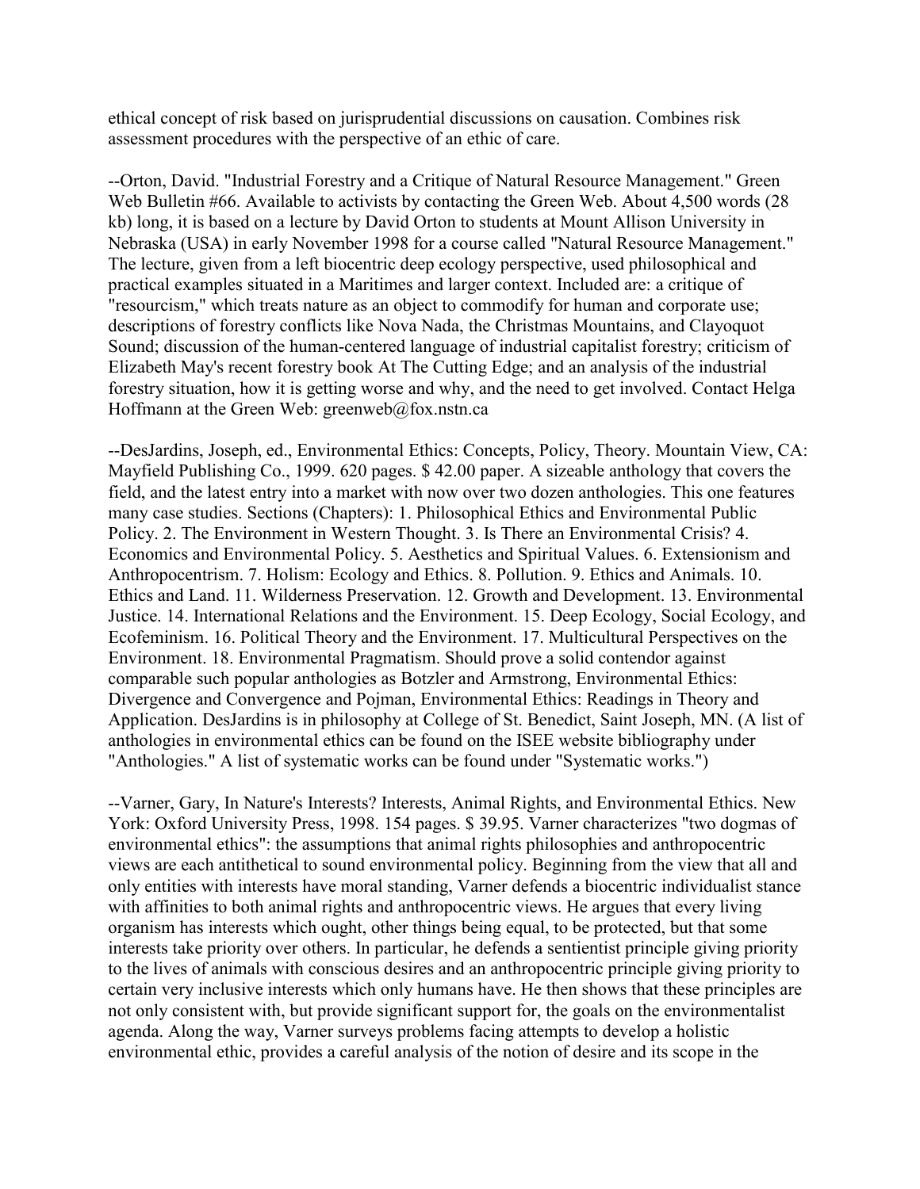ethical concept of risk based on jurisprudential discussions on causation. Combines risk assessment procedures with the perspective of an ethic of care.

--Orton, David. "Industrial Forestry and a Critique of Natural Resource Management." Green Web Bulletin #66. Available to activists by contacting the Green Web. About 4,500 words (28 kb) long, it is based on a lecture by David Orton to students at Mount Allison University in Nebraska (USA) in early November 1998 for a course called "Natural Resource Management." The lecture, given from a left biocentric deep ecology perspective, used philosophical and practical examples situated in a Maritimes and larger context. Included are: a critique of "resourcism," which treats nature as an object to commodify for human and corporate use; descriptions of forestry conflicts like Nova Nada, the Christmas Mountains, and Clayoquot Sound; discussion of the human-centered language of industrial capitalist forestry; criticism of Elizabeth May's recent forestry book At The Cutting Edge; and an analysis of the industrial forestry situation, how it is getting worse and why, and the need to get involved. Contact Helga Hoffmann at the Green Web: greenweb@fox.nstn.ca

--DesJardins, Joseph, ed., Environmental Ethics: Concepts, Policy, Theory. Mountain View, CA: Mayfield Publishing Co., 1999. 620 pages. $ 42.00 paper. A sizeable anthology that covers the field, and the latest entry into a market with now over two dozen anthologies. This one features many case studies. Sections (Chapters): 1. Philosophical Ethics and Environmental Public Policy. 2. The Environment in Western Thought. 3. Is There an Environmental Crisis? 4. Economics and Environmental Policy. 5. Aesthetics and Spiritual Values. 6. Extensionism and Anthropocentrism. 7. Holism: Ecology and Ethics. 8. Pollution. 9. Ethics and Animals. 10. Ethics and Land. 11. Wilderness Preservation. 12. Growth and Development. 13. Environmental Justice. 14. International Relations and the Environment. 15. Deep Ecology, Social Ecology, and Ecofeminism. 16. Political Theory and the Environment. 17. Multicultural Perspectives on the Environment. 18. Environmental Pragmatism. Should prove a solid contendor against comparable such popular anthologies as Botzler and Armstrong, Environmental Ethics: Divergence and Convergence and Pojman, Environmental Ethics: Readings in Theory and Application. DesJardins is in philosophy at College of St. Benedict, Saint Joseph, MN. (A list of anthologies in environmental ethics can be found on the ISEE website bibliography under "Anthologies." A list of systematic works can be found under "Systematic works.")

--Varner, Gary, In Nature's Interests? Interests, Animal Rights, and Environmental Ethics. New York: Oxford University Press, 1998. 154 pages. $ 39.95. Varner characterizes "two dogmas of environmental ethics": the assumptions that animal rights philosophies and anthropocentric views are each antithetical to sound environmental policy. Beginning from the view that all and only entities with interests have moral standing, Varner defends a biocentric individualist stance with affinities to both animal rights and anthropocentric views. He argues that every living organism has interests which ought, other things being equal, to be protected, but that some interests take priority over others. In particular, he defends a sentientist principle giving priority to the lives of animals with conscious desires and an anthropocentric principle giving priority to certain very inclusive interests which only humans have. He then shows that these principles are not only consistent with, but provide significant support for, the goals on the environmentalist agenda. Along the way, Varner surveys problems facing attempts to develop a holistic environmental ethic, provides a careful analysis of the notion of desire and its scope in the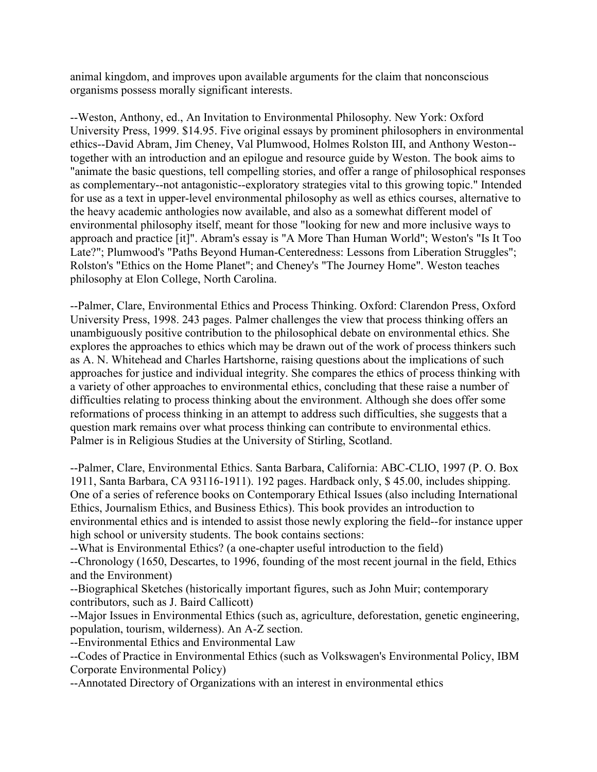animal kingdom, and improves upon available arguments for the claim that nonconscious organisms possess morally significant interests.

--Weston, Anthony, ed., An Invitation to Environmental Philosophy. New York: Oxford University Press, 1999. $14.95. Five original essays by prominent philosophers in environmental ethics--David Abram, Jim Cheney, Val Plumwood, Holmes Rolston III, and Anthony Weston--together with an introduction and an epilogue and resource guide by Weston. The book aims to "animate the basic questions, tell compelling stories, and offer a range of philosophical responses as complementary--not antagonistic--exploratory strategies vital to this growing topic." Intended for use as a text in upper-level environmental philosophy as well as ethics courses, alternative to the heavy academic anthologies now available, and also as a somewhat different model of environmental philosophy itself, meant for those "looking for new and more inclusive ways to approach and practice [it]". Abram's essay is "A More Than Human World"; Weston's "Is It Too Late?"; Plumwood's "Paths Beyond Human-Centeredness: Lessons from Liberation Struggles"; Rolston's "Ethics on the Home Planet"; and Cheney's "The Journey Home". Weston teaches philosophy at Elon College, North Carolina.

--Palmer, Clare, Environmental Ethics and Process Thinking. Oxford: Clarendon Press, Oxford University Press, 1998. 243 pages. Palmer challenges the view that process thinking offers an unambiguously positive contribution to the philosophical debate on environmental ethics. She explores the approaches to ethics which may be drawn out of the work of process thinkers such as A. N. Whitehead and Charles Hartshorne, raising questions about the implications of such approaches for justice and individual integrity. She compares the ethics of process thinking with a variety of other approaches to environmental ethics, concluding that these raise a number of difficulties relating to process thinking about the environment. Although she does offer some reformations of process thinking in an attempt to address such difficulties, she suggests that a question mark remains over what process thinking can contribute to environmental ethics. Palmer is in Religious Studies at the University of Stirling, Scotland.

--Palmer, Clare, Environmental Ethics. Santa Barbara, California: ABC-CLIO, 1997 (P. O. Box 1911, Santa Barbara, CA 93116-1911). 192 pages. Hardback only, $ 45.00, includes shipping. One of a series of reference books on Contemporary Ethical Issues (also including International Ethics, Journalism Ethics, and Business Ethics). This book provides an introduction to environmental ethics and is intended to assist those newly exploring the field--for instance upper high school or university students. The book contains sections:

--What is Environmental Ethics? (a one-chapter useful introduction to the field)

--Chronology (1650, Descartes, to 1996, founding of the most recent journal in the field, Ethics and the Environment)

--Biographical Sketches (historically important figures, such as John Muir; contemporary contributors, such as J. Baird Callicott)

--Major Issues in Environmental Ethics (such as, agriculture, deforestation, genetic engineering, population, tourism, wilderness). An A-Z section.

--Environmental Ethics and Environmental Law

--Codes of Practice in Environmental Ethics (such as Volkswagen's Environmental Policy, IBM Corporate Environmental Policy)

--Annotated Directory of Organizations with an interest in environmental ethics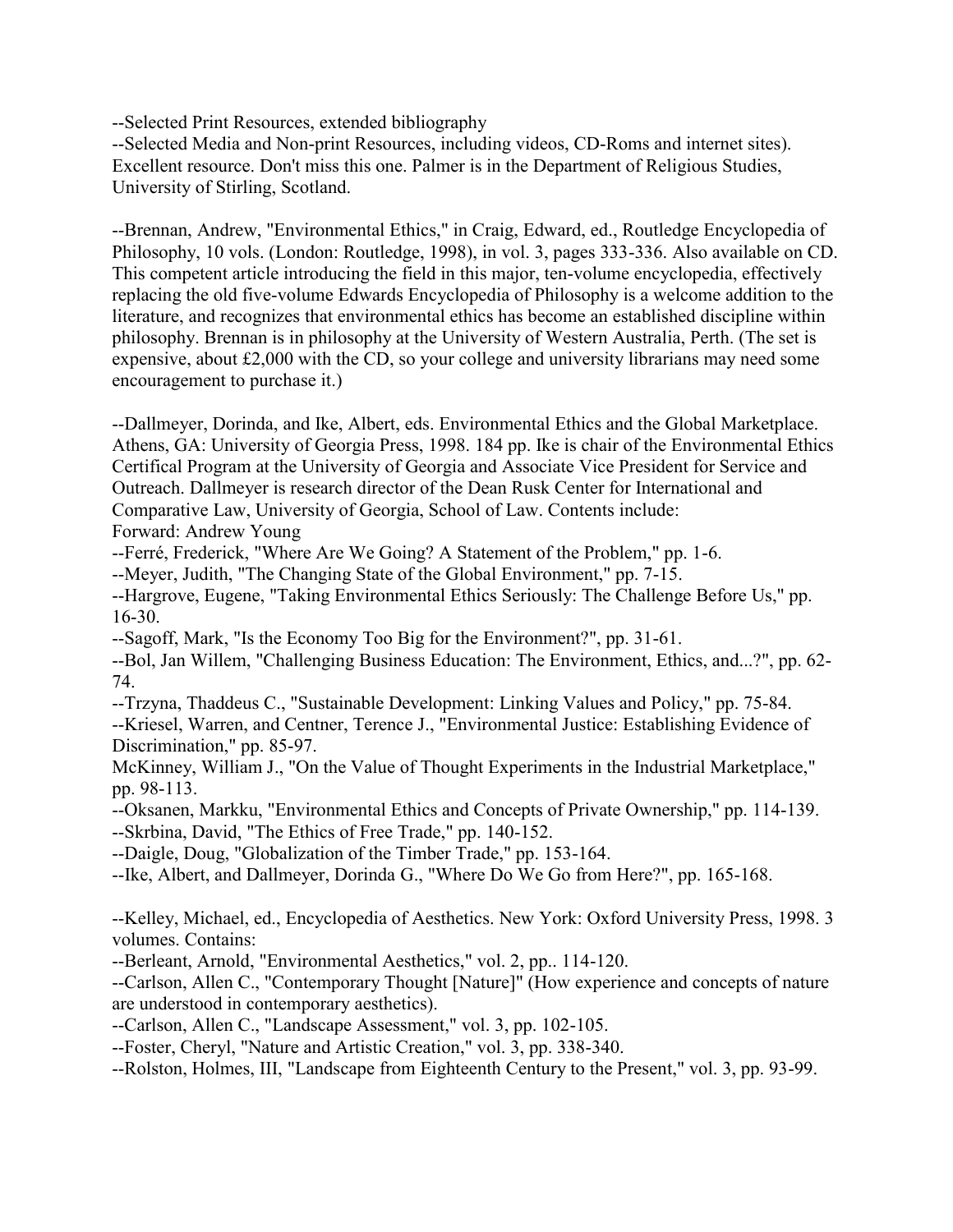--Selected Print Resources, extended bibliography
--Selected Media and Non-print Resources, including videos, CD-Roms and internet sites). Excellent resource. Don't miss this one. Palmer is in the Department of Religious Studies, University of Stirling, Scotland.

--Brennan, Andrew, "Environmental Ethics," in Craig, Edward, ed., Routledge Encyclopedia of Philosophy, 10 vols. (London: Routledge, 1998), in vol. 3, pages 333-336. Also available on CD. This competent article introducing the field in this major, ten-volume encyclopedia, effectively replacing the old five-volume Edwards Encyclopedia of Philosophy is a welcome addition to the literature, and recognizes that environmental ethics has become an established discipline within philosophy. Brennan is in philosophy at the University of Western Australia, Perth. (The set is expensive, about £2,000 with the CD, so your college and university librarians may need some encouragement to purchase it.)

--Dallmeyer, Dorinda, and Ike, Albert, eds. Environmental Ethics and the Global Marketplace. Athens, GA: University of Georgia Press, 1998. 184 pp. Ike is chair of the Environmental Ethics Certifical Program at the University of Georgia and Associate Vice President for Service and Outreach. Dallmeyer is research director of the Dean Rusk Center for International and Comparative Law, University of Georgia, School of Law. Contents include:
Forward: Andrew Young
--Ferré, Frederick, "Where Are We Going? A Statement of the Problem," pp. 1-6.
--Meyer, Judith, "The Changing State of the Global Environment," pp. 7-15.
--Hargrove, Eugene, "Taking Environmental Ethics Seriously: The Challenge Before Us," pp. 16-30.
--Sagoff, Mark, "Is the Economy Too Big for the Environment?", pp. 31-61.
--Bol, Jan Willem, "Challenging Business Education: The Environment, Ethics, and...?", pp. 62-74.
--Trzyna, Thaddeus C., "Sustainable Development: Linking Values and Policy," pp. 75-84.
--Kriesel, Warren, and Centner, Terence J., "Environmental Justice: Establishing Evidence of Discrimination," pp. 85-97.
McKinney, William J., "On the Value of Thought Experiments in the Industrial Marketplace," pp. 98-113.
--Oksanen, Markku, "Environmental Ethics and Concepts of Private Ownership," pp. 114-139.
--Skrbina, David, "The Ethics of Free Trade," pp. 140-152.
--Daigle, Doug, "Globalization of the Timber Trade," pp. 153-164.
--Ike, Albert, and Dallmeyer, Dorinda G., "Where Do We Go from Here?", pp. 165-168.

--Kelley, Michael, ed., Encyclopedia of Aesthetics. New York: Oxford University Press, 1998. 3 volumes. Contains:
--Berleant, Arnold, "Environmental Aesthetics," vol. 2, pp.. 114-120.
--Carlson, Allen C., "Contemporary Thought [Nature]" (How experience and concepts of nature are understood in contemporary aesthetics).
--Carlson, Allen C., "Landscape Assessment," vol. 3, pp. 102-105.
--Foster, Cheryl, "Nature and Artistic Creation," vol. 3, pp. 338-340.
--Rolston, Holmes, III, "Landscape from Eighteenth Century to the Present," vol. 3, pp. 93-99.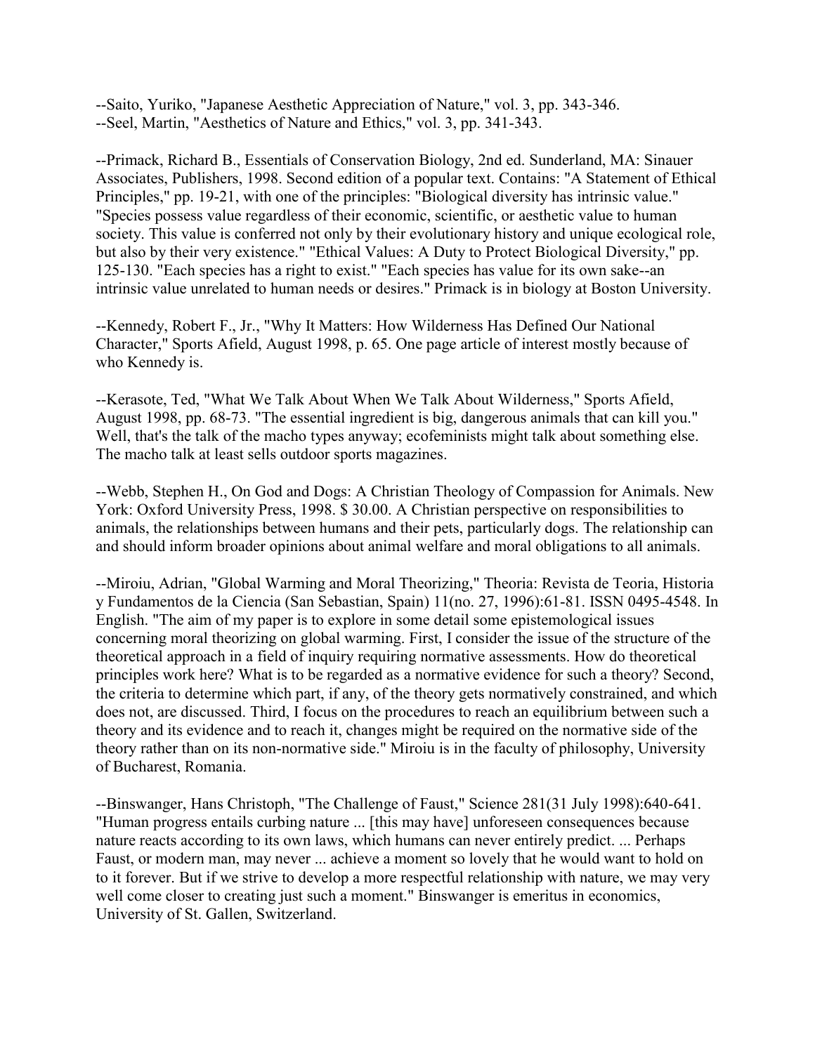--Saito, Yuriko, "Japanese Aesthetic Appreciation of Nature," vol. 3, pp. 343-346.
--Seel, Martin, "Aesthetics of Nature and Ethics," vol. 3, pp. 341-343.

--Primack, Richard B., Essentials of Conservation Biology, 2nd ed. Sunderland, MA: Sinauer Associates, Publishers, 1998. Second edition of a popular text. Contains: "A Statement of Ethical Principles," pp. 19-21, with one of the principles: "Biological diversity has intrinsic value." "Species possess value regardless of their economic, scientific, or aesthetic value to human society. This value is conferred not only by their evolutionary history and unique ecological role, but also by their very existence." "Ethical Values: A Duty to Protect Biological Diversity," pp. 125-130. "Each species has a right to exist." "Each species has value for its own sake--an intrinsic value unrelated to human needs or desires." Primack is in biology at Boston University.

--Kennedy, Robert F., Jr., "Why It Matters: How Wilderness Has Defined Our National Character," Sports Afield, August 1998, p. 65. One page article of interest mostly because of who Kennedy is.

--Kerasote, Ted, "What We Talk About When We Talk About Wilderness," Sports Afield, August 1998, pp. 68-73. "The essential ingredient is big, dangerous animals that can kill you." Well, that's the talk of the macho types anyway; ecofeminists might talk about something else. The macho talk at least sells outdoor sports magazines.

--Webb, Stephen H., On God and Dogs: A Christian Theology of Compassion for Animals. New York: Oxford University Press, 1998. $ 30.00. A Christian perspective on responsibilities to animals, the relationships between humans and their pets, particularly dogs. The relationship can and should inform broader opinions about animal welfare and moral obligations to all animals.

--Miroiu, Adrian, "Global Warming and Moral Theorizing," Theoria: Revista de Teoria, Historia y Fundamentos de la Ciencia (San Sebastian, Spain) 11(no. 27, 1996):61-81. ISSN 0495-4548. In English. "The aim of my paper is to explore in some detail some epistemological issues concerning moral theorizing on global warming. First, I consider the issue of the structure of the theoretical approach in a field of inquiry requiring normative assessments. How do theoretical principles work here? What is to be regarded as a normative evidence for such a theory? Second, the criteria to determine which part, if any, of the theory gets normatively constrained, and which does not, are discussed. Third, I focus on the procedures to reach an equilibrium between such a theory and its evidence and to reach it, changes might be required on the normative side of the theory rather than on its non-normative side." Miroiu is in the faculty of philosophy, University of Bucharest, Romania.

--Binswanger, Hans Christoph, "The Challenge of Faust," Science 281(31 July 1998):640-641. "Human progress entails curbing nature ... [this may have] unforeseen consequences because nature reacts according to its own laws, which humans can never entirely predict. ... Perhaps Faust, or modern man, may never ... achieve a moment so lovely that he would want to hold on to it forever. But if we strive to develop a more respectful relationship with nature, we may very well come closer to creating just such a moment." Binswanger is emeritus in economics, University of St. Gallen, Switzerland.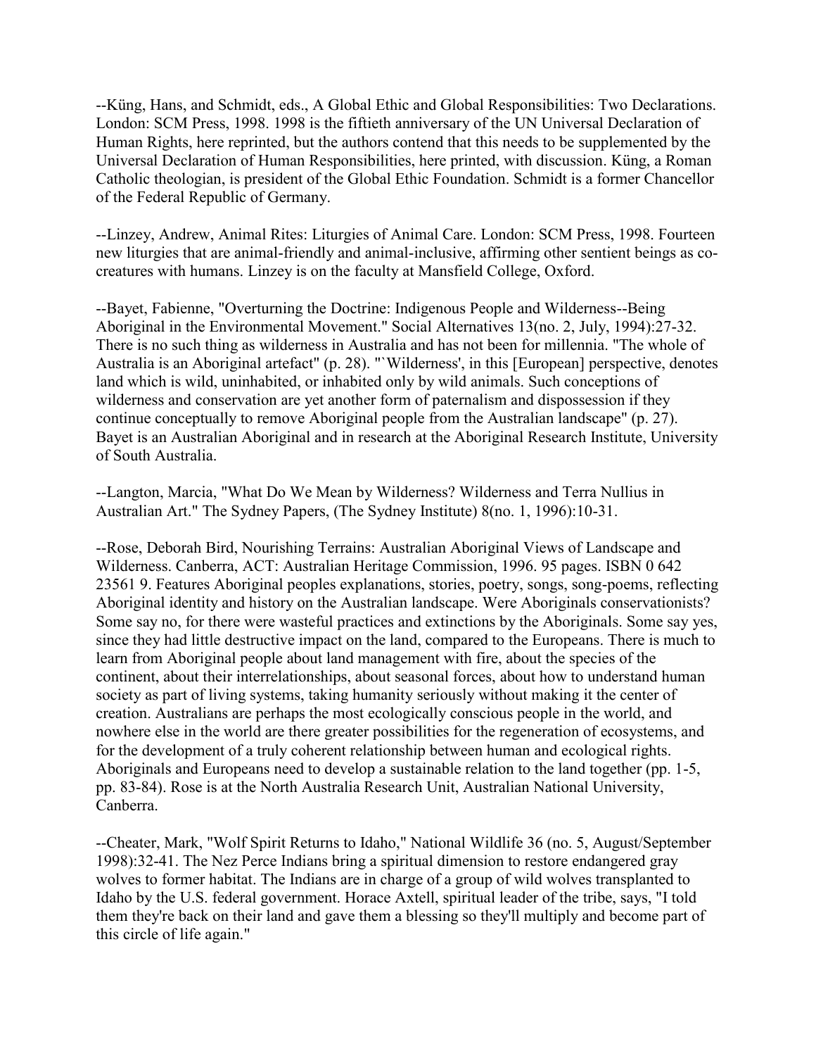--Küng, Hans, and Schmidt, eds., A Global Ethic and Global Responsibilities: Two Declarations. London: SCM Press, 1998. 1998 is the fiftieth anniversary of the UN Universal Declaration of Human Rights, here reprinted, but the authors contend that this needs to be supplemented by the Universal Declaration of Human Responsibilities, here printed, with discussion. Küng, a Roman Catholic theologian, is president of the Global Ethic Foundation. Schmidt is a former Chancellor of the Federal Republic of Germany.

--Linzey, Andrew, Animal Rites: Liturgies of Animal Care. London: SCM Press, 1998. Fourteen new liturgies that are animal-friendly and animal-inclusive, affirming other sentient beings as co-creatures with humans. Linzey is on the faculty at Mansfield College, Oxford.

--Bayet, Fabienne, "Overturning the Doctrine: Indigenous People and Wilderness--Being Aboriginal in the Environmental Movement." Social Alternatives 13(no. 2, July, 1994):27-32. There is no such thing as wilderness in Australia and has not been for millennia. "The whole of Australia is an Aboriginal artefact" (p. 28). "`Wilderness', in this [European] perspective, denotes land which is wild, uninhabited, or inhabited only by wild animals. Such conceptions of wilderness and conservation are yet another form of paternalism and dispossession if they continue conceptually to remove Aboriginal people from the Australian landscape" (p. 27). Bayet is an Australian Aboriginal and in research at the Aboriginal Research Institute, University of South Australia.

--Langton, Marcia, "What Do We Mean by Wilderness? Wilderness and Terra Nullius in Australian Art." The Sydney Papers, (The Sydney Institute) 8(no. 1, 1996):10-31.

--Rose, Deborah Bird, Nourishing Terrains: Australian Aboriginal Views of Landscape and Wilderness. Canberra, ACT: Australian Heritage Commission, 1996. 95 pages. ISBN 0 642 23561 9. Features Aboriginal peoples explanations, stories, poetry, songs, song-poems, reflecting Aboriginal identity and history on the Australian landscape. Were Aboriginals conservationists? Some say no, for there were wasteful practices and extinctions by the Aboriginals. Some say yes, since they had little destructive impact on the land, compared to the Europeans. There is much to learn from Aboriginal people about land management with fire, about the species of the continent, about their interrelationships, about seasonal forces, about how to understand human society as part of living systems, taking humanity seriously without making it the center of creation. Australians are perhaps the most ecologically conscious people in the world, and nowhere else in the world are there greater possibilities for the regeneration of ecosystems, and for the development of a truly coherent relationship between human and ecological rights. Aboriginals and Europeans need to develop a sustainable relation to the land together (pp. 1-5, pp. 83-84). Rose is at the North Australia Research Unit, Australian National University, Canberra.

--Cheater, Mark, "Wolf Spirit Returns to Idaho," National Wildlife 36 (no. 5, August/September 1998):32-41. The Nez Perce Indians bring a spiritual dimension to restore endangered gray wolves to former habitat. The Indians are in charge of a group of wild wolves transplanted to Idaho by the U.S. federal government. Horace Axtell, spiritual leader of the tribe, says, "I told them they're back on their land and gave them a blessing so they'll multiply and become part of this circle of life again."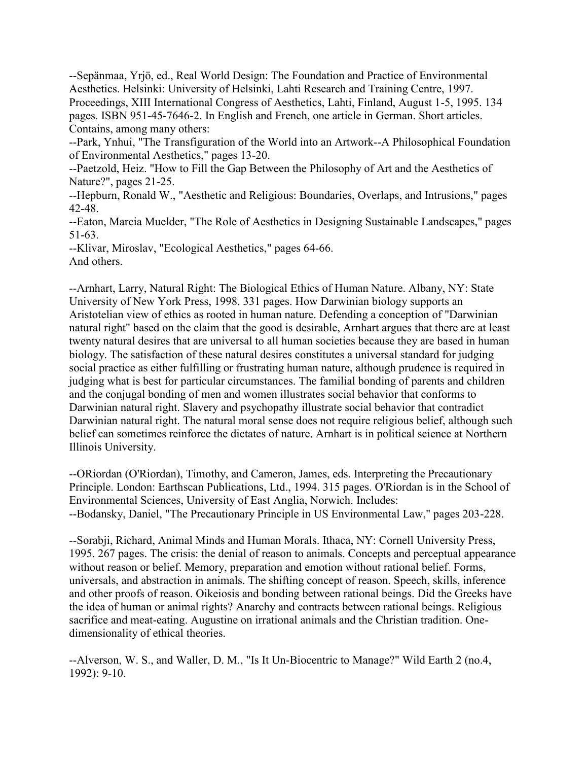--Sepänmaa, Yrjö, ed., Real World Design: The Foundation and Practice of Environmental Aesthetics. Helsinki: University of Helsinki, Lahti Research and Training Centre, 1997. Proceedings, XIII International Congress of Aesthetics, Lahti, Finland, August 1-5, 1995. 134 pages. ISBN 951-45-7646-2. In English and French, one article in German. Short articles. Contains, among many others:
--Park, Ynhui, "The Transfiguration of the World into an Artwork--A Philosophical Foundation of Environmental Aesthetics," pages 13-20.
--Paetzold, Heiz. "How to Fill the Gap Between the Philosophy of Art and the Aesthetics of Nature?", pages 21-25.
--Hepburn, Ronald W., "Aesthetic and Religious: Boundaries, Overlaps, and Intrusions," pages 42-48.
--Eaton, Marcia Muelder, "The Role of Aesthetics in Designing Sustainable Landscapes," pages 51-63.
--Klivar, Miroslav, "Ecological Aesthetics," pages 64-66.
And others.

--Arnhart, Larry, Natural Right: The Biological Ethics of Human Nature. Albany, NY: State University of New York Press, 1998. 331 pages. How Darwinian biology supports an Aristotelian view of ethics as rooted in human nature. Defending a conception of "Darwinian natural right" based on the claim that the good is desirable, Arnhart argues that there are at least twenty natural desires that are universal to all human societies because they are based in human biology. The satisfaction of these natural desires constitutes a universal standard for judging social practice as either fulfilling or frustrating human nature, although prudence is required in judging what is best for particular circumstances. The familial bonding of parents and children and the conjugal bonding of men and women illustrates social behavior that conforms to Darwinian natural right. Slavery and psychopathy illustrate social behavior that contradict Darwinian natural right. The natural moral sense does not require religious belief, although such belief can sometimes reinforce the dictates of nature. Arnhart is in political science at Northern Illinois University.

--ORiordan (O'Riordan), Timothy, and Cameron, James, eds. Interpreting the Precautionary Principle. London: Earthscan Publications, Ltd., 1994. 315 pages. O'Riordan is in the School of Environmental Sciences, University of East Anglia, Norwich. Includes:
--Bodansky, Daniel, "The Precautionary Principle in US Environmental Law," pages 203-228.

--Sorabji, Richard, Animal Minds and Human Morals. Ithaca, NY: Cornell University Press, 1995. 267 pages. The crisis: the denial of reason to animals. Concepts and perceptual appearance without reason or belief. Memory, preparation and emotion without rational belief. Forms, universals, and abstraction in animals. The shifting concept of reason. Speech, skills, inference and other proofs of reason. Oikeiosis and bonding between rational beings. Did the Greeks have the idea of human or animal rights? Anarchy and contracts between rational beings. Religious sacrifice and meat-eating. Augustine on irrational animals and the Christian tradition. One-dimensionality of ethical theories.

--Alverson, W. S., and Waller, D. M., "Is It Un-Biocentric to Manage?" Wild Earth 2 (no.4, 1992): 9-10.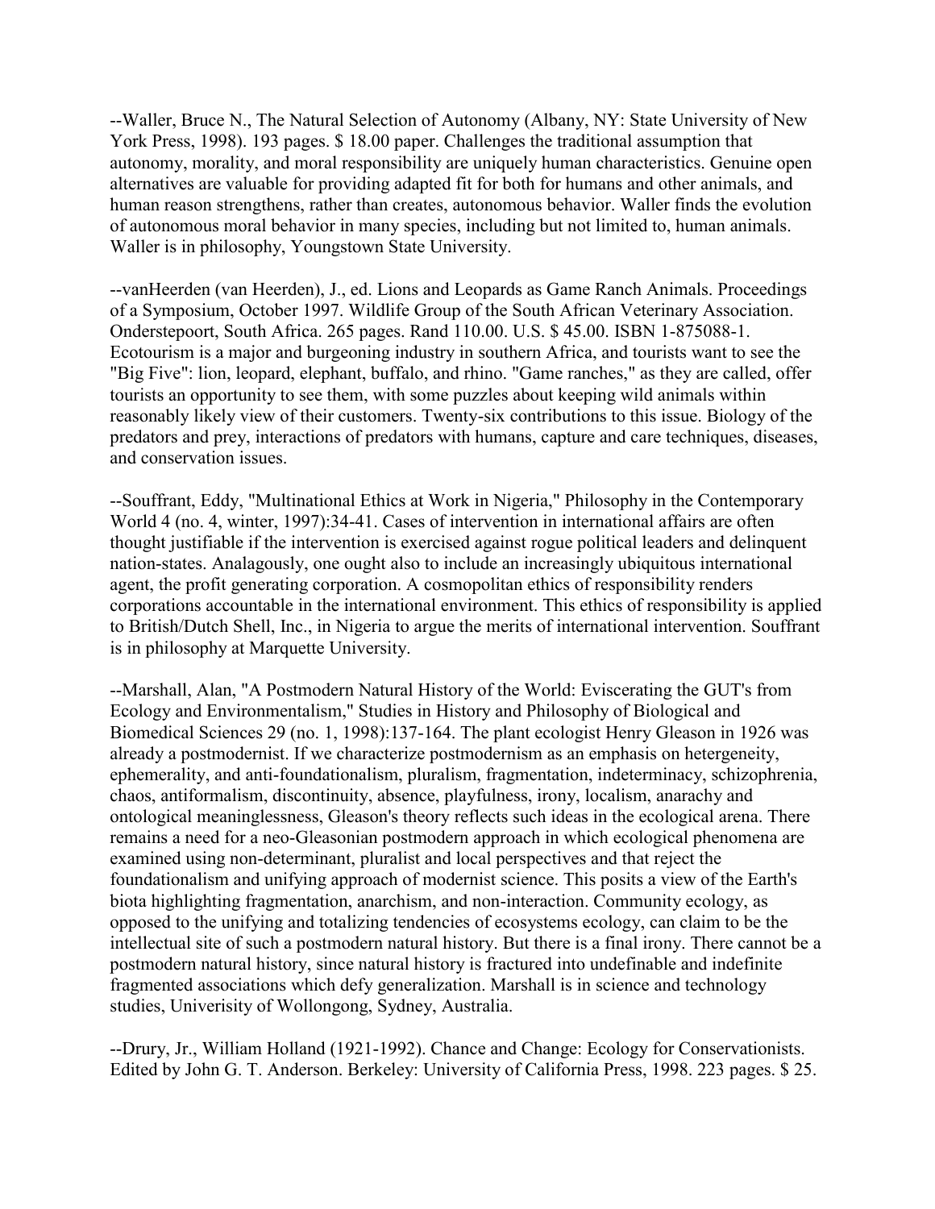--Waller, Bruce N., The Natural Selection of Autonomy (Albany, NY: State University of New York Press, 1998). 193 pages. $ 18.00 paper. Challenges the traditional assumption that autonomy, morality, and moral responsibility are uniquely human characteristics. Genuine open alternatives are valuable for providing adapted fit for both for humans and other animals, and human reason strengthens, rather than creates, autonomous behavior. Waller finds the evolution of autonomous moral behavior in many species, including but not limited to, human animals. Waller is in philosophy, Youngstown State University.

--vanHeerden (van Heerden), J., ed. Lions and Leopards as Game Ranch Animals. Proceedings of a Symposium, October 1997. Wildlife Group of the South African Veterinary Association. Onderstepoort, South Africa. 265 pages. Rand 110.00. U.S. $ 45.00. ISBN 1-875088-1. Ecotourism is a major and burgeoning industry in southern Africa, and tourists want to see the "Big Five": lion, leopard, elephant, buffalo, and rhino. "Game ranches," as they are called, offer tourists an opportunity to see them, with some puzzles about keeping wild animals within reasonably likely view of their customers. Twenty-six contributions to this issue. Biology of the predators and prey, interactions of predators with humans, capture and care techniques, diseases, and conservation issues.

--Souffrant, Eddy, "Multinational Ethics at Work in Nigeria," Philosophy in the Contemporary World 4 (no. 4, winter, 1997):34-41. Cases of intervention in international affairs are often thought justifiable if the intervention is exercised against rogue political leaders and delinquent nation-states. Analagously, one ought also to include an increasingly ubiquitous international agent, the profit generating corporation. A cosmopolitan ethics of responsibility renders corporations accountable in the international environment. This ethics of responsibility is applied to British/Dutch Shell, Inc., in Nigeria to argue the merits of international intervention. Souffrant is in philosophy at Marquette University.

--Marshall, Alan, "A Postmodern Natural History of the World: Eviscerating the GUT's from Ecology and Environmentalism," Studies in History and Philosophy of Biological and Biomedical Sciences 29 (no. 1, 1998):137-164. The plant ecologist Henry Gleason in 1926 was already a postmodernist. If we characterize postmodernism as an emphasis on hetergeneity, ephemerality, and anti-foundationalism, pluralism, fragmentation, indeterminacy, schizophrenia, chaos, antiformalism, discontinuity, absence, playfulness, irony, localism, anarachy and ontological meaninglessness, Gleason's theory reflects such ideas in the ecological arena. There remains a need for a neo-Gleasonian postmodern approach in which ecological phenomena are examined using non-determinant, pluralist and local perspectives and that reject the foundationalism and unifying approach of modernist science. This posits a view of the Earth's biota highlighting fragmentation, anarchism, and non-interaction. Community ecology, as opposed to the unifying and totalizing tendencies of ecosystems ecology, can claim to be the intellectual site of such a postmodern natural history. But there is a final irony. There cannot be a postmodern natural history, since natural history is fractured into undefinable and indefinite fragmented associations which defy generalization. Marshall is in science and technology studies, Univerisity of Wollongong, Sydney, Australia.

--Drury, Jr., William Holland (1921-1992). Chance and Change: Ecology for Conservationists. Edited by John G. T. Anderson. Berkeley: University of California Press, 1998. 223 pages. $ 25.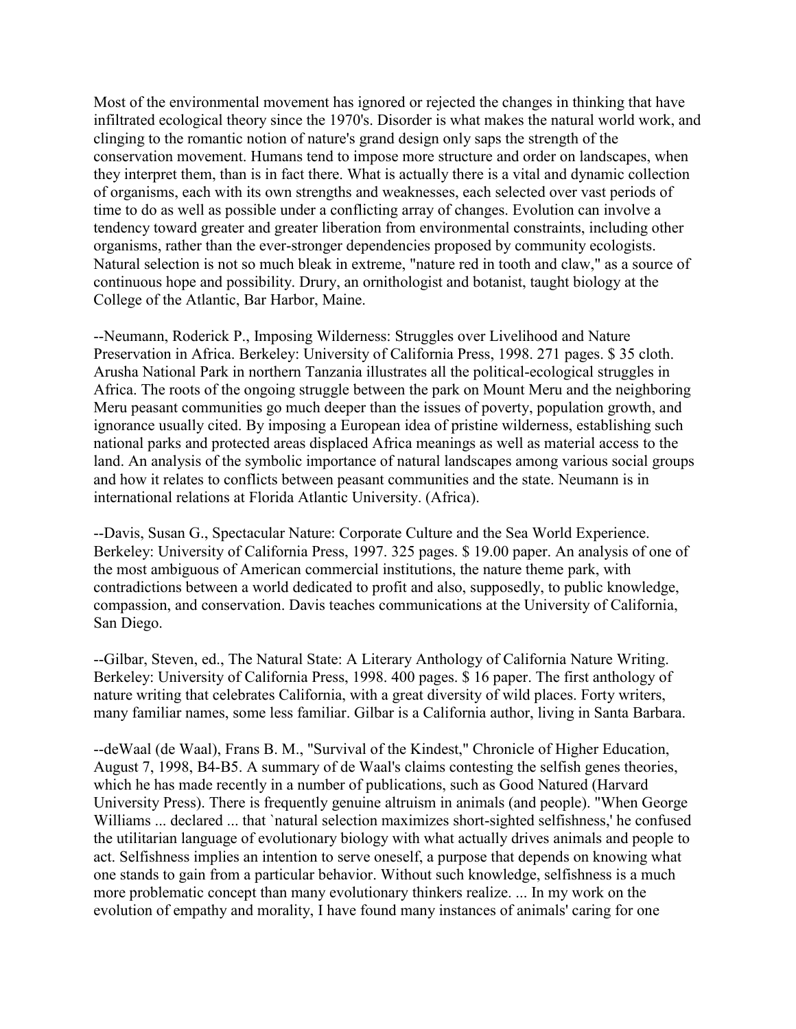Most of the environmental movement has ignored or rejected the changes in thinking that have infiltrated ecological theory since the 1970's. Disorder is what makes the natural world work, and clinging to the romantic notion of nature's grand design only saps the strength of the conservation movement. Humans tend to impose more structure and order on landscapes, when they interpret them, than is in fact there. What is actually there is a vital and dynamic collection of organisms, each with its own strengths and weaknesses, each selected over vast periods of time to do as well as possible under a conflicting array of changes. Evolution can involve a tendency toward greater and greater liberation from environmental constraints, including other organisms, rather than the ever-stronger dependencies proposed by community ecologists. Natural selection is not so much bleak in extreme, "nature red in tooth and claw," as a source of continuous hope and possibility. Drury, an ornithologist and botanist, taught biology at the College of the Atlantic, Bar Harbor, Maine.

--Neumann, Roderick P., Imposing Wilderness: Struggles over Livelihood and Nature Preservation in Africa. Berkeley: University of California Press, 1998. 271 pages. $ 35 cloth. Arusha National Park in northern Tanzania illustrates all the political-ecological struggles in Africa. The roots of the ongoing struggle between the park on Mount Meru and the neighboring Meru peasant communities go much deeper than the issues of poverty, population growth, and ignorance usually cited. By imposing a European idea of pristine wilderness, establishing such national parks and protected areas displaced Africa meanings as well as material access to the land. An analysis of the symbolic importance of natural landscapes among various social groups and how it relates to conflicts between peasant communities and the state. Neumann is in international relations at Florida Atlantic University. (Africa).

--Davis, Susan G., Spectacular Nature: Corporate Culture and the Sea World Experience. Berkeley: University of California Press, 1997. 325 pages. $ 19.00 paper. An analysis of one of the most ambiguous of American commercial institutions, the nature theme park, with contradictions between a world dedicated to profit and also, supposedly, to public knowledge, compassion, and conservation. Davis teaches communications at the University of California, San Diego.

--Gilbar, Steven, ed., The Natural State: A Literary Anthology of California Nature Writing. Berkeley: University of California Press, 1998. 400 pages. $ 16 paper. The first anthology of nature writing that celebrates California, with a great diversity of wild places. Forty writers, many familiar names, some less familiar. Gilbar is a California author, living in Santa Barbara.

--deWaal (de Waal), Frans B. M., "Survival of the Kindest," Chronicle of Higher Education, August 7, 1998, B4-B5. A summary of de Waal's claims contesting the selfish genes theories, which he has made recently in a number of publications, such as Good Natured (Harvard University Press). There is frequently genuine altruism in animals (and people). "When George Williams ... declared ... that `natural selection maximizes short-sighted selfishness,' he confused the utilitarian language of evolutionary biology with what actually drives animals and people to act. Selfishness implies an intention to serve oneself, a purpose that depends on knowing what one stands to gain from a particular behavior. Without such knowledge, selfishness is a much more problematic concept than many evolutionary thinkers realize. ... In my work on the evolution of empathy and morality, I have found many instances of animals' caring for one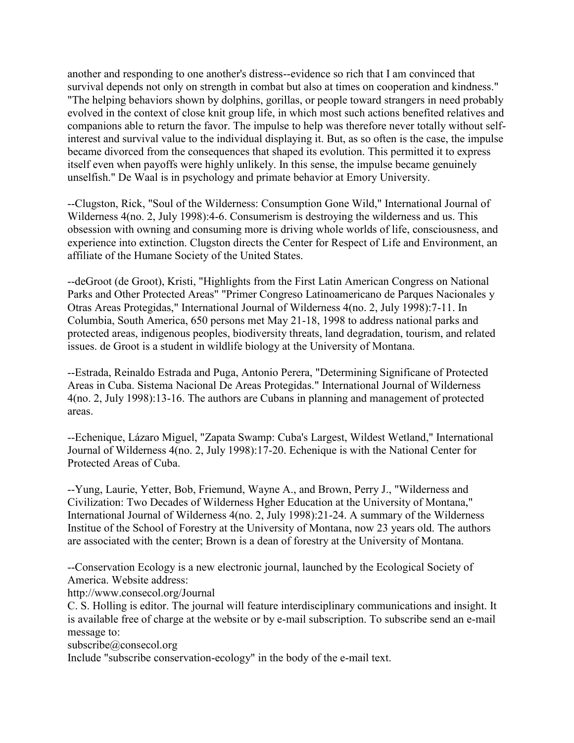another and responding to one another's distress--evidence so rich that I am convinced that survival depends not only on strength in combat but also at times on cooperation and kindness." "The helping behaviors shown by dolphins, gorillas, or people toward strangers in need probably evolved in the context of close knit group life, in which most such actions benefited relatives and companions able to return the favor. The impulse to help was therefore never totally without self-interest and survival value to the individual displaying it. But, as so often is the case, the impulse became divorced from the consequences that shaped its evolution. This permitted it to express itself even when payoffs were highly unlikely. In this sense, the impulse became genuinely unselfish." De Waal is in psychology and primate behavior at Emory University.

--Clugston, Rick, "Soul of the Wilderness: Consumption Gone Wild," International Journal of Wilderness 4(no. 2, July 1998):4-6. Consumerism is destroying the wilderness and us. This obsession with owning and consuming more is driving whole worlds of life, consciousness, and experience into extinction. Clugston directs the Center for Respect of Life and Environment, an affiliate of the Humane Society of the United States.

--deGroot (de Groot), Kristi, "Highlights from the First Latin American Congress on National Parks and Other Protected Areas" "Primer Congreso Latinoamericano de Parques Nacionales y Otras Areas Protegidas," International Journal of Wilderness 4(no. 2, July 1998):7-11. In Columbia, South America, 650 persons met May 21-18, 1998 to address national parks and protected areas, indigenous peoples, biodiversity threats, land degradation, tourism, and related issues. de Groot is a student in wildlife biology at the University of Montana.

--Estrada, Reinaldo Estrada and Puga, Antonio Perera, "Determining Significane of Protected Areas in Cuba. Sistema Nacional De Areas Protegidas." International Journal of Wilderness 4(no. 2, July 1998):13-16. The authors are Cubans in planning and management of protected areas.

--Echenique, Lázaro Miguel, "Zapata Swamp: Cuba's Largest, Wildest Wetland," International Journal of Wilderness 4(no. 2, July 1998):17-20. Echenique is with the National Center for Protected Areas of Cuba.

--Yung, Laurie, Yetter, Bob, Friemund, Wayne A., and Brown, Perry J., "Wilderness and Civilization: Two Decades of Wilderness Hgher Education at the University of Montana," International Journal of Wilderness 4(no. 2, July 1998):21-24. A summary of the Wilderness Institue of the School of Forestry at the University of Montana, now 23 years old. The authors are associated with the center; Brown is a dean of forestry at the University of Montana.

--Conservation Ecology is a new electronic journal, launched by the Ecological Society of America. Website address:
http://www.consecol.org/Journal
C. S. Holling is editor. The journal will feature interdisciplinary communications and insight. It is available free of charge at the website or by e-mail subscription. To subscribe send an e-mail message to:
subscribe@consecol.org
Include "subscribe conservation-ecology" in the body of the e-mail text.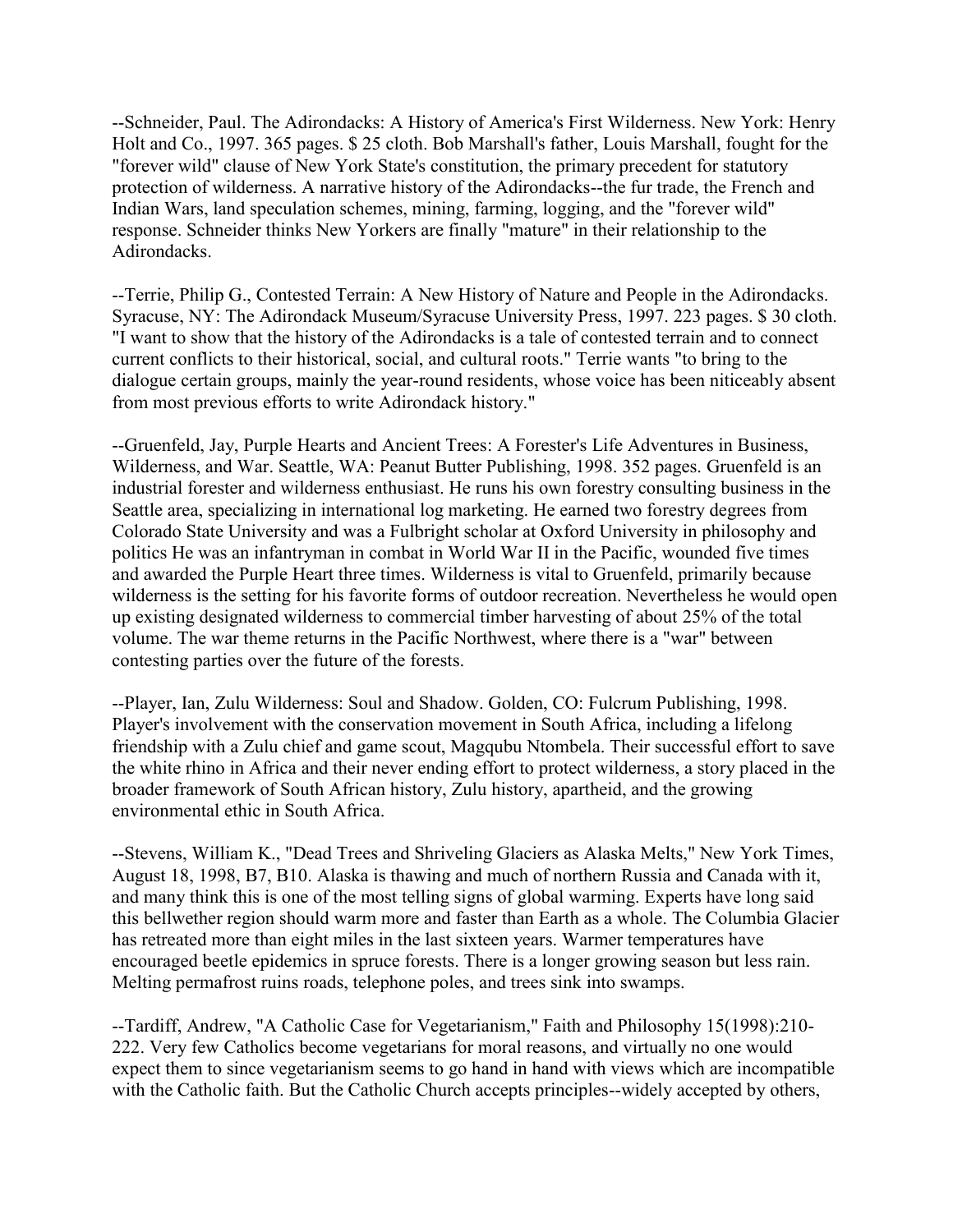--Schneider, Paul. The Adirondacks: A History of America's First Wilderness. New York: Henry Holt and Co., 1997. 365 pages. $ 25 cloth. Bob Marshall's father, Louis Marshall, fought for the "forever wild" clause of New York State's constitution, the primary precedent for statutory protection of wilderness. A narrative history of the Adirondacks--the fur trade, the French and Indian Wars, land speculation schemes, mining, farming, logging, and the "forever wild" response. Schneider thinks New Yorkers are finally "mature" in their relationship to the Adirondacks.

--Terrie, Philip G., Contested Terrain: A New History of Nature and People in the Adirondacks. Syracuse, NY: The Adirondack Museum/Syracuse University Press, 1997. 223 pages. $ 30 cloth. "I want to show that the history of the Adirondacks is a tale of contested terrain and to connect current conflicts to their historical, social, and cultural roots." Terrie wants "to bring to the dialogue certain groups, mainly the year-round residents, whose voice has been niticeably absent from most previous efforts to write Adirondack history."

--Gruenfeld, Jay, Purple Hearts and Ancient Trees: A Forester's Life Adventures in Business, Wilderness, and War. Seattle, WA: Peanut Butter Publishing, 1998. 352 pages. Gruenfeld is an industrial forester and wilderness enthusiast. He runs his own forestry consulting business in the Seattle area, specializing in international log marketing. He earned two forestry degrees from Colorado State University and was a Fulbright scholar at Oxford University in philosophy and politics He was an infantryman in combat in World War II in the Pacific, wounded five times and awarded the Purple Heart three times. Wilderness is vital to Gruenfeld, primarily because wilderness is the setting for his favorite forms of outdoor recreation. Nevertheless he would open up existing designated wilderness to commercial timber harvesting of about 25% of the total volume. The war theme returns in the Pacific Northwest, where there is a "war" between contesting parties over the future of the forests.

--Player, Ian, Zulu Wilderness: Soul and Shadow. Golden, CO: Fulcrum Publishing, 1998. Player's involvement with the conservation movement in South Africa, including a lifelong friendship with a Zulu chief and game scout, Magqubu Ntombela. Their successful effort to save the white rhino in Africa and their never ending effort to protect wilderness, a story placed in the broader framework of South African history, Zulu history, apartheid, and the growing environmental ethic in South Africa.

--Stevens, William K., "Dead Trees and Shriveling Glaciers as Alaska Melts," New York Times, August 18, 1998, B7, B10. Alaska is thawing and much of northern Russia and Canada with it, and many think this is one of the most telling signs of global warming. Experts have long said this bellwether region should warm more and faster than Earth as a whole. The Columbia Glacier has retreated more than eight miles in the last sixteen years. Warmer temperatures have encouraged beetle epidemics in spruce forests. There is a longer growing season but less rain. Melting permafrost ruins roads, telephone poles, and trees sink into swamps.

--Tardiff, Andrew, "A Catholic Case for Vegetarianism," Faith and Philosophy 15(1998):210-222. Very few Catholics become vegetarians for moral reasons, and virtually no one would expect them to since vegetarianism seems to go hand in hand with views which are incompatible with the Catholic faith. But the Catholic Church accepts principles--widely accepted by others,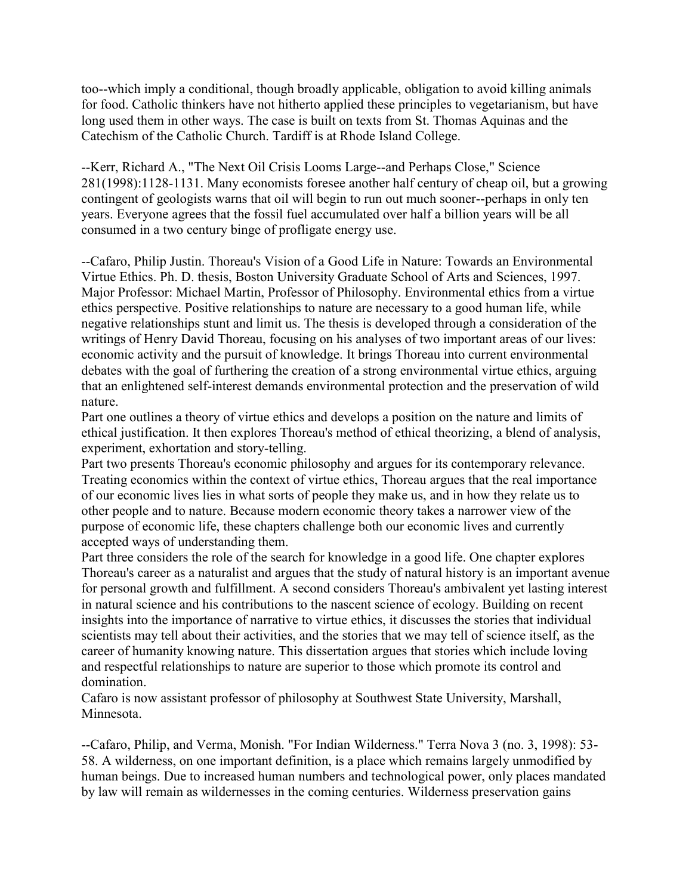too--which imply a conditional, though broadly applicable, obligation to avoid killing animals for food. Catholic thinkers have not hitherto applied these principles to vegetarianism, but have long used them in other ways. The case is built on texts from St. Thomas Aquinas and the Catechism of the Catholic Church. Tardiff is at Rhode Island College.

--Kerr, Richard A., "The Next Oil Crisis Looms Large--and Perhaps Close," Science 281(1998):1128-1131. Many economists foresee another half century of cheap oil, but a growing contingent of geologists warns that oil will begin to run out much sooner--perhaps in only ten years. Everyone agrees that the fossil fuel accumulated over half a billion years will be all consumed in a two century binge of profligate energy use.

--Cafaro, Philip Justin. Thoreau's Vision of a Good Life in Nature: Towards an Environmental Virtue Ethics. Ph. D. thesis, Boston University Graduate School of Arts and Sciences, 1997. Major Professor: Michael Martin, Professor of Philosophy. Environmental ethics from a virtue ethics perspective. Positive relationships to nature are necessary to a good human life, while negative relationships stunt and limit us. The thesis is developed through a consideration of the writings of Henry David Thoreau, focusing on his analyses of two important areas of our lives: economic activity and the pursuit of knowledge. It brings Thoreau into current environmental debates with the goal of furthering the creation of a strong environmental virtue ethics, arguing that an enlightened self-interest demands environmental protection and the preservation of wild nature.

Part one outlines a theory of virtue ethics and develops a position on the nature and limits of ethical justification. It then explores Thoreau's method of ethical theorizing, a blend of analysis, experiment, exhortation and story-telling.

Part two presents Thoreau's economic philosophy and argues for its contemporary relevance. Treating economics within the context of virtue ethics, Thoreau argues that the real importance of our economic lives lies in what sorts of people they make us, and in how they relate us to other people and to nature. Because modern economic theory takes a narrower view of the purpose of economic life, these chapters challenge both our economic lives and currently accepted ways of understanding them.

Part three considers the role of the search for knowledge in a good life. One chapter explores Thoreau's career as a naturalist and argues that the study of natural history is an important avenue for personal growth and fulfillment. A second considers Thoreau's ambivalent yet lasting interest in natural science and his contributions to the nascent science of ecology. Building on recent insights into the importance of narrative to virtue ethics, it discusses the stories that individual scientists may tell about their activities, and the stories that we may tell of science itself, as the career of humanity knowing nature. This dissertation argues that stories which include loving and respectful relationships to nature are superior to those which promote its control and domination.

Cafaro is now assistant professor of philosophy at Southwest State University, Marshall, Minnesota.

--Cafaro, Philip, and Verma, Monish. "For Indian Wilderness." Terra Nova 3 (no. 3, 1998): 53-58. A wilderness, on one important definition, is a place which remains largely unmodified by human beings. Due to increased human numbers and technological power, only places mandated by law will remain as wildernesses in the coming centuries. Wilderness preservation gains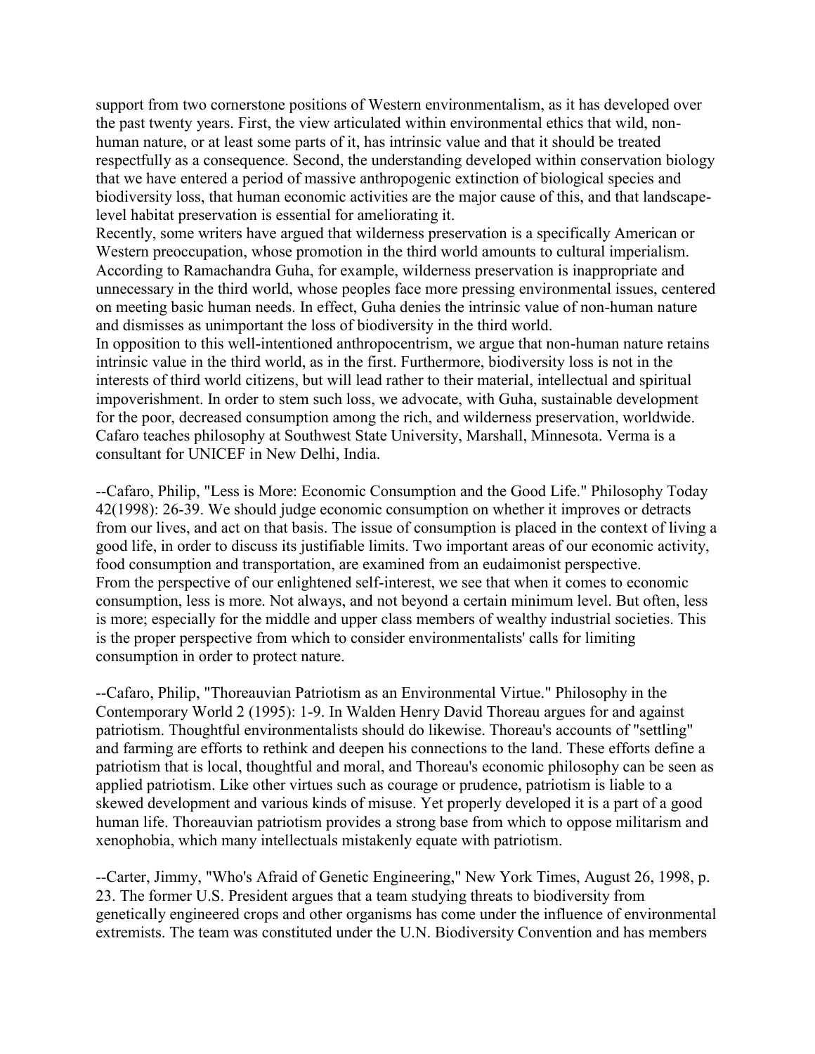support from two cornerstone positions of Western environmentalism, as it has developed over the past twenty years. First, the view articulated within environmental ethics that wild, non-human nature, or at least some parts of it, has intrinsic value and that it should be treated respectfully as a consequence. Second, the understanding developed within conservation biology that we have entered a period of massive anthropogenic extinction of biological species and biodiversity loss, that human economic activities are the major cause of this, and that landscape-level habitat preservation is essential for ameliorating it.

Recently, some writers have argued that wilderness preservation is a specifically American or Western preoccupation, whose promotion in the third world amounts to cultural imperialism. According to Ramachandra Guha, for example, wilderness preservation is inappropriate and unnecessary in the third world, whose peoples face more pressing environmental issues, centered on meeting basic human needs. In effect, Guha denies the intrinsic value of non-human nature and dismisses as unimportant the loss of biodiversity in the third world.

In opposition to this well-intentioned anthropocentrism, we argue that non-human nature retains intrinsic value in the third world, as in the first. Furthermore, biodiversity loss is not in the interests of third world citizens, but will lead rather to their material, intellectual and spiritual impoverishment. In order to stem such loss, we advocate, with Guha, sustainable development for the poor, decreased consumption among the rich, and wilderness preservation, worldwide. Cafaro teaches philosophy at Southwest State University, Marshall, Minnesota. Verma is a consultant for UNICEF in New Delhi, India.

--Cafaro, Philip, "Less is More: Economic Consumption and the Good Life." Philosophy Today 42(1998): 26-39. We should judge economic consumption on whether it improves or detracts from our lives, and act on that basis. The issue of consumption is placed in the context of living a good life, in order to discuss its justifiable limits. Two important areas of our economic activity, food consumption and transportation, are examined from an eudaimonist perspective.

From the perspective of our enlightened self-interest, we see that when it comes to economic consumption, less is more. Not always, and not beyond a certain minimum level. But often, less is more; especially for the middle and upper class members of wealthy industrial societies. This is the proper perspective from which to consider environmentalists' calls for limiting consumption in order to protect nature.

--Cafaro, Philip, "Thoreauvian Patriotism as an Environmental Virtue." Philosophy in the Contemporary World 2 (1995): 1-9. In Walden Henry David Thoreau argues for and against patriotism. Thoughtful environmentalists should do likewise. Thoreau's accounts of "settling" and farming are efforts to rethink and deepen his connections to the land. These efforts define a patriotism that is local, thoughtful and moral, and Thoreau's economic philosophy can be seen as applied patriotism. Like other virtues such as courage or prudence, patriotism is liable to a skewed development and various kinds of misuse. Yet properly developed it is a part of a good human life. Thoreauvian patriotism provides a strong base from which to oppose militarism and xenophobia, which many intellectuals mistakenly equate with patriotism.

--Carter, Jimmy, "Who's Afraid of Genetic Engineering," New York Times, August 26, 1998, p. 23. The former U.S. President argues that a team studying threats to biodiversity from genetically engineered crops and other organisms has come under the influence of environmental extremists. The team was constituted under the U.N. Biodiversity Convention and has members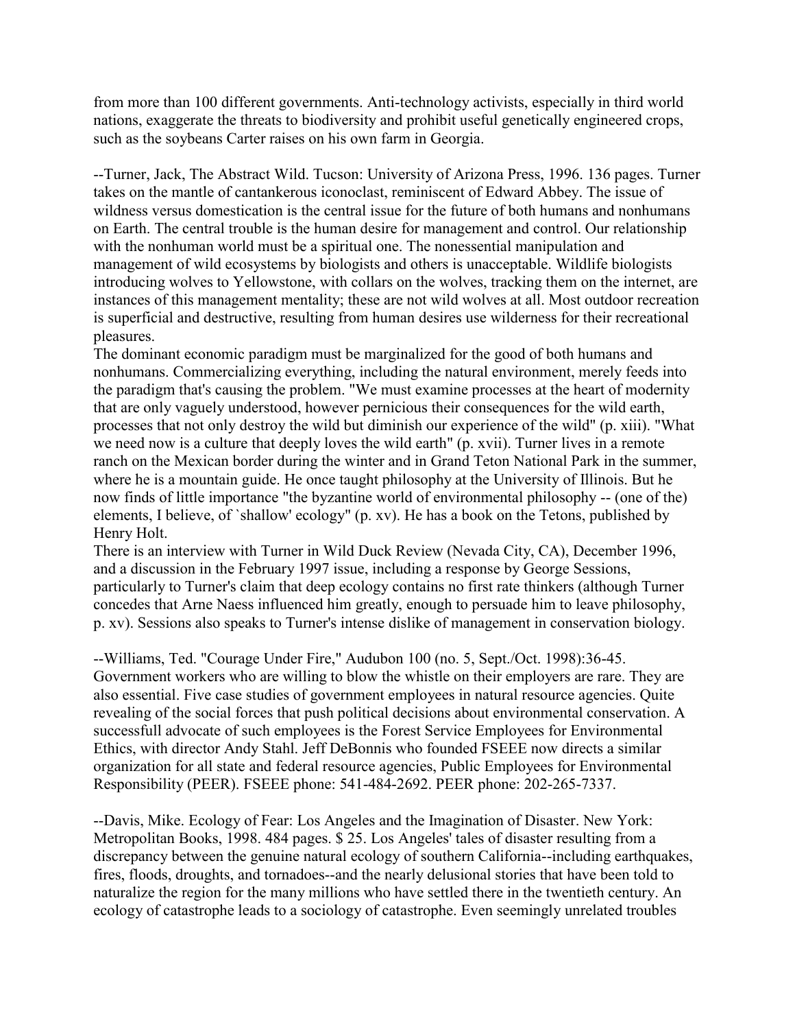from more than 100 different governments. Anti-technology activists, especially in third world nations, exaggerate the threats to biodiversity and prohibit useful genetically engineered crops, such as the soybeans Carter raises on his own farm in Georgia.

--Turner, Jack, The Abstract Wild. Tucson: University of Arizona Press, 1996. 136 pages. Turner takes on the mantle of cantankerous iconoclast, reminiscent of Edward Abbey. The issue of wildness versus domestication is the central issue for the future of both humans and nonhumans on Earth. The central trouble is the human desire for management and control. Our relationship with the nonhuman world must be a spiritual one. The nonessential manipulation and management of wild ecosystems by biologists and others is unacceptable. Wildlife biologists introducing wolves to Yellowstone, with collars on the wolves, tracking them on the internet, are instances of this management mentality; these are not wild wolves at all. Most outdoor recreation is superficial and destructive, resulting from human desires use wilderness for their recreational pleasures.

The dominant economic paradigm must be marginalized for the good of both humans and nonhumans. Commercializing everything, including the natural environment, merely feeds into the paradigm that's causing the problem. "We must examine processes at the heart of modernity that are only vaguely understood, however pernicious their consequences for the wild earth, processes that not only destroy the wild but diminish our experience of the wild" (p. xiii). "What we need now is a culture that deeply loves the wild earth" (p. xvii). Turner lives in a remote ranch on the Mexican border during the winter and in Grand Teton National Park in the summer, where he is a mountain guide. He once taught philosophy at the University of Illinois. But he now finds of little importance "the byzantine world of environmental philosophy -- (one of the) elements, I believe, of `shallow' ecology" (p. xv). He has a book on the Tetons, published by Henry Holt.

There is an interview with Turner in Wild Duck Review (Nevada City, CA), December 1996, and a discussion in the February 1997 issue, including a response by George Sessions, particularly to Turner's claim that deep ecology contains no first rate thinkers (although Turner concedes that Arne Naess influenced him greatly, enough to persuade him to leave philosophy, p. xv). Sessions also speaks to Turner's intense dislike of management in conservation biology.

--Williams, Ted. "Courage Under Fire," Audubon 100 (no. 5, Sept./Oct. 1998):36-45. Government workers who are willing to blow the whistle on their employers are rare. They are also essential. Five case studies of government employees in natural resource agencies. Quite revealing of the social forces that push political decisions about environmental conservation. A successfull advocate of such employees is the Forest Service Employees for Environmental Ethics, with director Andy Stahl. Jeff DeBonnis who founded FSEEE now directs a similar organization for all state and federal resource agencies, Public Employees for Environmental Responsibility (PEER). FSEEE phone: 541-484-2692. PEER phone: 202-265-7337.

--Davis, Mike. Ecology of Fear: Los Angeles and the Imagination of Disaster. New York: Metropolitan Books, 1998. 484 pages. $ 25. Los Angeles' tales of disaster resulting from a discrepancy between the genuine natural ecology of southern California--including earthquakes, fires, floods, droughts, and tornadoes--and the nearly delusional stories that have been told to naturalize the region for the many millions who have settled there in the twentieth century. An ecology of catastrophe leads to a sociology of catastrophe. Even seemingly unrelated troubles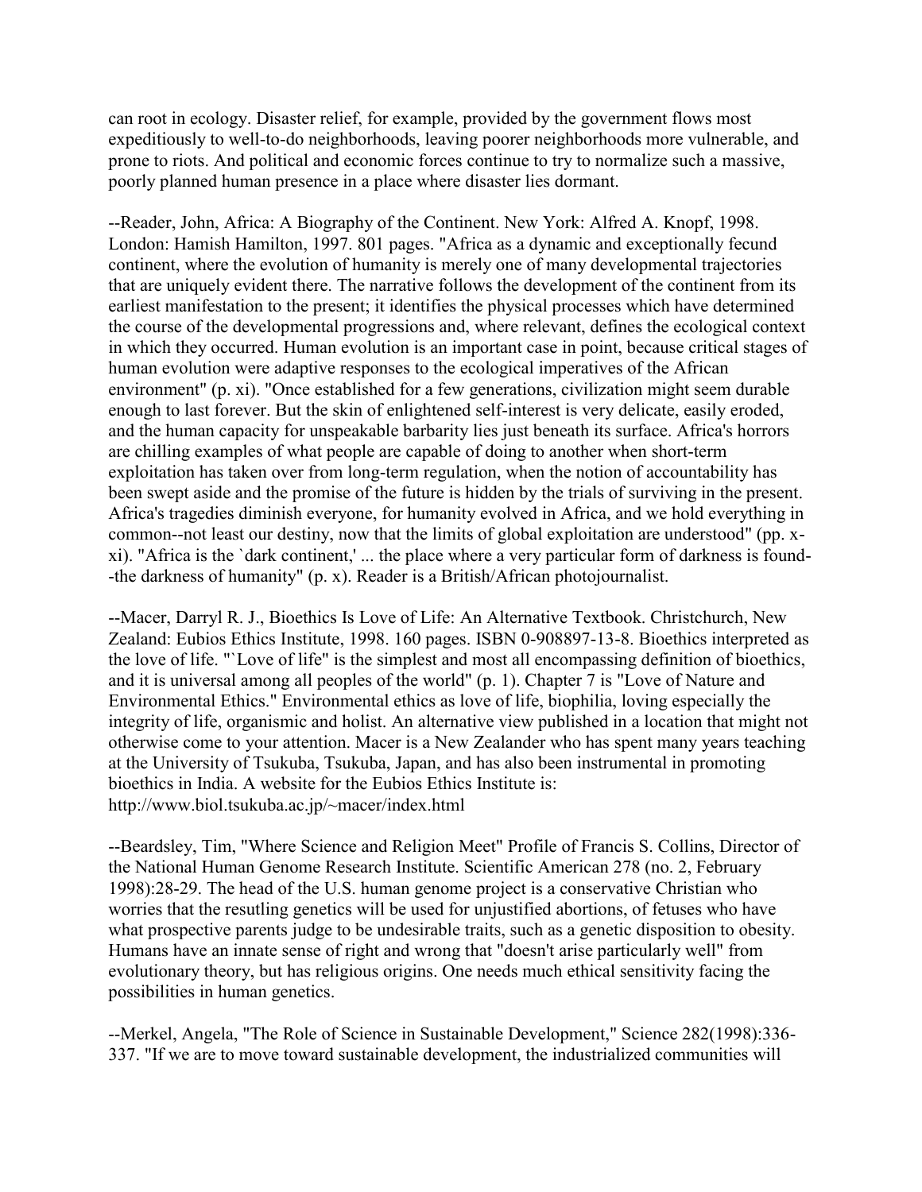can root in ecology. Disaster relief, for example, provided by the government flows most expeditiously to well-to-do neighborhoods, leaving poorer neighborhoods more vulnerable, and prone to riots. And political and economic forces continue to try to normalize such a massive, poorly planned human presence in a place where disaster lies dormant.

--Reader, John, Africa: A Biography of the Continent. New York: Alfred A. Knopf, 1998. London: Hamish Hamilton, 1997. 801 pages. "Africa as a dynamic and exceptionally fecund continent, where the evolution of humanity is merely one of many developmental trajectories that are uniquely evident there. The narrative follows the development of the continent from its earliest manifestation to the present; it identifies the physical processes which have determined the course of the developmental progressions and, where relevant, defines the ecological context in which they occurred. Human evolution is an important case in point, because critical stages of human evolution were adaptive responses to the ecological imperatives of the African environment" (p. xi). "Once established for a few generations, civilization might seem durable enough to last forever. But the skin of enlightened self-interest is very delicate, easily eroded, and the human capacity for unspeakable barbarity lies just beneath its surface. Africa's horrors are chilling examples of what people are capable of doing to another when short-term exploitation has taken over from long-term regulation, when the notion of accountability has been swept aside and the promise of the future is hidden by the trials of surviving in the present. Africa's tragedies diminish everyone, for humanity evolved in Africa, and we hold everything in common--not least our destiny, now that the limits of global exploitation are understood" (pp. x-xi). "Africa is the `dark continent,' ... the place where a very particular form of darkness is found--the darkness of humanity" (p. x). Reader is a British/African photojournalist.

--Macer, Darryl R. J., Bioethics Is Love of Life: An Alternative Textbook. Christchurch, New Zealand: Eubios Ethics Institute, 1998. 160 pages. ISBN 0-908897-13-8. Bioethics interpreted as the love of life. "`Love of life" is the simplest and most all encompassing definition of bioethics, and it is universal among all peoples of the world" (p. 1). Chapter 7 is "Love of Nature and Environmental Ethics." Environmental ethics as love of life, biophilia, loving especially the integrity of life, organismic and holist. An alternative view published in a location that might not otherwise come to your attention. Macer is a New Zealander who has spent many years teaching at the University of Tsukuba, Tsukuba, Japan, and has also been instrumental in promoting bioethics in India. A website for the Eubios Ethics Institute is: http://www.biol.tsukuba.ac.jp/~macer/index.html

--Beardsley, Tim, "Where Science and Religion Meet" Profile of Francis S. Collins, Director of the National Human Genome Research Institute. Scientific American 278 (no. 2, February 1998):28-29. The head of the U.S. human genome project is a conservative Christian who worries that the resutling genetics will be used for unjustified abortions, of fetuses who have what prospective parents judge to be undesirable traits, such as a genetic disposition to obesity. Humans have an innate sense of right and wrong that "doesn't arise particularly well" from evolutionary theory, but has religious origins. One needs much ethical sensitivity facing the possibilities in human genetics.

--Merkel, Angela, "The Role of Science in Sustainable Development," Science 282(1998):336-337. "If we are to move toward sustainable development, the industrialized communities will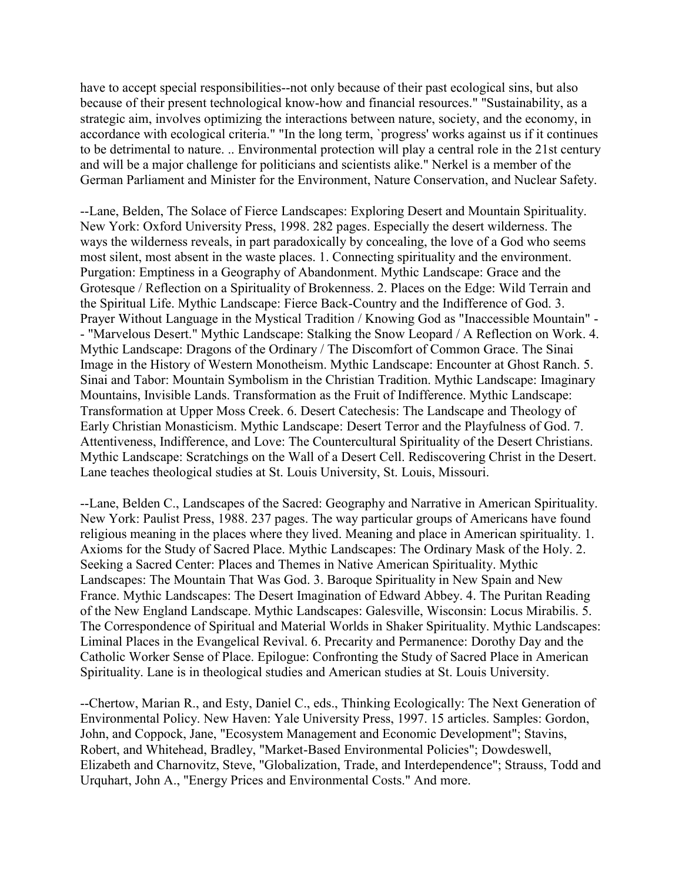have to accept special responsibilities--not only because of their past ecological sins, but also because of their present technological know-how and financial resources." "Sustainability, as a strategic aim, involves optimizing the interactions between nature, society, and the economy, in accordance with ecological criteria." "In the long term, `progress' works against us if it continues to be detrimental to nature. .. Environmental protection will play a central role in the 21st century and will be a major challenge for politicians and scientists alike." Nerkel is a member of the German Parliament and Minister for the Environment, Nature Conservation, and Nuclear Safety.

--Lane, Belden, The Solace of Fierce Landscapes: Exploring Desert and Mountain Spirituality. New York: Oxford University Press, 1998. 282 pages. Especially the desert wilderness. The ways the wilderness reveals, in part paradoxically by concealing, the love of a God who seems most silent, most absent in the waste places. 1. Connecting spirituality and the environment. Purgation: Emptiness in a Geography of Abandonment. Mythic Landscape: Grace and the Grotesque / Reflection on a Spirituality of Brokenness. 2. Places on the Edge: Wild Terrain and the Spiritual Life. Mythic Landscape: Fierce Back-Country and the Indifference of God. 3. Prayer Without Language in the Mystical Tradition / Knowing God as "Inaccessible Mountain" -- "Marvelous Desert." Mythic Landscape: Stalking the Snow Leopard / A Reflection on Work. 4. Mythic Landscape: Dragons of the Ordinary / The Discomfort of Common Grace. The Sinai Image in the History of Western Monotheism. Mythic Landscape: Encounter at Ghost Ranch. 5. Sinai and Tabor: Mountain Symbolism in the Christian Tradition. Mythic Landscape: Imaginary Mountains, Invisible Lands. Transformation as the Fruit of Indifference. Mythic Landscape: Transformation at Upper Moss Creek. 6. Desert Catechesis: The Landscape and Theology of Early Christian Monasticism. Mythic Landscape: Desert Terror and the Playfulness of God. 7. Attentiveness, Indifference, and Love: The Countercultural Spirituality of the Desert Christians. Mythic Landscape: Scratchings on the Wall of a Desert Cell. Rediscovering Christ in the Desert. Lane teaches theological studies at St. Louis University, St. Louis, Missouri.

--Lane, Belden C., Landscapes of the Sacred: Geography and Narrative in American Spirituality. New York: Paulist Press, 1988. 237 pages. The way particular groups of Americans have found religious meaning in the places where they lived. Meaning and place in American spirituality. 1. Axioms for the Study of Sacred Place. Mythic Landscapes: The Ordinary Mask of the Holy. 2. Seeking a Sacred Center: Places and Themes in Native American Spirituality. Mythic Landscapes: The Mountain That Was God. 3. Baroque Spirituality in New Spain and New France. Mythic Landscapes: The Desert Imagination of Edward Abbey. 4. The Puritan Reading of the New England Landscape. Mythic Landscapes: Galesville, Wisconsin: Locus Mirabilis. 5. The Correspondence of Spiritual and Material Worlds in Shaker Spirituality. Mythic Landscapes: Liminal Places in the Evangelical Revival. 6. Precarity and Permanence: Dorothy Day and the Catholic Worker Sense of Place. Epilogue: Confronting the Study of Sacred Place in American Spirituality. Lane is in theological studies and American studies at St. Louis University.

--Chertow, Marian R., and Esty, Daniel C., eds., Thinking Ecologically: The Next Generation of Environmental Policy. New Haven: Yale University Press, 1997. 15 articles. Samples: Gordon, John, and Coppock, Jane, "Ecosystem Management and Economic Development"; Stavins, Robert, and Whitehead, Bradley, "Market-Based Environmental Policies"; Dowdeswell, Elizabeth and Charnovitz, Steve, "Globalization, Trade, and Interdependence"; Strauss, Todd and Urquhart, John A., "Energy Prices and Environmental Costs." And more.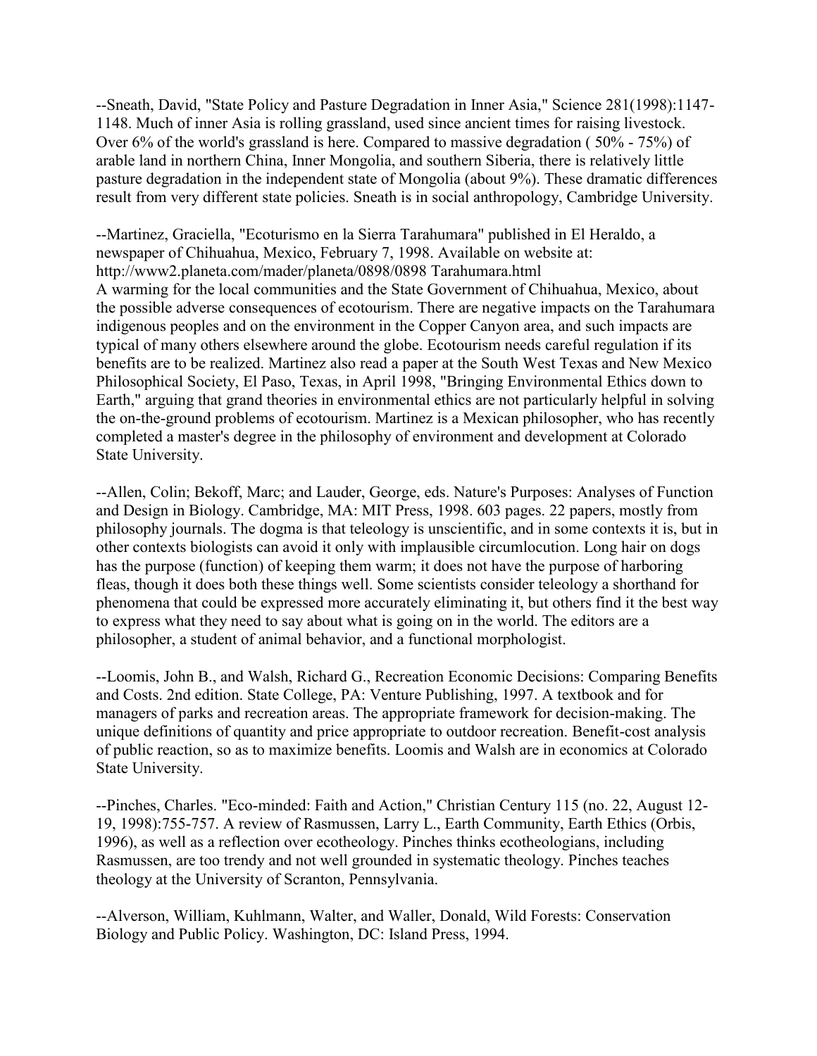--Sneath, David, "State Policy and Pasture Degradation in Inner Asia," Science 281(1998):1147-1148. Much of inner Asia is rolling grassland, used since ancient times for raising livestock. Over 6% of the world's grassland is here. Compared to massive degradation ( 50% - 75%) of arable land in northern China, Inner Mongolia, and southern Siberia, there is relatively little pasture degradation in the independent state of Mongolia (about 9%). These dramatic differences result from very different state policies. Sneath is in social anthropology, Cambridge University.

--Martinez, Graciella, "Ecoturismo en la Sierra Tarahumara" published in El Heraldo, a newspaper of Chihuahua, Mexico, February 7, 1998. Available on website at: http://www2.planeta.com/mader/planeta/0898/0898 Tarahumara.html
A warming for the local communities and the State Government of Chihuahua, Mexico, about the possible adverse consequences of ecotourism. There are negative impacts on the Tarahumara indigenous peoples and on the environment in the Copper Canyon area, and such impacts are typical of many others elsewhere around the globe. Ecotourism needs careful regulation if its benefits are to be realized. Martinez also read a paper at the South West Texas and New Mexico Philosophical Society, El Paso, Texas, in April 1998, "Bringing Environmental Ethics down to Earth," arguing that grand theories in environmental ethics are not particularly helpful in solving the on-the-ground problems of ecotourism. Martinez is a Mexican philosopher, who has recently completed a master's degree in the philosophy of environment and development at Colorado State University.

--Allen, Colin; Bekoff, Marc; and Lauder, George, eds. Nature's Purposes: Analyses of Function and Design in Biology. Cambridge, MA: MIT Press, 1998. 603 pages. 22 papers, mostly from philosophy journals. The dogma is that teleology is unscientific, and in some contexts it is, but in other contexts biologists can avoid it only with implausible circumlocution. Long hair on dogs has the purpose (function) of keeping them warm; it does not have the purpose of harboring fleas, though it does both these things well. Some scientists consider teleology a shorthand for phenomena that could be expressed more accurately eliminating it, but others find it the best way to express what they need to say about what is going on in the world. The editors are a philosopher, a student of animal behavior, and a functional morphologist.

--Loomis, John B., and Walsh, Richard G., Recreation Economic Decisions: Comparing Benefits and Costs. 2nd edition. State College, PA: Venture Publishing, 1997. A textbook and for managers of parks and recreation areas. The appropriate framework for decision-making. The unique definitions of quantity and price appropriate to outdoor recreation. Benefit-cost analysis of public reaction, so as to maximize benefits. Loomis and Walsh are in economics at Colorado State University.

--Pinches, Charles. "Eco-minded: Faith and Action," Christian Century 115 (no. 22, August 12-19, 1998):755-757. A review of Rasmussen, Larry L., Earth Community, Earth Ethics (Orbis, 1996), as well as a reflection over ecotheology. Pinches thinks ecotheologians, including Rasmussen, are too trendy and not well grounded in systematic theology. Pinches teaches theology at the University of Scranton, Pennsylvania.

--Alverson, William, Kuhlmann, Walter, and Waller, Donald, Wild Forests: Conservation Biology and Public Policy. Washington, DC: Island Press, 1994.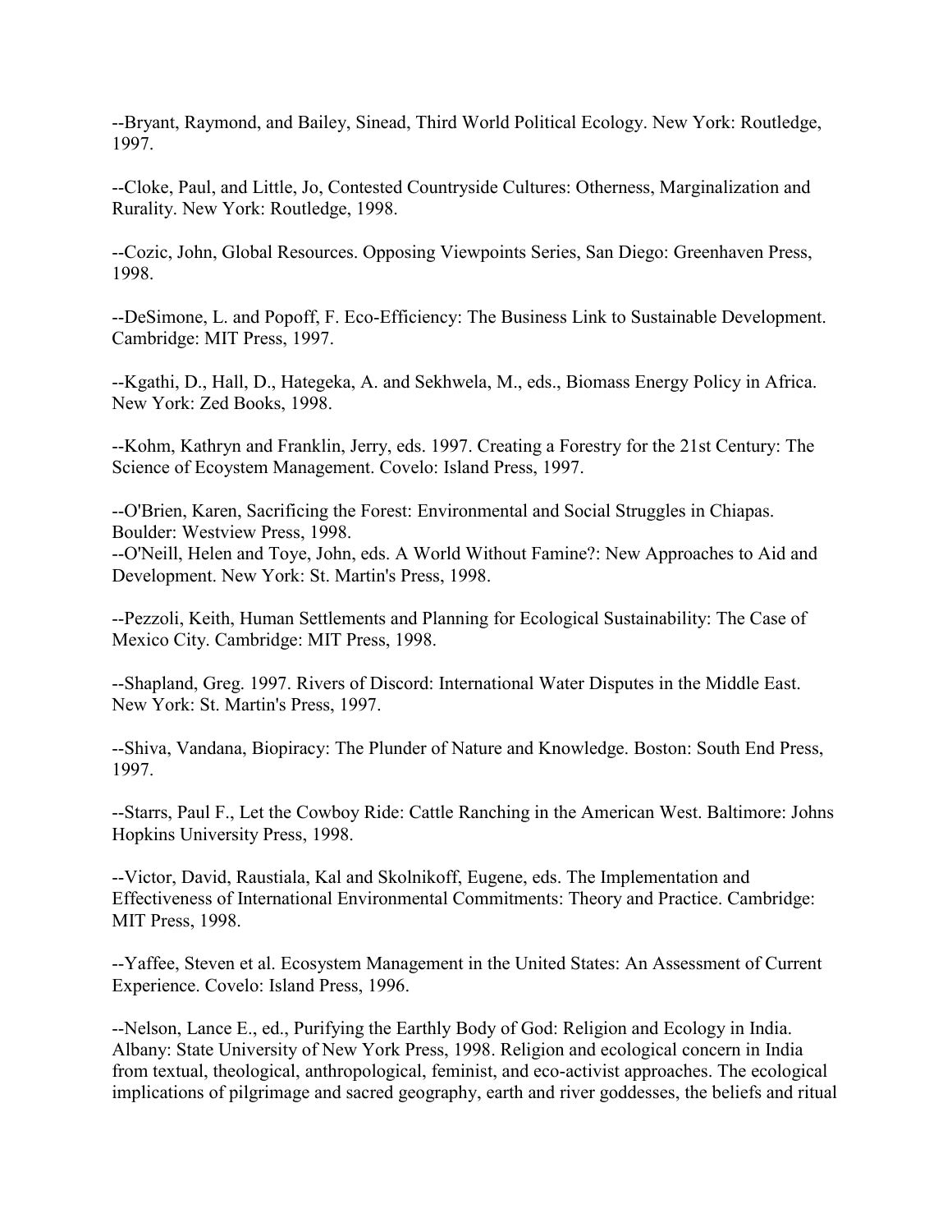--Bryant, Raymond, and Bailey, Sinead, Third World Political Ecology. New York: Routledge, 1997.

--Cloke, Paul, and Little, Jo, Contested Countryside Cultures: Otherness, Marginalization and Rurality. New York: Routledge, 1998.

--Cozic, John, Global Resources. Opposing Viewpoints Series, San Diego: Greenhaven Press, 1998.

--DeSimone, L. and Popoff, F. Eco-Efficiency: The Business Link to Sustainable Development. Cambridge: MIT Press, 1997.

--Kgathi, D., Hall, D., Hategeka, A. and Sekhwela, M., eds., Biomass Energy Policy in Africa. New York: Zed Books, 1998.

--Kohm, Kathryn and Franklin, Jerry, eds. 1997. Creating a Forestry for the 21st Century: The Science of Ecoystem Management. Covelo: Island Press, 1997.

--O'Brien, Karen, Sacrificing the Forest: Environmental and Social Struggles in Chiapas. Boulder: Westview Press, 1998.
--O'Neill, Helen and Toye, John, eds. A World Without Famine?: New Approaches to Aid and Development. New York: St. Martin's Press, 1998.

--Pezzoli, Keith, Human Settlements and Planning for Ecological Sustainability: The Case of Mexico City. Cambridge: MIT Press, 1998.

--Shapland, Greg. 1997. Rivers of Discord: International Water Disputes in the Middle East. New York: St. Martin's Press, 1997.

--Shiva, Vandana, Biopiracy: The Plunder of Nature and Knowledge. Boston: South End Press, 1997.

--Starrs, Paul F., Let the Cowboy Ride: Cattle Ranching in the American West. Baltimore: Johns Hopkins University Press, 1998.

--Victor, David, Raustiala, Kal and Skolnikoff, Eugene, eds. The Implementation and Effectiveness of International Environmental Commitments: Theory and Practice. Cambridge: MIT Press, 1998.

--Yaffee, Steven et al. Ecosystem Management in the United States: An Assessment of Current Experience. Covelo: Island Press, 1996.

--Nelson, Lance E., ed., Purifying the Earthly Body of God: Religion and Ecology in India. Albany: State University of New York Press, 1998. Religion and ecological concern in India from textual, theological, anthropological, feminist, and eco-activist approaches. The ecological implications of pilgrimage and sacred geography, earth and river goddesses, the beliefs and ritual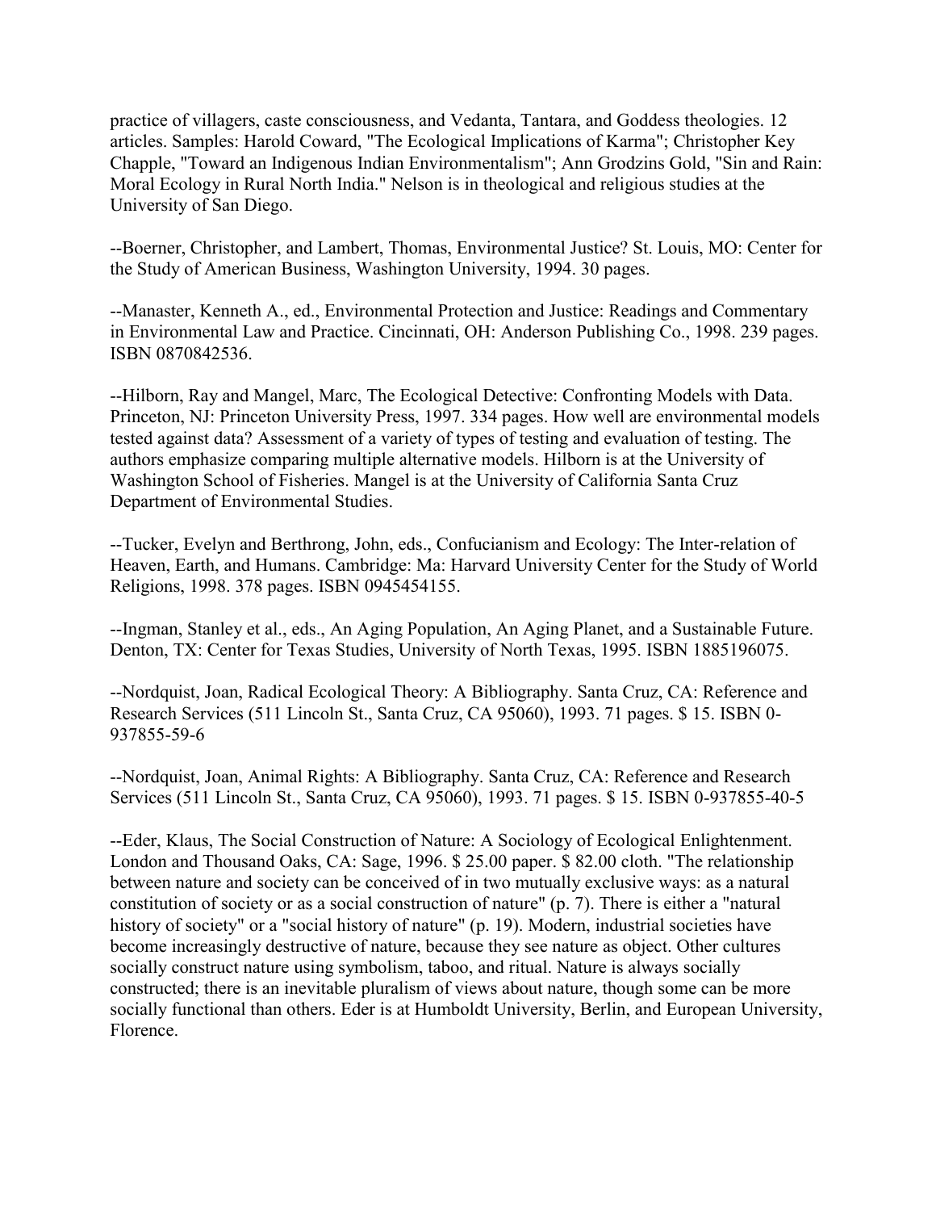practice of villagers, caste consciousness, and Vedanta, Tantara, and Goddess theologies. 12 articles. Samples: Harold Coward, "The Ecological Implications of Karma"; Christopher Key Chapple, "Toward an Indigenous Indian Environmentalism"; Ann Grodzins Gold, "Sin and Rain: Moral Ecology in Rural North India." Nelson is in theological and religious studies at the University of San Diego.

--Boerner, Christopher, and Lambert, Thomas, Environmental Justice? St. Louis, MO: Center for the Study of American Business, Washington University, 1994. 30 pages.

--Manaster, Kenneth A., ed., Environmental Protection and Justice: Readings and Commentary in Environmental Law and Practice. Cincinnati, OH: Anderson Publishing Co., 1998. 239 pages. ISBN 0870842536.

--Hilborn, Ray and Mangel, Marc, The Ecological Detective: Confronting Models with Data. Princeton, NJ: Princeton University Press, 1997. 334 pages. How well are environmental models tested against data? Assessment of a variety of types of testing and evaluation of testing. The authors emphasize comparing multiple alternative models. Hilborn is at the University of Washington School of Fisheries. Mangel is at the University of California Santa Cruz Department of Environmental Studies.

--Tucker, Evelyn and Berthrong, John, eds., Confucianism and Ecology: The Inter-relation of Heaven, Earth, and Humans. Cambridge: Ma: Harvard University Center for the Study of World Religions, 1998. 378 pages. ISBN 0945454155.

--Ingman, Stanley et al., eds., An Aging Population, An Aging Planet, and a Sustainable Future. Denton, TX: Center for Texas Studies, University of North Texas, 1995. ISBN 1885196075.

--Nordquist, Joan, Radical Ecological Theory: A Bibliography. Santa Cruz, CA: Reference and Research Services (511 Lincoln St., Santa Cruz, CA 95060), 1993. 71 pages. $ 15. ISBN 0-937855-59-6

--Nordquist, Joan, Animal Rights: A Bibliography. Santa Cruz, CA: Reference and Research Services (511 Lincoln St., Santa Cruz, CA 95060), 1993. 71 pages. $ 15. ISBN 0-937855-40-5

--Eder, Klaus, The Social Construction of Nature: A Sociology of Ecological Enlightenment. London and Thousand Oaks, CA: Sage, 1996. $ 25.00 paper. $ 82.00 cloth. "The relationship between nature and society can be conceived of in two mutually exclusive ways: as a natural constitution of society or as a social construction of nature" (p. 7). There is either a "natural history of society" or a "social history of nature" (p. 19). Modern, industrial societies have become increasingly destructive of nature, because they see nature as object. Other cultures socially construct nature using symbolism, taboo, and ritual. Nature is always socially constructed; there is an inevitable pluralism of views about nature, though some can be more socially functional than others. Eder is at Humboldt University, Berlin, and European University, Florence.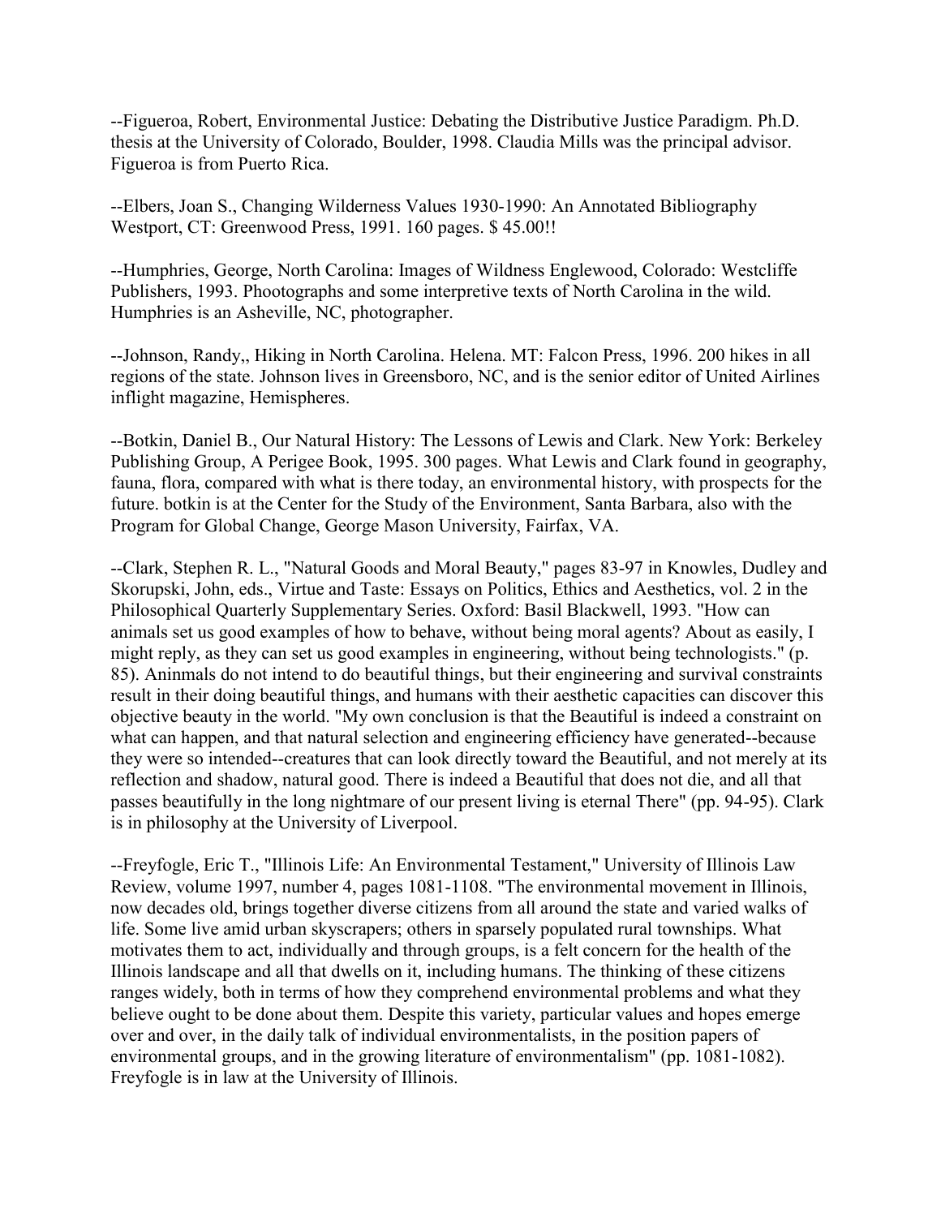--Figueroa, Robert, Environmental Justice: Debating the Distributive Justice Paradigm. Ph.D. thesis at the University of Colorado, Boulder, 1998. Claudia Mills was the principal advisor. Figueroa is from Puerto Rica.

--Elbers, Joan S., Changing Wilderness Values 1930-1990: An Annotated Bibliography Westport, CT: Greenwood Press, 1991. 160 pages. $ 45.00!!

--Humphries, George, North Carolina: Images of Wildness Englewood, Colorado: Westcliffe Publishers, 1993. Phootographs and some interpretive texts of North Carolina in the wild. Humphries is an Asheville, NC, photographer.

--Johnson, Randy,, Hiking in North Carolina. Helena. MT: Falcon Press, 1996. 200 hikes in all regions of the state. Johnson lives in Greensboro, NC, and is the senior editor of United Airlines inflight magazine, Hemispheres.

--Botkin, Daniel B., Our Natural History: The Lessons of Lewis and Clark. New York: Berkeley Publishing Group, A Perigee Book, 1995. 300 pages. What Lewis and Clark found in geography, fauna, flora, compared with what is there today, an environmental history, with prospects for the future. botkin is at the Center for the Study of the Environment, Santa Barbara, also with the Program for Global Change, George Mason University, Fairfax, VA.

--Clark, Stephen R. L., "Natural Goods and Moral Beauty," pages 83-97 in Knowles, Dudley and Skorupski, John, eds., Virtue and Taste: Essays on Politics, Ethics and Aesthetics, vol. 2 in the Philosophical Quarterly Supplementary Series. Oxford: Basil Blackwell, 1993. "How can animals set us good examples of how to behave, without being moral agents? About as easily, I might reply, as they can set us good examples in engineering, without being technologists." (p. 85). Aninmals do not intend to do beautiful things, but their engineering and survival constraints result in their doing beautiful things, and humans with their aesthetic capacities can discover this objective beauty in the world. "My own conclusion is that the Beautiful is indeed a constraint on what can happen, and that natural selection and engineering efficiency have generated--because they were so intended--creatures that can look directly toward the Beautiful, and not merely at its reflection and shadow, natural good. There is indeed a Beautiful that does not die, and all that passes beautifully in the long nightmare of our present living is eternal There" (pp. 94-95). Clark is in philosophy at the University of Liverpool.

--Freyfogle, Eric T., "Illinois Life: An Environmental Testament," University of Illinois Law Review, volume 1997, number 4, pages 1081-1108. "The environmental movement in Illinois, now decades old, brings together diverse citizens from all around the state and varied walks of life. Some live amid urban skyscrapers; others in sparsely populated rural townships. What motivates them to act, individually and through groups, is a felt concern for the health of the Illinois landscape and all that dwells on it, including humans. The thinking of these citizens ranges widely, both in terms of how they comprehend environmental problems and what they believe ought to be done about them. Despite this variety, particular values and hopes emerge over and over, in the daily talk of individual environmentalists, in the position papers of environmental groups, and in the growing literature of environmentalism" (pp. 1081-1082). Freyfogle is in law at the University of Illinois.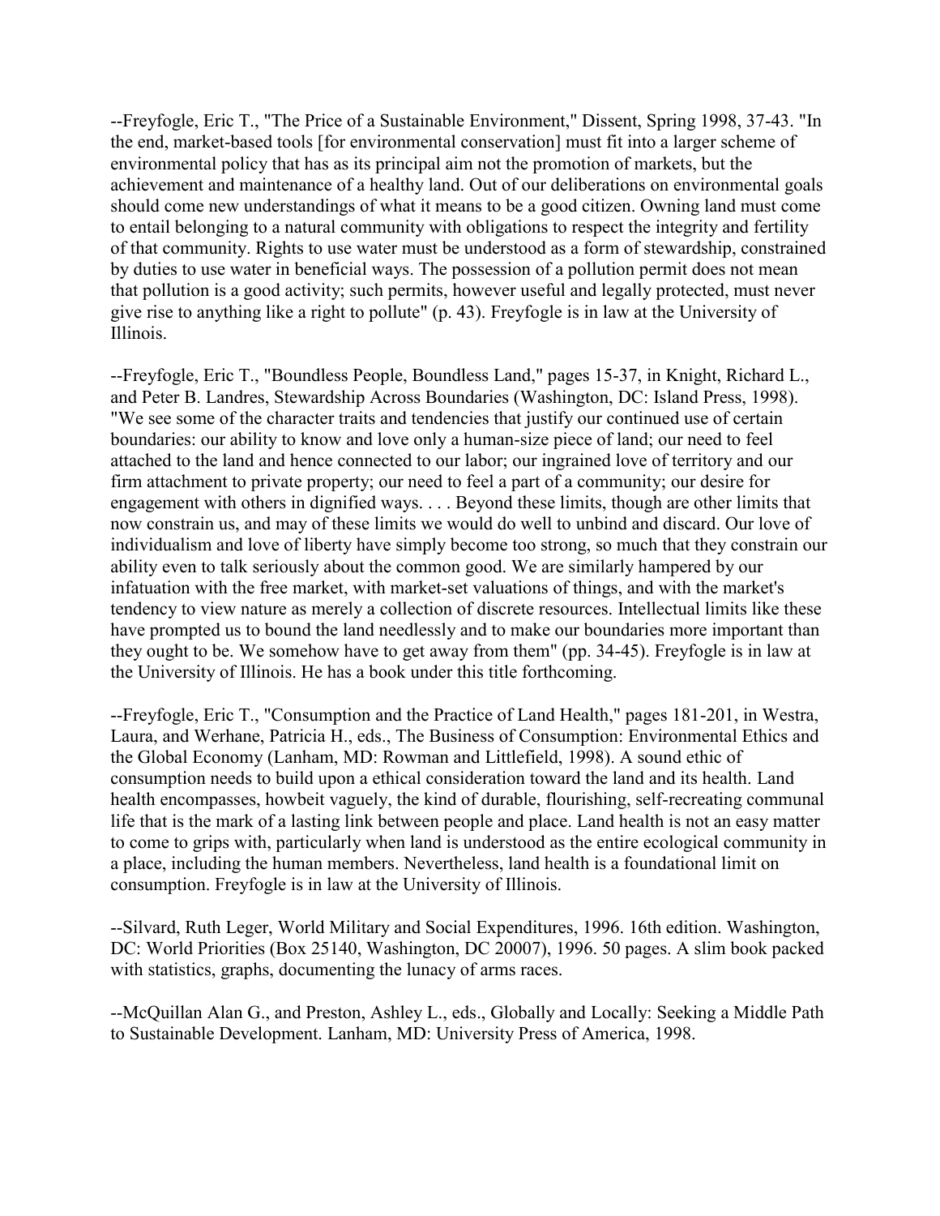--Freyfogle, Eric T., "The Price of a Sustainable Environment," Dissent, Spring 1998, 37-43. "In the end, market-based tools [for environmental conservation] must fit into a larger scheme of environmental policy that has as its principal aim not the promotion of markets, but the achievement and maintenance of a healthy land. Out of our deliberations on environmental goals should come new understandings of what it means to be a good citizen. Owning land must come to entail belonging to a natural community with obligations to respect the integrity and fertility of that community. Rights to use water must be understood as a form of stewardship, constrained by duties to use water in beneficial ways. The possession of a pollution permit does not mean that pollution is a good activity; such permits, however useful and legally protected, must never give rise to anything like a right to pollute" (p. 43). Freyfogle is in law at the University of Illinois.

--Freyfogle, Eric T., "Boundless People, Boundless Land," pages 15-37, in Knight, Richard L., and Peter B. Landres, Stewardship Across Boundaries (Washington, DC: Island Press, 1998). "We see some of the character traits and tendencies that justify our continued use of certain boundaries: our ability to know and love only a human-size piece of land; our need to feel attached to the land and hence connected to our labor; our ingrained love of territory and our firm attachment to private property; our need to feel a part of a community; our desire for engagement with others in dignified ways. . . . Beyond these limits, though are other limits that now constrain us, and may of these limits we would do well to unbind and discard. Our love of individualism and love of liberty have simply become too strong, so much that they constrain our ability even to talk seriously about the common good. We are similarly hampered by our infatuation with the free market, with market-set valuations of things, and with the market's tendency to view nature as merely a collection of discrete resources. Intellectual limits like these have prompted us to bound the land needlessly and to make our boundaries more important than they ought to be. We somehow have to get away from them" (pp. 34-45). Freyfogle is in law at the University of Illinois. He has a book under this title forthcoming.

--Freyfogle, Eric T., "Consumption and the Practice of Land Health," pages 181-201, in Westra, Laura, and Werhane, Patricia H., eds., The Business of Consumption: Environmental Ethics and the Global Economy (Lanham, MD: Rowman and Littlefield, 1998). A sound ethic of consumption needs to build upon a ethical consideration toward the land and its health. Land health encompasses, howbeit vaguely, the kind of durable, flourishing, self-recreating communal life that is the mark of a lasting link between people and place. Land health is not an easy matter to come to grips with, particularly when land is understood as the entire ecological community in a place, including the human members. Nevertheless, land health is a foundational limit on consumption. Freyfogle is in law at the University of Illinois.

--Silvard, Ruth Leger, World Military and Social Expenditures, 1996. 16th edition. Washington, DC: World Priorities (Box 25140, Washington, DC 20007), 1996. 50 pages. A slim book packed with statistics, graphs, documenting the lunacy of arms races.

--McQuillan Alan G., and Preston, Ashley L., eds., Globally and Locally: Seeking a Middle Path to Sustainable Development. Lanham, MD: University Press of America, 1998.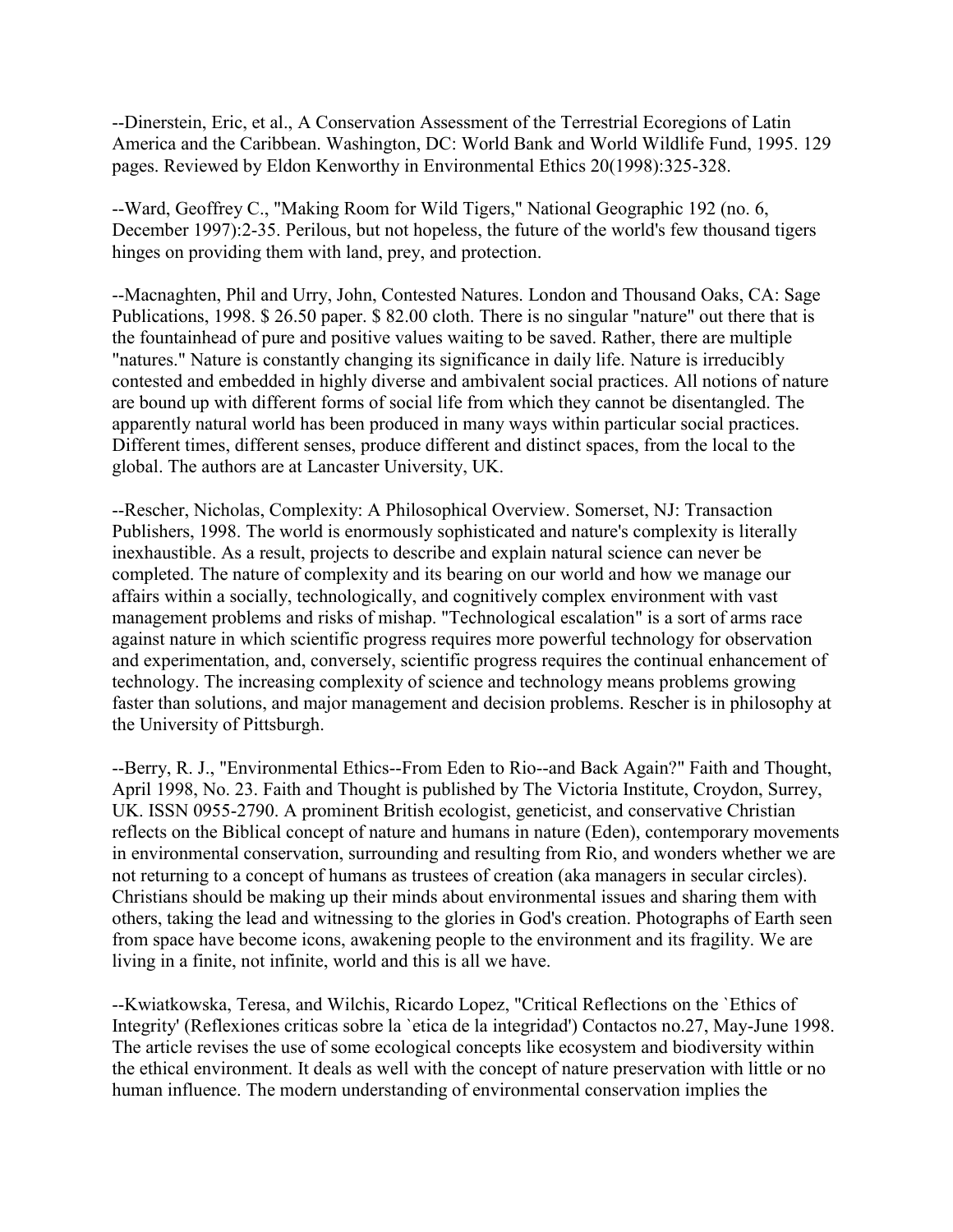--Dinerstein, Eric, et al., A Conservation Assessment of the Terrestrial Ecoregions of Latin America and the Caribbean. Washington, DC: World Bank and World Wildlife Fund, 1995. 129 pages. Reviewed by Eldon Kenworthy in Environmental Ethics 20(1998):325-328.

--Ward, Geoffrey C., "Making Room for Wild Tigers," National Geographic 192 (no. 6, December 1997):2-35. Perilous, but not hopeless, the future of the world's few thousand tigers hinges on providing them with land, prey, and protection.

--Macnaghten, Phil and Urry, John, Contested Natures. London and Thousand Oaks, CA: Sage Publications, 1998. $ 26.50 paper. $ 82.00 cloth. There is no singular "nature" out there that is the fountainhead of pure and positive values waiting to be saved. Rather, there are multiple "natures." Nature is constantly changing its significance in daily life. Nature is irreducibly contested and embedded in highly diverse and ambivalent social practices. All notions of nature are bound up with different forms of social life from which they cannot be disentangled. The apparently natural world has been produced in many ways within particular social practices. Different times, different senses, produce different and distinct spaces, from the local to the global. The authors are at Lancaster University, UK.

--Rescher, Nicholas, Complexity: A Philosophical Overview. Somerset, NJ: Transaction Publishers, 1998. The world is enormously sophisticated and nature's complexity is literally inexhaustible. As a result, projects to describe and explain natural science can never be completed. The nature of complexity and its bearing on our world and how we manage our affairs within a socially, technologically, and cognitively complex environment with vast management problems and risks of mishap. "Technological escalation" is a sort of arms race against nature in which scientific progress requires more powerful technology for observation and experimentation, and, conversely, scientific progress requires the continual enhancement of technology. The increasing complexity of science and technology means problems growing faster than solutions, and major management and decision problems. Rescher is in philosophy at the University of Pittsburgh.

--Berry, R. J., "Environmental Ethics--From Eden to Rio--and Back Again?" Faith and Thought, April 1998, No. 23. Faith and Thought is published by The Victoria Institute, Croydon, Surrey, UK. ISSN 0955-2790. A prominent British ecologist, geneticist, and conservative Christian reflects on the Biblical concept of nature and humans in nature (Eden), contemporary movements in environmental conservation, surrounding and resulting from Rio, and wonders whether we are not returning to a concept of humans as trustees of creation (aka managers in secular circles). Christians should be making up their minds about environmental issues and sharing them with others, taking the lead and witnessing to the glories in God's creation. Photographs of Earth seen from space have become icons, awakening people to the environment and its fragility. We are living in a finite, not infinite, world and this is all we have.

--Kwiatkowska, Teresa, and Wilchis, Ricardo Lopez, "Critical Reflections on the `Ethics of Integrity' (Reflexiones criticas sobre la `etica de la integridad') Contactos no.27, May-June 1998. The article revises the use of some ecological concepts like ecosystem and biodiversity within the ethical environment. It deals as well with the concept of nature preservation with little or no human influence. The modern understanding of environmental conservation implies the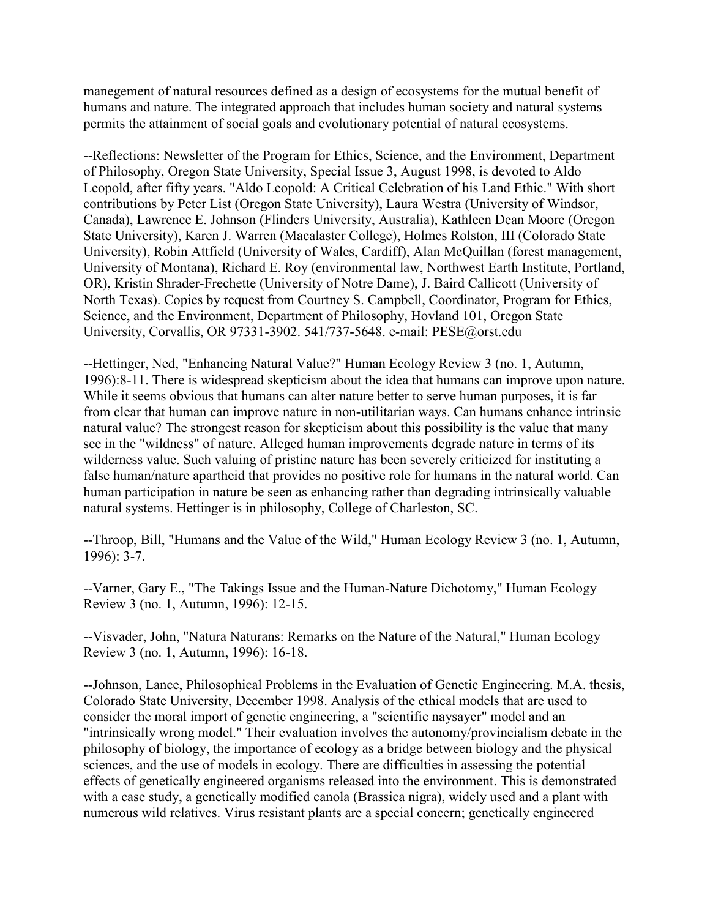manegement of natural resources defined as a design of ecosystems for the mutual benefit of humans and nature. The integrated approach that includes human society and natural systems permits the attainment of social goals and evolutionary potential of natural ecosystems.

--Reflections: Newsletter of the Program for Ethics, Science, and the Environment, Department of Philosophy, Oregon State University, Special Issue 3, August 1998, is devoted to Aldo Leopold, after fifty years. "Aldo Leopold: A Critical Celebration of his Land Ethic." With short contributions by Peter List (Oregon State University), Laura Westra (University of Windsor, Canada), Lawrence E. Johnson (Flinders University, Australia), Kathleen Dean Moore (Oregon State University), Karen J. Warren (Macalaster College), Holmes Rolston, III (Colorado State University), Robin Attfield (University of Wales, Cardiff), Alan McQuillan (forest management, University of Montana), Richard E. Roy (environmental law, Northwest Earth Institute, Portland, OR), Kristin Shrader-Frechette (University of Notre Dame), J. Baird Callicott (University of North Texas). Copies by request from Courtney S. Campbell, Coordinator, Program for Ethics, Science, and the Environment, Department of Philosophy, Hovland 101, Oregon State University, Corvallis, OR 97331-3902. 541/737-5648. e-mail: PESE@orst.edu

--Hettinger, Ned, "Enhancing Natural Value?" Human Ecology Review 3 (no. 1, Autumn, 1996):8-11. There is widespread skepticism about the idea that humans can improve upon nature. While it seems obvious that humans can alter nature better to serve human purposes, it is far from clear that human can improve nature in non-utilitarian ways. Can humans enhance intrinsic natural value? The strongest reason for skepticism about this possibility is the value that many see in the "wildness" of nature. Alleged human improvements degrade nature in terms of its wilderness value. Such valuing of pristine nature has been severely criticized for instituting a false human/nature apartheid that provides no positive role for humans in the natural world. Can human participation in nature be seen as enhancing rather than degrading intrinsically valuable natural systems. Hettinger is in philosophy, College of Charleston, SC.

--Throop, Bill, "Humans and the Value of the Wild," Human Ecology Review 3 (no. 1, Autumn, 1996): 3-7.

--Varner, Gary E., "The Takings Issue and the Human-Nature Dichotomy," Human Ecology Review 3 (no. 1, Autumn, 1996): 12-15.

--Visvader, John, "Natura Naturans: Remarks on the Nature of the Natural," Human Ecology Review 3 (no. 1, Autumn, 1996): 16-18.

--Johnson, Lance, Philosophical Problems in the Evaluation of Genetic Engineering. M.A. thesis, Colorado State University, December 1998. Analysis of the ethical models that are used to consider the moral import of genetic engineering, a "scientific naysayer" model and an "intrinsically wrong model." Their evaluation involves the autonomy/provincialism debate in the philosophy of biology, the importance of ecology as a bridge between biology and the physical sciences, and the use of models in ecology. There are difficulties in assessing the potential effects of genetically engineered organisms released into the environment. This is demonstrated with a case study, a genetically modified canola (Brassica nigra), widely used and a plant with numerous wild relatives. Virus resistant plants are a special concern; genetically engineered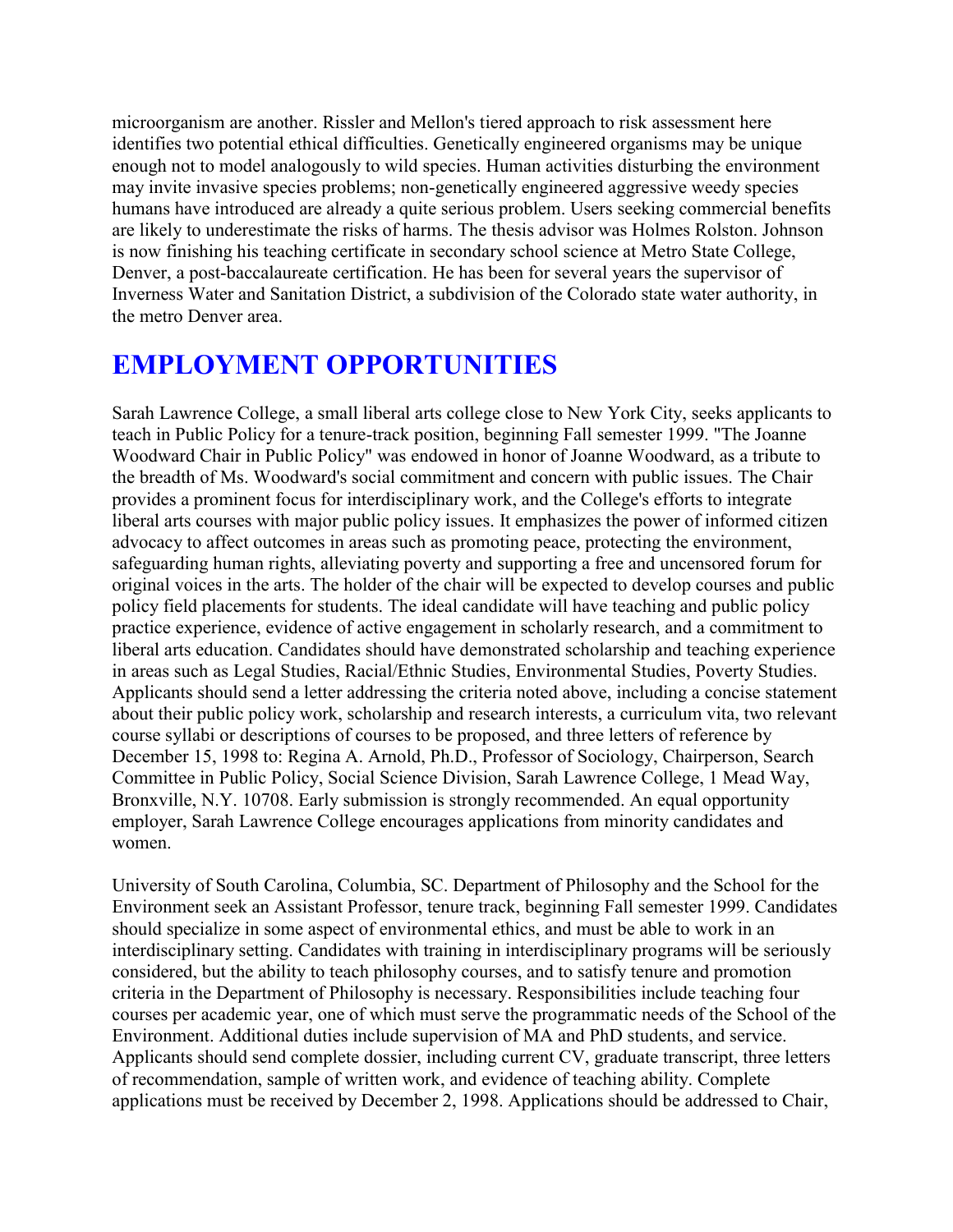microorganism are another. Rissler and Mellon's tiered approach to risk assessment here identifies two potential ethical difficulties. Genetically engineered organisms may be unique enough not to model analogously to wild species. Human activities disturbing the environment may invite invasive species problems; non-genetically engineered aggressive weedy species humans have introduced are already a quite serious problem. Users seeking commercial benefits are likely to underestimate the risks of harms. The thesis advisor was Holmes Rolston. Johnson is now finishing his teaching certificate in secondary school science at Metro State College, Denver, a post-baccalaureate certification. He has been for several years the supervisor of Inverness Water and Sanitation District, a subdivision of the Colorado state water authority, in the metro Denver area.

# EMPLOYMENT OPPORTUNITIES

Sarah Lawrence College, a small liberal arts college close to New York City, seeks applicants to teach in Public Policy for a tenure-track position, beginning Fall semester 1999. "The Joanne Woodward Chair in Public Policy" was endowed in honor of Joanne Woodward, as a tribute to the breadth of Ms. Woodward's social commitment and concern with public issues. The Chair provides a prominent focus for interdisciplinary work, and the College's efforts to integrate liberal arts courses with major public policy issues. It emphasizes the power of informed citizen advocacy to affect outcomes in areas such as promoting peace, protecting the environment, safeguarding human rights, alleviating poverty and supporting a free and uncensored forum for original voices in the arts. The holder of the chair will be expected to develop courses and public policy field placements for students. The ideal candidate will have teaching and public policy practice experience, evidence of active engagement in scholarly research, and a commitment to liberal arts education. Candidates should have demonstrated scholarship and teaching experience in areas such as Legal Studies, Racial/Ethnic Studies, Environmental Studies, Poverty Studies. Applicants should send a letter addressing the criteria noted above, including a concise statement about their public policy work, scholarship and research interests, a curriculum vita, two relevant course syllabi or descriptions of courses to be proposed, and three letters of reference by December 15, 1998 to: Regina A. Arnold, Ph.D., Professor of Sociology, Chairperson, Search Committee in Public Policy, Social Science Division, Sarah Lawrence College, 1 Mead Way, Bronxville, N.Y. 10708. Early submission is strongly recommended. An equal opportunity employer, Sarah Lawrence College encourages applications from minority candidates and women.

University of South Carolina, Columbia, SC. Department of Philosophy and the School for the Environment seek an Assistant Professor, tenure track, beginning Fall semester 1999. Candidates should specialize in some aspect of environmental ethics, and must be able to work in an interdisciplinary setting. Candidates with training in interdisciplinary programs will be seriously considered, but the ability to teach philosophy courses, and to satisfy tenure and promotion criteria in the Department of Philosophy is necessary. Responsibilities include teaching four courses per academic year, one of which must serve the programmatic needs of the School of the Environment. Additional duties include supervision of MA and PhD students, and service. Applicants should send complete dossier, including current CV, graduate transcript, three letters of recommendation, sample of written work, and evidence of teaching ability. Complete applications must be received by December 2, 1998. Applications should be addressed to Chair,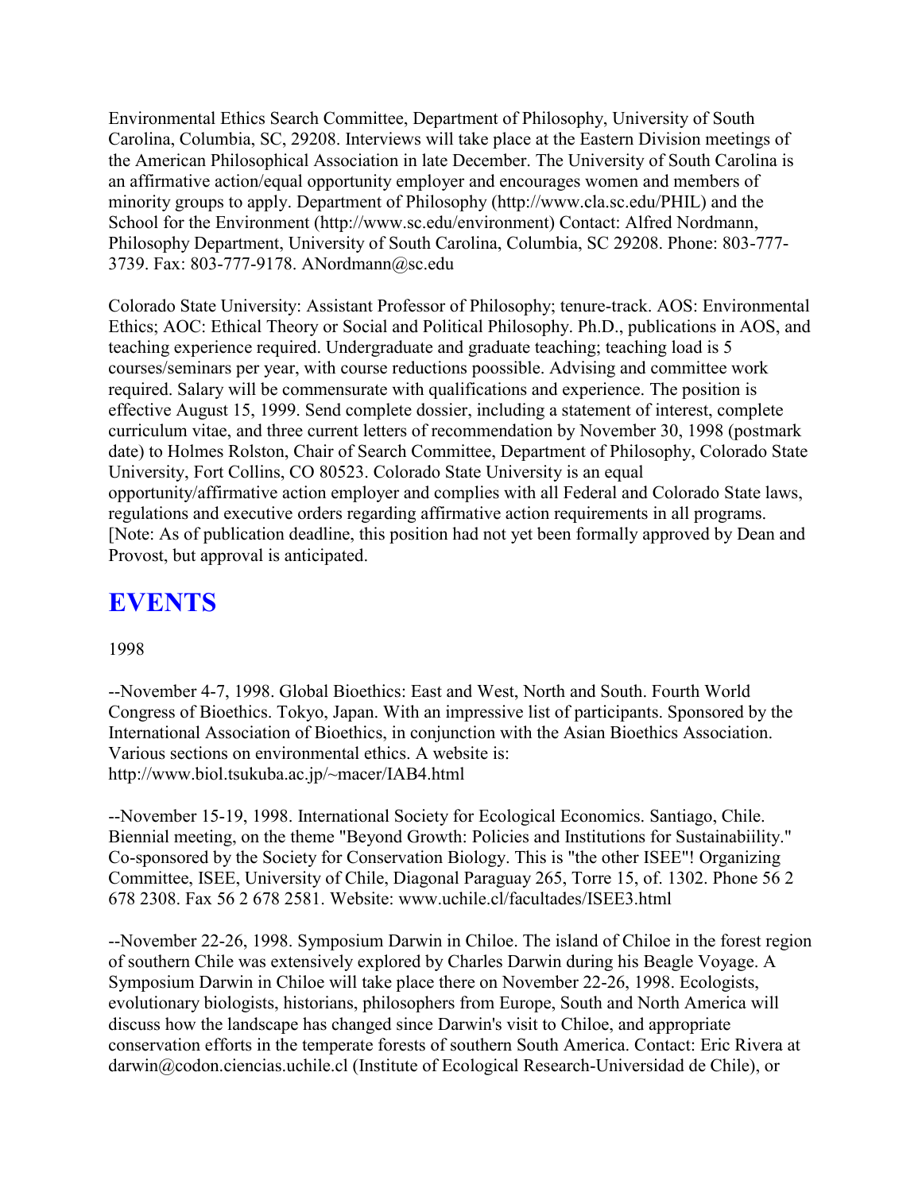Environmental Ethics Search Committee, Department of Philosophy, University of South Carolina, Columbia, SC, 29208. Interviews will take place at the Eastern Division meetings of the American Philosophical Association in late December. The University of South Carolina is an affirmative action/equal opportunity employer and encourages women and members of minority groups to apply. Department of Philosophy (http://www.cla.sc.edu/PHIL) and the School for the Environment (http://www.sc.edu/environment) Contact: Alfred Nordmann, Philosophy Department, University of South Carolina, Columbia, SC 29208. Phone: 803-777-3739. Fax: 803-777-9178. ANordmann@sc.edu

Colorado State University: Assistant Professor of Philosophy; tenure-track. AOS: Environmental Ethics; AOC: Ethical Theory or Social and Political Philosophy. Ph.D., publications in AOS, and teaching experience required. Undergraduate and graduate teaching; teaching load is 5 courses/seminars per year, with course reductions poossible. Advising and committee work required. Salary will be commensurate with qualifications and experience. The position is effective August 15, 1999. Send complete dossier, including a statement of interest, complete curriculum vitae, and three current letters of recommendation by November 30, 1998 (postmark date) to Holmes Rolston, Chair of Search Committee, Department of Philosophy, Colorado State University, Fort Collins, CO 80523. Colorado State University is an equal opportunity/affirmative action employer and complies with all Federal and Colorado State laws, regulations and executive orders regarding affirmative action requirements in all programs. [Note: As of publication deadline, this position had not yet been formally approved by Dean and Provost, but approval is anticipated.

# EVENTS

1998

--November 4-7, 1998. Global Bioethics: East and West, North and South. Fourth World Congress of Bioethics. Tokyo, Japan. With an impressive list of participants. Sponsored by the International Association of Bioethics, in conjunction with the Asian Bioethics Association. Various sections on environmental ethics. A website is: http://www.biol.tsukuba.ac.jp/~macer/IAB4.html

--November 15-19, 1998. International Society for Ecological Economics. Santiago, Chile. Biennial meeting, on the theme "Beyond Growth: Policies and Institutions for Sustainabiility." Co-sponsored by the Society for Conservation Biology. This is "the other ISEE"! Organizing Committee, ISEE, University of Chile, Diagonal Paraguay 265, Torre 15, of. 1302. Phone 56 2 678 2308. Fax 56 2 678 2581. Website: www.uchile.cl/facultades/ISEE3.html

--November 22-26, 1998. Symposium Darwin in Chiloe. The island of Chiloe in the forest region of southern Chile was extensively explored by Charles Darwin during his Beagle Voyage. A Symposium Darwin in Chiloe will take place there on November 22-26, 1998. Ecologists, evolutionary biologists, historians, philosophers from Europe, South and North America will discuss how the landscape has changed since Darwin's visit to Chiloe, and appropriate conservation efforts in the temperate forests of southern South America. Contact: Eric Rivera at darwin@codon.ciencias.uchile.cl (Institute of Ecological Research-Universidad de Chile), or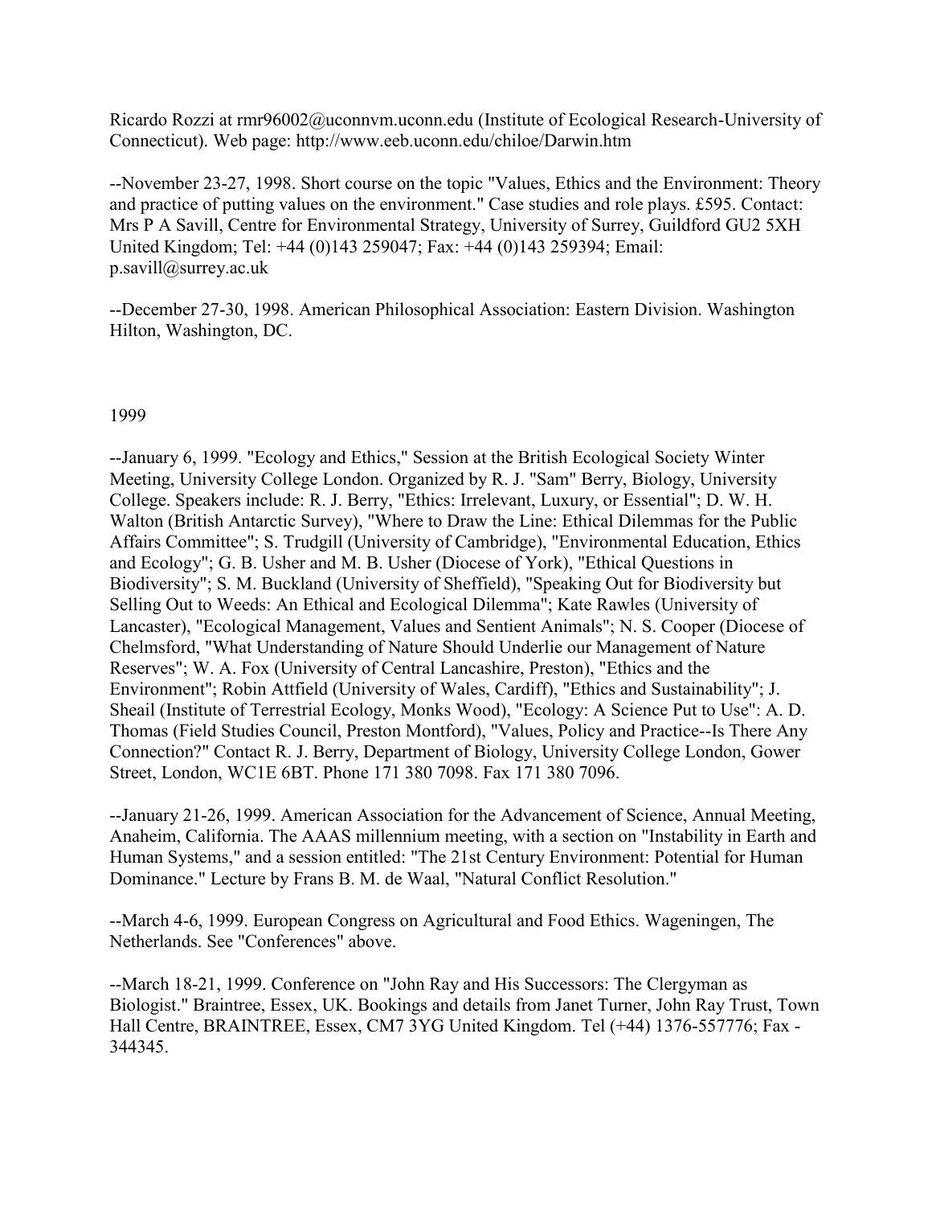Ricardo Rozzi at rmr96002@uconnvm.uconn.edu (Institute of Ecological Research-University of Connecticut). Web page: http://www.eeb.uconn.edu/chiloe/Darwin.htm

--November 23-27, 1998. Short course on the topic "Values, Ethics and the Environment: Theory and practice of putting values on the environment." Case studies and role plays. £595. Contact: Mrs P A Savill, Centre for Environmental Strategy, University of Surrey, Guildford GU2 5XH United Kingdom; Tel: +44 (0)143 259047; Fax: +44 (0)143 259394; Email: p.savill@surrey.ac.uk

--December 27-30, 1998. American Philosophical Association: Eastern Division. Washington Hilton, Washington, DC.

1999

--January 6, 1999. "Ecology and Ethics," Session at the British Ecological Society Winter Meeting, University College London. Organized by R. J. "Sam" Berry, Biology, University College. Speakers include: R. J. Berry, "Ethics: Irrelevant, Luxury, or Essential"; D. W. H. Walton (British Antarctic Survey), "Where to Draw the Line: Ethical Dilemmas for the Public Affairs Committee"; S. Trudgill (University of Cambridge), "Environmental Education, Ethics and Ecology"; G. B. Usher and M. B. Usher (Diocese of York), "Ethical Questions in Biodiversity"; S. M. Buckland (University of Sheffield), "Speaking Out for Biodiversity but Selling Out to Weeds: An Ethical and Ecological Dilemma"; Kate Rawles (University of Lancaster), "Ecological Management, Values and Sentient Animals"; N. S. Cooper (Diocese of Chelmsford, "What Understanding of Nature Should Underlie our Management of Nature Reserves"; W. A. Fox (University of Central Lancashire, Preston), "Ethics and the Environment"; Robin Attfield (University of Wales, Cardiff), "Ethics and Sustainability"; J. Sheail (Institute of Terrestrial Ecology, Monks Wood), "Ecology: A Science Put to Use": A. D. Thomas (Field Studies Council, Preston Montford), "Values, Policy and Practice--Is There Any Connection?" Contact R. J. Berry, Department of Biology, University College London, Gower Street, London, WC1E 6BT. Phone 171 380 7098. Fax 171 380 7096.

--January 21-26, 1999. American Association for the Advancement of Science, Annual Meeting, Anaheim, California. The AAAS millennium meeting, with a section on "Instability in Earth and Human Systems," and a session entitled: "The 21st Century Environment: Potential for Human Dominance." Lecture by Frans B. M. de Waal, "Natural Conflict Resolution."

--March 4-6, 1999. European Congress on Agricultural and Food Ethics. Wageningen, The Netherlands. See "Conferences" above.

--March 18-21, 1999. Conference on "John Ray and His Successors: The Clergyman as Biologist." Braintree, Essex, UK. Bookings and details from Janet Turner, John Ray Trust, Town Hall Centre, BRAINTREE, Essex, CM7 3YG United Kingdom. Tel (+44) 1376-557776; Fax - 344345.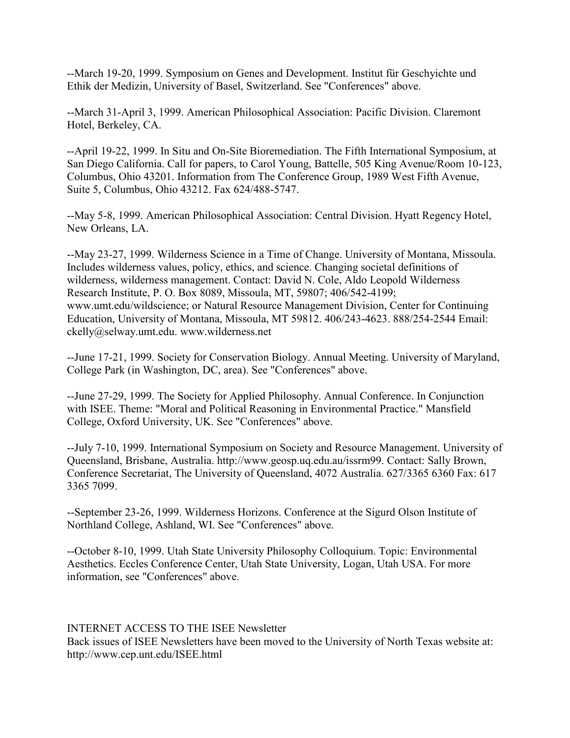--March 19-20, 1999. Symposium on Genes and Development. Institut für Geschyichte und Ethik der Medizin, University of Basel, Switzerland. See "Conferences" above.

--March 31-April 3, 1999. American Philosophical Association: Pacific Division. Claremont Hotel, Berkeley, CA.

--April 19-22, 1999. In Situ and On-Site Bioremediation. The Fifth International Symposium, at San Diego California. Call for papers, to Carol Young, Battelle, 505 King Avenue/Room 10-123, Columbus, Ohio 43201. Information from The Conference Group, 1989 West Fifth Avenue, Suite 5, Columbus, Ohio 43212. Fax 624/488-5747.

--May 5-8, 1999. American Philosophical Association: Central Division. Hyatt Regency Hotel, New Orleans, LA.

--May 23-27, 1999. Wilderness Science in a Time of Change. University of Montana, Missoula. Includes wilderness values, policy, ethics, and science. Changing societal definitions of wilderness, wilderness management. Contact: David N. Cole, Aldo Leopold Wilderness Research Institute, P. O. Box 8089, Missoula, MT, 59807; 406/542-4199; www.umt.edu/wildscience; or Natural Resource Management Division, Center for Continuing Education, University of Montana, Missoula, MT 59812. 406/243-4623. 888/254-2544 Email: ckelly@selway.umt.edu. www.wilderness.net

--June 17-21, 1999. Society for Conservation Biology. Annual Meeting. University of Maryland, College Park (in Washington, DC, area). See "Conferences" above.

--June 27-29, 1999. The Society for Applied Philosophy. Annual Conference. In Conjunction with ISEE. Theme: "Moral and Political Reasoning in Environmental Practice." Mansfield College, Oxford University, UK. See "Conferences" above.

--July 7-10, 1999. International Symposium on Society and Resource Management. University of Queensland, Brisbane, Australia. http://www.geosp.uq.edu.au/issrm99. Contact: Sally Brown, Conference Secretariat, The University of Queensland, 4072 Australia. 627/3365 6360 Fax: 617 3365 7099.

--September 23-26, 1999. Wilderness Horizons. Conference at the Sigurd Olson Institute of Northland College, Ashland, WI. See "Conferences" above.

--October 8-10, 1999. Utah State University Philosophy Colloquium. Topic: Environmental Aesthetics. Eccles Conference Center, Utah State University, Logan, Utah USA. For more information, see "Conferences" above.

## INTERNET ACCESS TO THE ISEE Newsletter

Back issues of ISEE Newsletters have been moved to the University of North Texas website at: http://www.cep.unt.edu/ISEE.html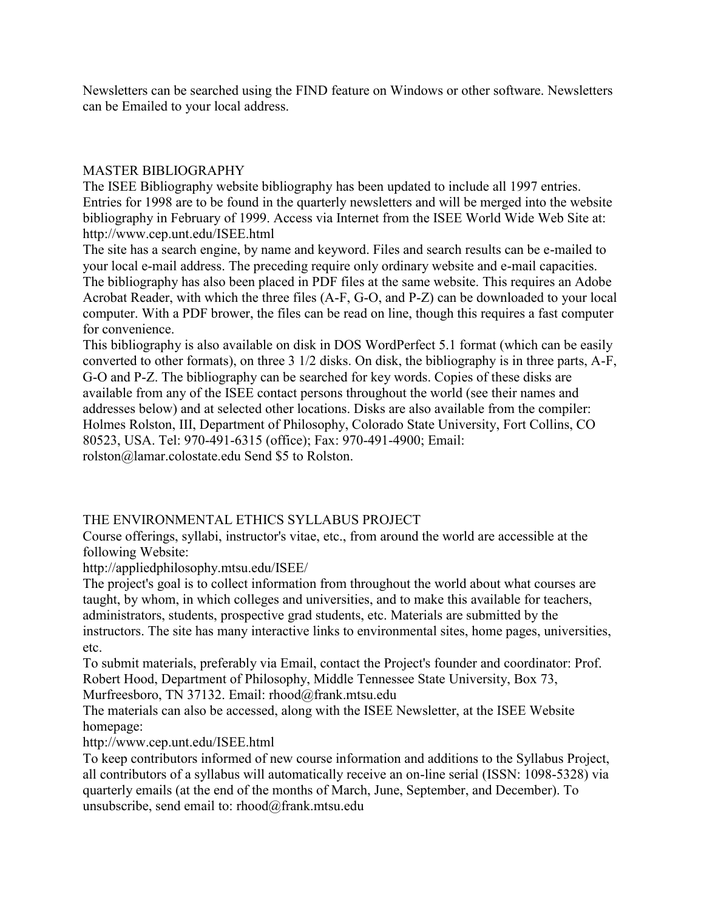Newsletters can be searched using the FIND feature on Windows or other software. Newsletters can be Emailed to your local address.

## MASTER BIBLIOGRAPHY

The ISEE Bibliography website bibliography has been updated to include all 1997 entries. Entries for 1998 are to be found in the quarterly newsletters and will be merged into the website bibliography in February of 1999. Access via Internet from the ISEE World Wide Web Site at: http://www.cep.unt.edu/ISEE.html

The site has a search engine, by name and keyword. Files and search results can be e-mailed to your local e-mail address. The preceding require only ordinary website and e-mail capacities. The bibliography has also been placed in PDF files at the same website. This requires an Adobe Acrobat Reader, with which the three files (A-F, G-O, and P-Z) can be downloaded to your local computer. With a PDF brower, the files can be read on line, though this requires a fast computer for convenience.

This bibliography is also available on disk in DOS WordPerfect 5.1 format (which can be easily converted to other formats), on three 3 1/2 disks. On disk, the bibliography is in three parts, A-F, G-O and P-Z. The bibliography can be searched for key words. Copies of these disks are available from any of the ISEE contact persons throughout the world (see their names and addresses below) and at selected other locations. Disks are also available from the compiler: Holmes Rolston, III, Department of Philosophy, Colorado State University, Fort Collins, CO 80523, USA. Tel: 970-491-6315 (office); Fax: 970-491-4900; Email: rolston@lamar.colostate.edu Send $5 to Rolston.

## THE ENVIRONMENTAL ETHICS SYLLABUS PROJECT

Course offerings, syllabi, instructor's vitae, etc., from around the world are accessible at the following Website:

http://appliedphilosophy.mtsu.edu/ISEE/

The project's goal is to collect information from throughout the world about what courses are taught, by whom, in which colleges and universities, and to make this available for teachers, administrators, students, prospective grad students, etc. Materials are submitted by the instructors. The site has many interactive links to environmental sites, home pages, universities, etc.

To submit materials, preferably via Email, contact the Project's founder and coordinator: Prof. Robert Hood, Department of Philosophy, Middle Tennessee State University, Box 73, Murfreesboro, TN 37132. Email: rhood@frank.mtsu.edu

The materials can also be accessed, along with the ISEE Newsletter, at the ISEE Website homepage:

http://www.cep.unt.edu/ISEE.html

To keep contributors informed of new course information and additions to the Syllabus Project, all contributors of a syllabus will automatically receive an on-line serial (ISSN: 1098-5328) via quarterly emails (at the end of the months of March, June, September, and December). To unsubscribe, send email to: rhood@frank.mtsu.edu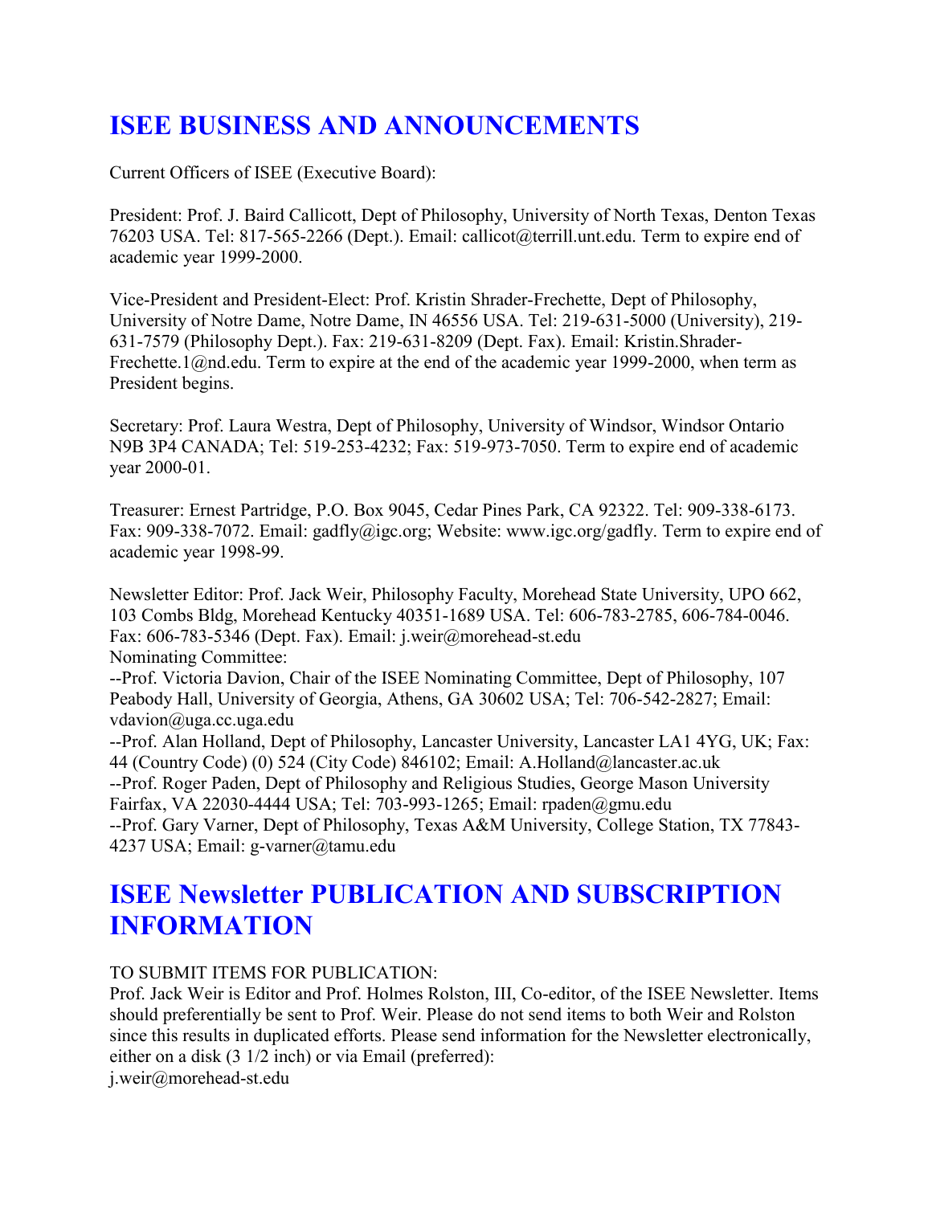# ISEE BUSINESS AND ANNOUNCEMENTS

Current Officers of ISEE (Executive Board):

President: Prof. J. Baird Callicott, Dept of Philosophy, University of North Texas, Denton Texas 76203 USA. Tel: 817-565-2266 (Dept.). Email: callicot@terrill.unt.edu. Term to expire end of academic year 1999-2000.

Vice-President and President-Elect: Prof. Kristin Shrader-Frechette, Dept of Philosophy, University of Notre Dame, Notre Dame, IN 46556 USA. Tel: 219-631-5000 (University), 219-631-7579 (Philosophy Dept.). Fax: 219-631-8209 (Dept. Fax). Email: Kristin.Shrader-Frechette.1@nd.edu. Term to expire at the end of the academic year 1999-2000, when term as President begins.

Secretary: Prof. Laura Westra, Dept of Philosophy, University of Windsor, Windsor Ontario N9B 3P4 CANADA; Tel: 519-253-4232; Fax: 519-973-7050. Term to expire end of academic year 2000-01.

Treasurer: Ernest Partridge, P.O. Box 9045, Cedar Pines Park, CA 92322. Tel: 909-338-6173. Fax: 909-338-7072. Email: gadfly@igc.org; Website: www.igc.org/gadfly. Term to expire end of academic year 1998-99.

Newsletter Editor: Prof. Jack Weir, Philosophy Faculty, Morehead State University, UPO 662, 103 Combs Bldg, Morehead Kentucky 40351-1689 USA. Tel: 606-783-2785, 606-784-0046. Fax: 606-783-5346 (Dept. Fax). Email: j.weir@morehead-st.edu
Nominating Committee:
--Prof. Victoria Davion, Chair of the ISEE Nominating Committee, Dept of Philosophy, 107 Peabody Hall, University of Georgia, Athens, GA 30602 USA; Tel: 706-542-2827; Email: vdavion@uga.cc.uga.edu
--Prof. Alan Holland, Dept of Philosophy, Lancaster University, Lancaster LA1 4YG, UK; Fax: 44 (Country Code) (0) 524 (City Code) 846102; Email: A.Holland@lancaster.ac.uk
--Prof. Roger Paden, Dept of Philosophy and Religious Studies, George Mason University Fairfax, VA 22030-4444 USA; Tel: 703-993-1265; Email: rpaden@gmu.edu
--Prof. Gary Varner, Dept of Philosophy, Texas A&M University, College Station, TX 77843-4237 USA; Email: g-varner@tamu.edu

# ISEE Newsletter PUBLICATION AND SUBSCRIPTION INFORMATION

TO SUBMIT ITEMS FOR PUBLICATION:
Prof. Jack Weir is Editor and Prof. Holmes Rolston, III, Co-editor, of the ISEE Newsletter. Items should preferentially be sent to Prof. Weir. Please do not send items to both Weir and Rolston since this results in duplicated efforts. Please send information for the Newsletter electronically, either on a disk (3 1/2 inch) or via Email (preferred):
j.weir@morehead-st.edu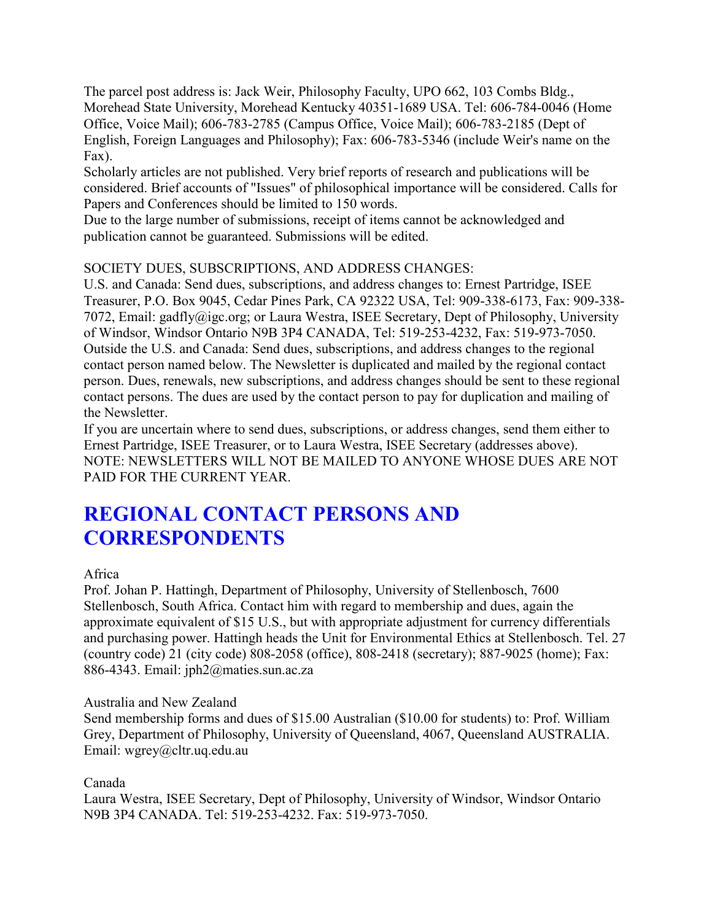The parcel post address is: Jack Weir, Philosophy Faculty, UPO 662, 103 Combs Bldg., Morehead State University, Morehead Kentucky 40351-1689 USA. Tel: 606-784-0046 (Home Office, Voice Mail); 606-783-2785 (Campus Office, Voice Mail); 606-783-2185 (Dept of English, Foreign Languages and Philosophy); Fax: 606-783-5346 (include Weir's name on the Fax).

Scholarly articles are not published. Very brief reports of research and publications will be considered. Brief accounts of "Issues" of philosophical importance will be considered. Calls for Papers and Conferences should be limited to 150 words.

Due to the large number of submissions, receipt of items cannot be acknowledged and publication cannot be guaranteed. Submissions will be edited.

SOCIETY DUES, SUBSCRIPTIONS, AND ADDRESS CHANGES:

U.S. and Canada: Send dues, subscriptions, and address changes to: Ernest Partridge, ISEE Treasurer, P.O. Box 9045, Cedar Pines Park, CA 92322 USA, Tel: 909-338-6173, Fax: 909-338-7072, Email: gadfly@igc.org; or Laura Westra, ISEE Secretary, Dept of Philosophy, University of Windsor, Windsor Ontario N9B 3P4 CANADA, Tel: 519-253-4232, Fax: 519-973-7050.

Outside the U.S. and Canada: Send dues, subscriptions, and address changes to the regional contact person named below. The Newsletter is duplicated and mailed by the regional contact person. Dues, renewals, new subscriptions, and address changes should be sent to these regional contact persons. The dues are used by the contact person to pay for duplication and mailing of the Newsletter.

If you are uncertain where to send dues, subscriptions, or address changes, send them either to Ernest Partridge, ISEE Treasurer, or to Laura Westra, ISEE Secretary (addresses above).

NOTE: NEWSLETTERS WILL NOT BE MAILED TO ANYONE WHOSE DUES ARE NOT PAID FOR THE CURRENT YEAR.

## REGIONAL CONTACT PERSONS AND CORRESPONDENTS

Africa

Prof. Johan P. Hattingh, Department of Philosophy, University of Stellenbosch, 7600 Stellenbosch, South Africa. Contact him with regard to membership and dues, again the approximate equivalent of $15 U.S., but with appropriate adjustment for currency differentials and purchasing power. Hattingh heads the Unit for Environmental Ethics at Stellenbosch. Tel. 27 (country code) 21 (city code) 808-2058 (office), 808-2418 (secretary); 887-9025 (home); Fax: 886-4343. Email: jph2@maties.sun.ac.za

Australia and New Zealand

Send membership forms and dues of $15.00 Australian ($10.00 for students) to: Prof. William Grey, Department of Philosophy, University of Queensland, 4067, Queensland AUSTRALIA. Email: wgrey@cltr.uq.edu.au

Canada

Laura Westra, ISEE Secretary, Dept of Philosophy, University of Windsor, Windsor Ontario N9B 3P4 CANADA. Tel: 519-253-4232. Fax: 519-973-7050.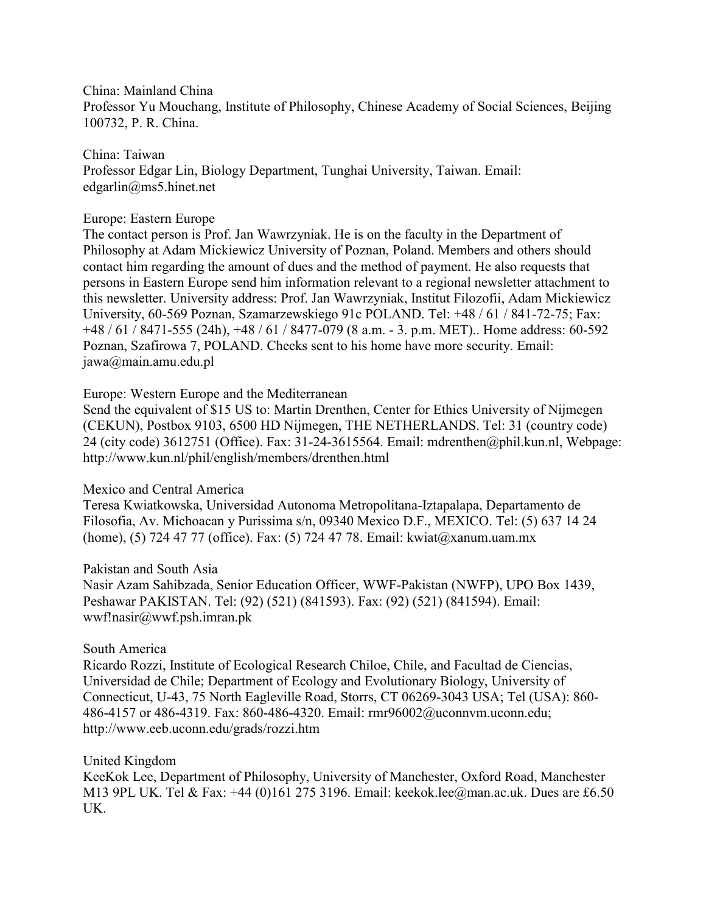China: Mainland China
Professor Yu Mouchang, Institute of Philosophy, Chinese Academy of Social Sciences, Beijing 100732, P. R. China.

China: Taiwan
Professor Edgar Lin, Biology Department, Tunghai University, Taiwan. Email: edgarlin@ms5.hinet.net

Europe: Eastern Europe
The contact person is Prof. Jan Wawrzyniak. He is on the faculty in the Department of Philosophy at Adam Mickiewicz University of Poznan, Poland. Members and others should contact him regarding the amount of dues and the method of payment. He also requests that persons in Eastern Europe send him information relevant to a regional newsletter attachment to this newsletter. University address: Prof. Jan Wawrzyniak, Institut Filozofii, Adam Mickiewicz University, 60-569 Poznan, Szamarzewskiego 91c POLAND. Tel: +48 / 61 / 841-72-75; Fax: +48 / 61 / 8471-555 (24h), +48 / 61 / 8477-079 (8 a.m. - 3. p.m. MET).. Home address: 60-592 Poznan, Szafirowa 7, POLAND. Checks sent to his home have more security. Email: jawa@main.amu.edu.pl

Europe: Western Europe and the Mediterranean
Send the equivalent of $15 US to: Martin Drenthen, Center for Ethics University of Nijmegen (CEKUN), Postbox 9103, 6500 HD Nijmegen, THE NETHERLANDS. Tel: 31 (country code) 24 (city code) 3612751 (Office). Fax: 31-24-3615564. Email: mdrenthen@phil.kun.nl, Webpage: http://www.kun.nl/phil/english/members/drenthen.html

Mexico and Central America
Teresa Kwiatkowska, Universidad Autonoma Metropolitana-Iztapalapa, Departamento de Filosofia, Av. Michoacan y Purissima s/n, 09340 Mexico D.F., MEXICO. Tel: (5) 637 14 24 (home), (5) 724 47 77 (office). Fax: (5) 724 47 78. Email: kwiat@xanum.uam.mx

Pakistan and South Asia
Nasir Azam Sahibzada, Senior Education Officer, WWF-Pakistan (NWFP), UPO Box 1439, Peshawar PAKISTAN. Tel: (92) (521) (841593). Fax: (92) (521) (841594). Email: wwf!nasir@wwf.psh.imran.pk

South America
Ricardo Rozzi, Institute of Ecological Research Chiloe, Chile, and Facultad de Ciencias, Universidad de Chile; Department of Ecology and Evolutionary Biology, University of Connecticut, U-43, 75 North Eagleville Road, Storrs, CT 06269-3043 USA; Tel (USA): 860-486-4157 or 486-4319. Fax: 860-486-4320. Email: rmr96002@uconnvm.uconn.edu; http://www.eeb.uconn.edu/grads/rozzi.htm

United Kingdom
KeeKok Lee, Department of Philosophy, University of Manchester, Oxford Road, Manchester M13 9PL UK. Tel & Fax: +44 (0)161 275 3196. Email: keekok.lee@man.ac.uk. Dues are £6.50 UK.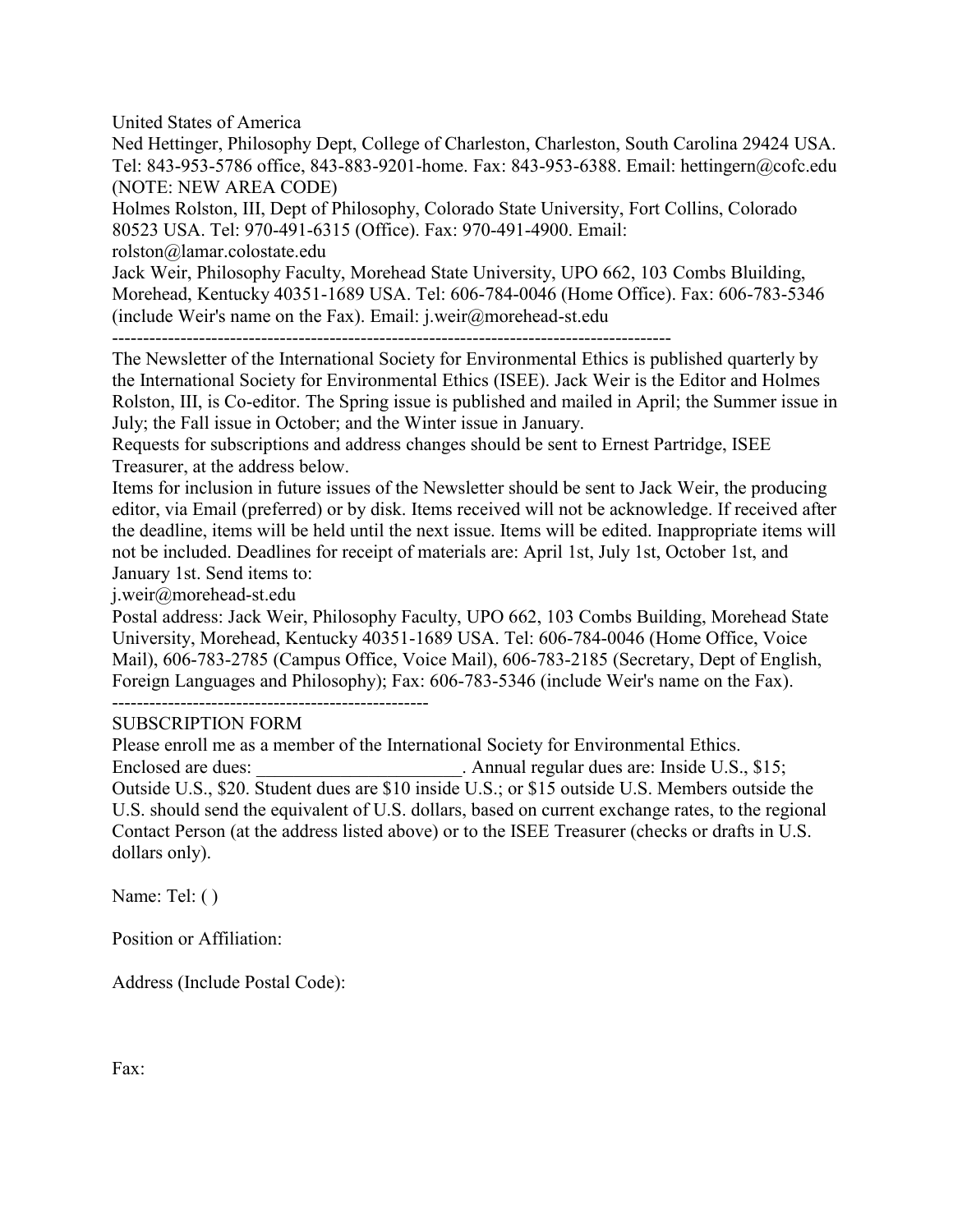United States of America

Ned Hettinger, Philosophy Dept, College of Charleston, Charleston, South Carolina 29424 USA. Tel: 843-953-5786 office, 843-883-9201-home. Fax: 843-953-6388. Email: hettingern@cofc.edu (NOTE: NEW AREA CODE)

Holmes Rolston, III, Dept of Philosophy, Colorado State University, Fort Collins, Colorado 80523 USA. Tel: 970-491-6315 (Office). Fax: 970-491-4900. Email: rolston@lamar.colostate.edu

Jack Weir, Philosophy Faculty, Morehead State University, UPO 662, 103 Combs Bluilding, Morehead, Kentucky 40351-1689 USA. Tel: 606-784-0046 (Home Office). Fax: 606-783-5346 (include Weir's name on the Fax). Email: j.weir@morehead-st.edu

---

The Newsletter of the International Society for Environmental Ethics is published quarterly by the International Society for Environmental Ethics (ISEE). Jack Weir is the Editor and Holmes Rolston, III, is Co-editor. The Spring issue is published and mailed in April; the Summer issue in July; the Fall issue in October; and the Winter issue in January.

Requests for subscriptions and address changes should be sent to Ernest Partridge, ISEE Treasurer, at the address below.

Items for inclusion in future issues of the Newsletter should be sent to Jack Weir, the producing editor, via Email (preferred) or by disk. Items received will not be acknowledge. If received after the deadline, items will be held until the next issue. Items will be edited. Inappropriate items will not be included. Deadlines for receipt of materials are: April 1st, July 1st, October 1st, and January 1st. Send items to:

j.weir@morehead-st.edu

Postal address: Jack Weir, Philosophy Faculty, UPO 662, 103 Combs Building, Morehead State University, Morehead, Kentucky 40351-1689 USA. Tel: 606-784-0046 (Home Office, Voice Mail), 606-783-2785 (Campus Office, Voice Mail), 606-783-2185 (Secretary, Dept of English, Foreign Languages and Philosophy); Fax: 606-783-5346 (include Weir's name on the Fax).

---

SUBSCRIPTION FORM

Please enroll me as a member of the International Society for Environmental Ethics.

Enclosed are dues: ______________________. Annual regular dues are: Inside U.S., $15; Outside U.S., $20. Student dues are $10 inside U.S.; or $15 outside U.S. Members outside the U.S. should send the equivalent of U.S. dollars, based on current exchange rates, to the regional Contact Person (at the address listed above) or to the ISEE Treasurer (checks or drafts in U.S. dollars only).

Name: Tel: ( )

Position or Affiliation:

Address (Include Postal Code):

Fax: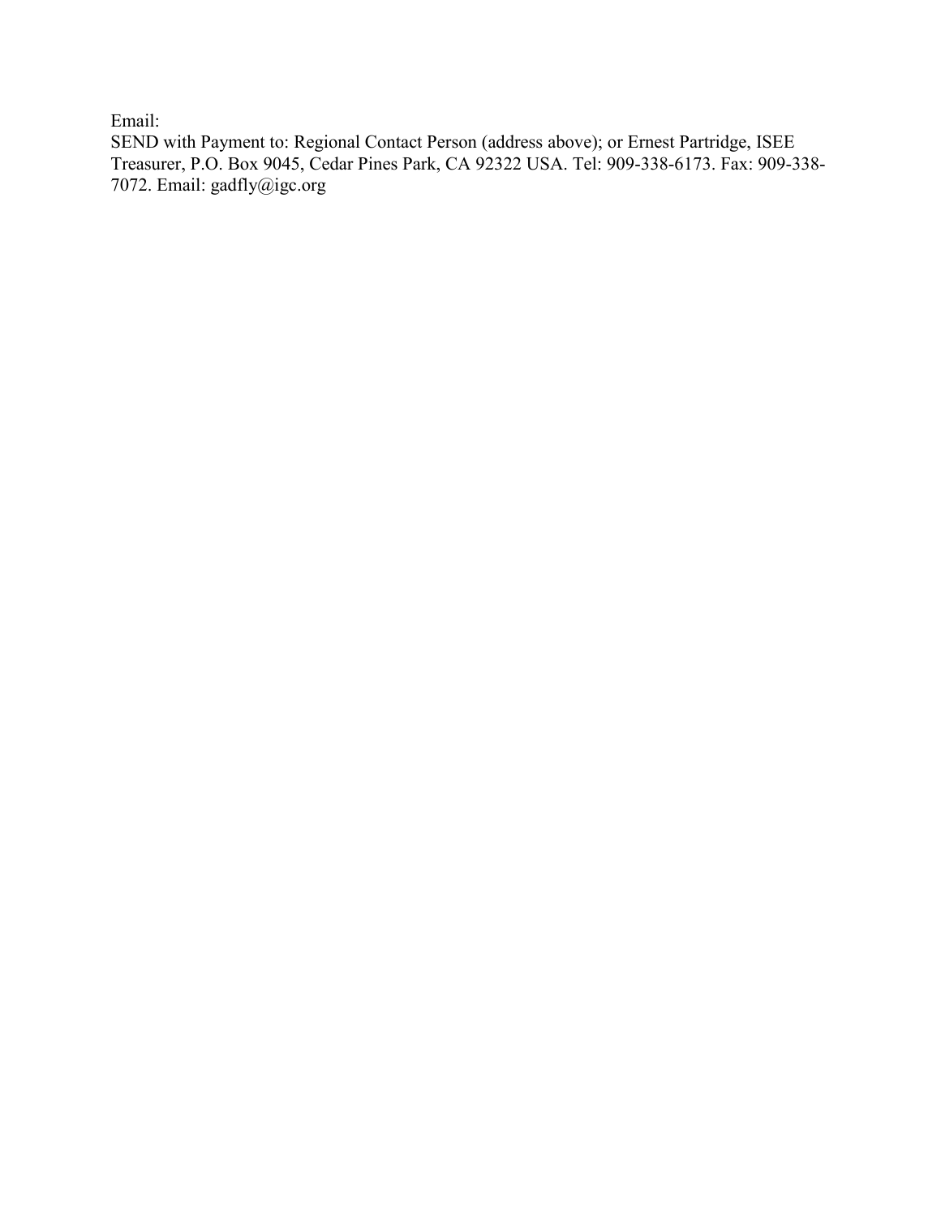Email:

SEND with Payment to: Regional Contact Person (address above); or Ernest Partridge, ISEE Treasurer, P.O. Box 9045, Cedar Pines Park, CA 92322 USA. Tel: 909-338-6173. Fax: 909-338-7072. Email: gadfly@igc.org